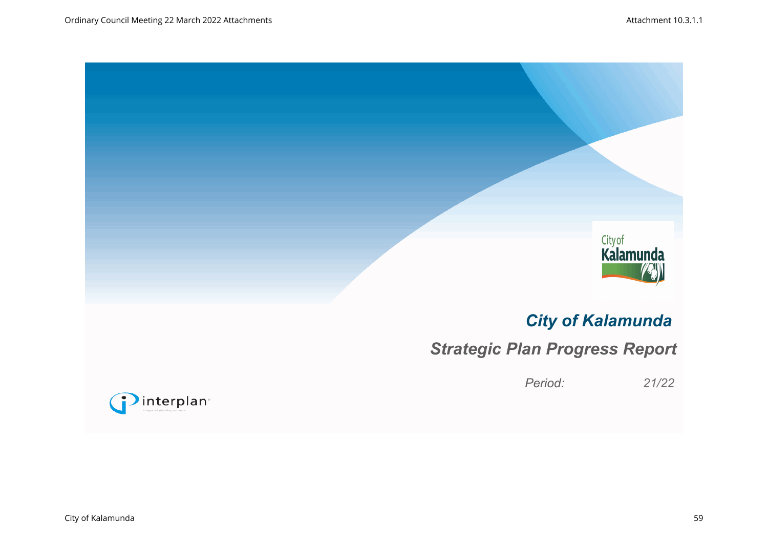# City of Kalamunda

## Strategic Plan Progress Report

*Period: 21/22*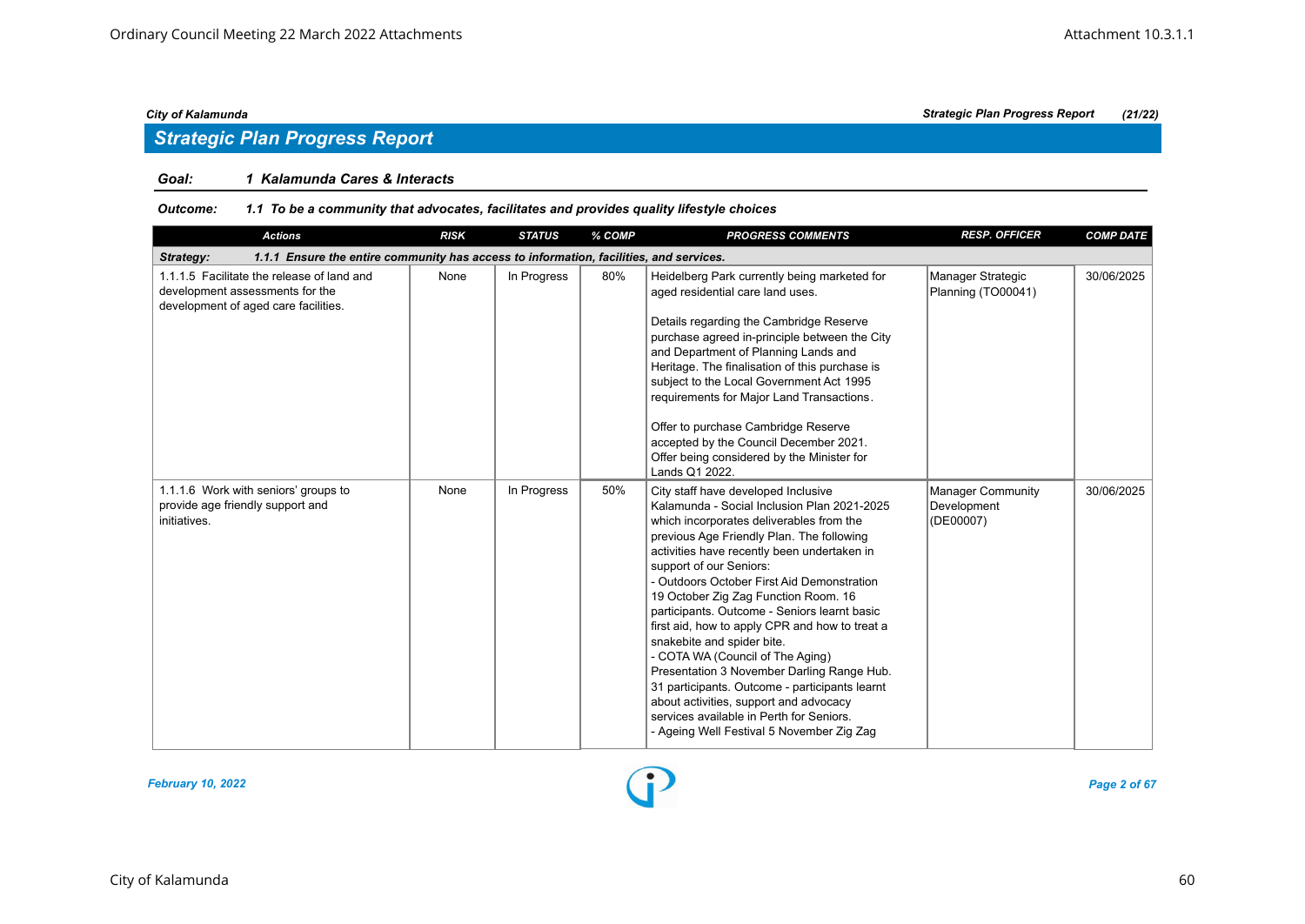## Strategic Plan Progress Report

**Goal:** *1 Kalamunda Cares & Interacts*

**Outcome:** *1.1 To be a community that advocates, facilitates and provides quality lifestyle choices*

| Actions | RISK | STATUS | % COMP | PROGRESS COMMENTS | RESP. OFFICER | COMP DATE |
|---|---|---|---|---|---|---|
| ***Strategy: 1.1.1 Ensure the entire community has access to information, facilities, and services.*** | | | | | | |
| 1.1.1.5 Facilitate the release of land and development assessments for the development of aged care facilities. | None | In Progress | 80% | Heidelberg Park currently being marketed for aged residential care land uses.<br><br>Details regarding the Cambridge Reserve purchase agreed in-principle between the City and Department of Planning Lands and Heritage. The finalisation of this purchase is subject to the Local Government Act 1995 requirements for Major Land Transactions.<br><br>Offer to purchase Cambridge Reserve accepted by the Council December 2021. Offer being considered by the Minister for Lands Q1 2022. | Manager Strategic Planning (TO00041) | 30/06/2025 |
| 1.1.1.6 Work with seniors' groups to provide age friendly support and initiatives. | None | In Progress | 50% | City staff have developed Inclusive Kalamunda - Social Inclusion Plan 2021-2025 which incorporates deliverables from the previous Age Friendly Plan. The following activities have recently been undertaken in support of our Seniors:<br>- Outdoors October First Aid Demonstration 19 October Zig Zag Function Room. 16 participants. Outcome - Seniors learnt basic first aid, how to apply CPR and how to treat a snakebite and spider bite.<br>- COTA WA (Council of The Aging) Presentation 3 November Darling Range Hub. 31 participants. Outcome - participants learnt about activities, support and advocacy services available in Perth for Seniors.<br>- Ageing Well Festival 5 November Zig Zag | Manager Community Development (DE00007) | 30/06/2025 |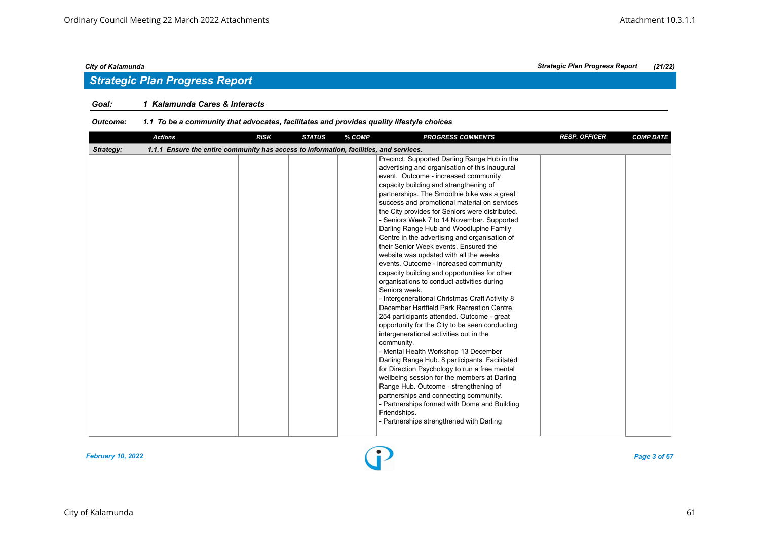## Strategic Plan Progress Report

**Goal:** **1 Kalamunda Cares & Interacts**

**Outcome:** **1.1 To be a community that advocates, facilitates and provides quality lifestyle choices**

| Actions | RISK | STATUS | % COMP | PROGRESS COMMENTS | RESP. OFFICER | COMP DATE |
|---|---|---|---|---|---|---|
| **Strategy:** 1.1.1 Ensure the entire community has access to information, facilities, and services. | | | | | | |
| | | | | Precinct. Supported Darling Range Hub in the advertising and organisation of this inaugural event. Outcome - increased community capacity building and strengthening of partnerships. The Smoothie bike was a great success and promotional material on services the City provides for Seniors were distributed.<br>- Seniors Week 7 to 14 November. Supported Darling Range Hub and Woodlupine Family Centre in the advertising and organisation of their Senior Week events. Ensured the website was updated with all the weeks events. Outcome - increased community capacity building and opportunities for other organisations to conduct activities during Seniors week.<br>- Intergenerational Christmas Craft Activity 8 December Hartfield Park Recreation Centre. 254 participants attended. Outcome - great opportunity for the City to be seen conducting intergenerational activities out in the community.<br>- Mental Health Workshop 13 December Darling Range Hub. 8 participants. Facilitated for Direction Psychology to run a free mental wellbeing session for the members at Darling Range Hub. Outcome - strengthening of partnerships and connecting community.<br>- Partnerships formed with Dome and Building Friendships.<br>- Partnerships strengthened with Darling | | |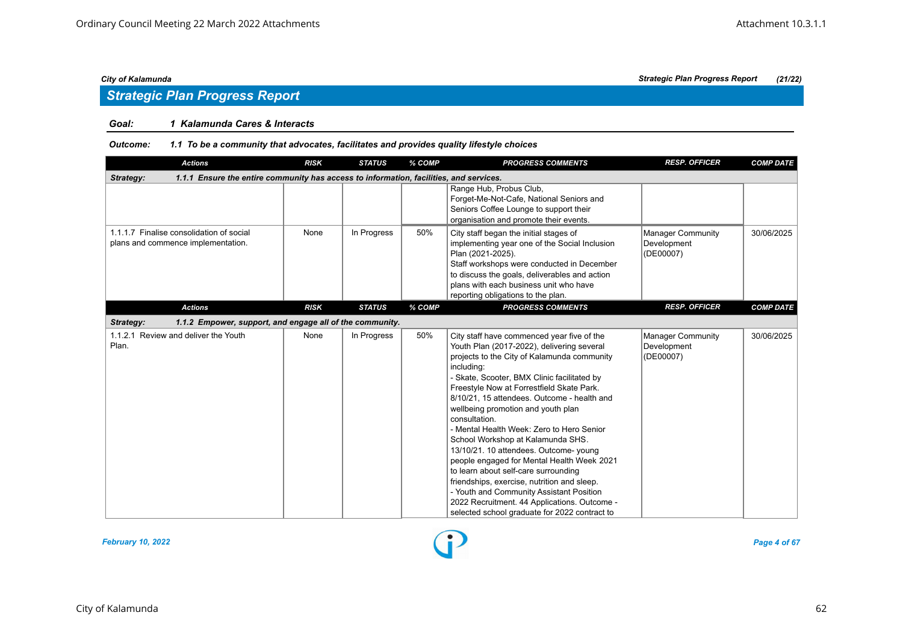## Strategic Plan Progress Report

### Goal: 1 Kalamunda Cares & Interacts

**Outcome: 1.1 To be a community that advocates, facilitates and provides quality lifestyle choices**

| Actions | RISK | STATUS | % COMP | PROGRESS COMMENTS | RESP. OFFICER | COMP DATE |
|---|---|---|---|---|---|---|
| **Strategy: 1.1.1 Ensure the entire community has access to information, facilities, and services.** | | | | | | |
| | | | | Range Hub, Probus Club, Forget-Me-Not-Cafe, National Seniors and Seniors Coffee Lounge to support their organisation and promote their events. | | |
| 1.1.1.7 Finalise consolidation of social plans and commence implementation. | None | In Progress | 50% | City staff began the initial stages of implementing year one of the Social Inclusion Plan (2021-2025).<br>Staff workshops were conducted in December to discuss the goals, deliverables and action plans with each business unit who have reporting obligations to the plan. | Manager Community Development (DE00007) | 30/06/2025 |

| Actions | RISK | STATUS | % COMP | PROGRESS COMMENTS | RESP. OFFICER | COMP DATE |
|---|---|---|---|---|---|---|
| **Strategy: 1.1.2 Empower, support, and engage all of the community.** | | | | | | |
| 1.1.2.1 Review and deliver the Youth Plan. | None | In Progress | 50% | City staff have commenced year five of the Youth Plan (2017-2022), delivering several projects to the City of Kalamunda community including:<br>- Skate, Scooter, BMX Clinic facilitated by Freestyle Now at Forrestfield Skate Park. 8/10/21, 15 attendees. Outcome - health and wellbeing promotion and youth plan consultation.<br>- Mental Health Week: Zero to Hero Senior School Workshop at Kalamunda SHS. 13/10/21. 10 attendees. Outcome- young people engaged for Mental Health Week 2021 to learn about self-care surrounding friendships, exercise, nutrition and sleep.<br>- Youth and Community Assistant Position 2022 Recruitment. 44 Applications. Outcome - selected school graduate for 2022 contract to | Manager Community Development (DE00007) | 30/06/2025 |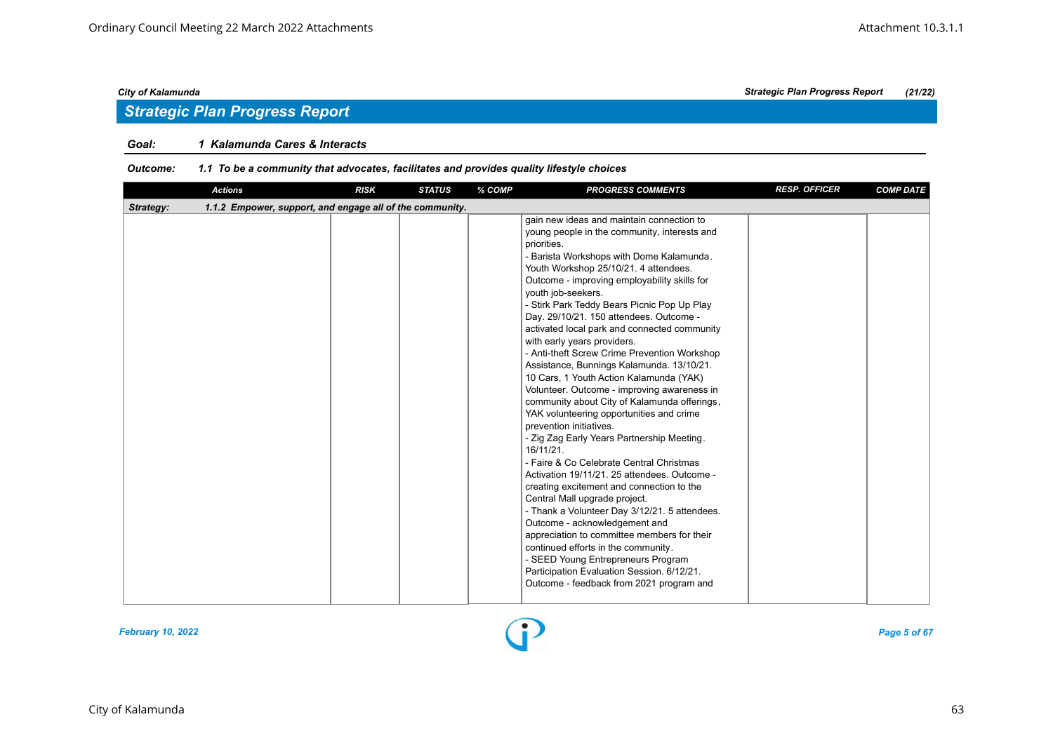## Strategic Plan Progress Report

**Goal:** 1 Kalamunda Cares & Interacts

**Outcome:** 1.1 To be a community that advocates, facilitates and provides quality lifestyle choices

| Actions | RISK | STATUS | % COMP | PROGRESS COMMENTS | RESP. OFFICER | COMP DATE |
|---|---|---|---|---|---|---|
| **Strategy:** 1.1.2 Empower, support, and engage all of the community. | | | | | | |
| | | | | gain new ideas and maintain connection to young people in the community, interests and priorities.<br>- Barista Workshops with Dome Kalamunda. Youth Workshop 25/10/21. 4 attendees. Outcome - improving employability skills for youth job-seekers.<br>- Stirk Park Teddy Bears Picnic Pop Up Play Day. 29/10/21. 150 attendees. Outcome - activated local park and connected community with early years providers.<br>- Anti-theft Screw Crime Prevention Workshop Assistance, Bunnings Kalamunda. 13/10/21. 10 Cars, 1 Youth Action Kalamunda (YAK) Volunteer. Outcome - improving awareness in community about City of Kalamunda offerings, YAK volunteering opportunities and crime prevention initiatives.<br>- Zig Zag Early Years Partnership Meeting. 16/11/21.<br>- Faire & Co Celebrate Central Christmas Activation 19/11/21. 25 attendees. Outcome - creating excitement and connection to the Central Mall upgrade project.<br>- Thank a Volunteer Day 3/12/21. 5 attendees. Outcome - acknowledgement and appreciation to committee members for their continued efforts in the community.<br>- SEED Young Entrepreneurs Program Participation Evaluation Session. 6/12/21. Outcome - feedback from 2021 program and | | |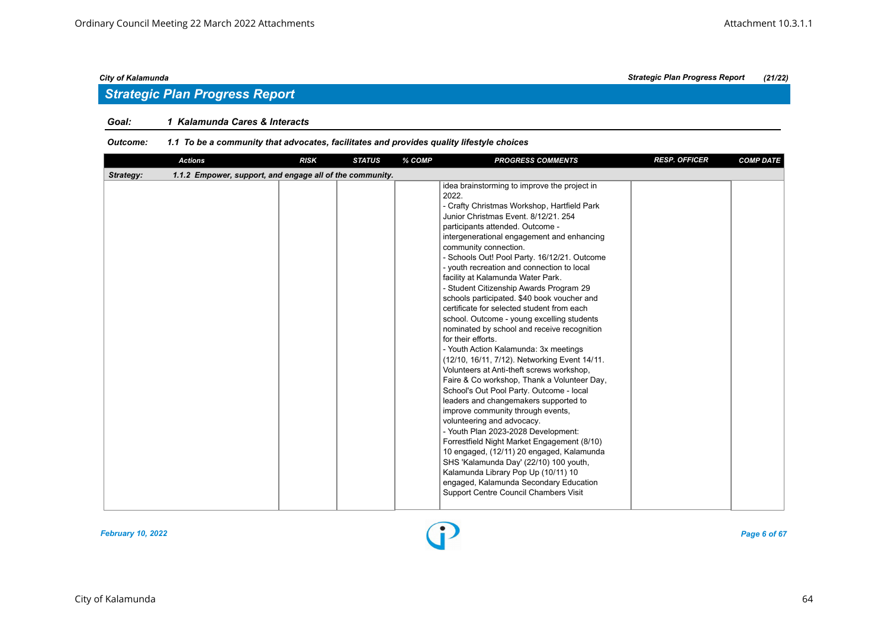## Strategic Plan Progress Report

**Goal:** 1 Kalamunda Cares & Interacts

**Outcome:** 1.1 To be a community that advocates, facilitates and provides quality lifestyle choices

| Actions | RISK | STATUS | % COMP | PROGRESS COMMENTS | RESP. OFFICER | COMP DATE |
|---|---|---|---|---|---|---|
| **Strategy: 1.1.2 Empower, support, and engage all of the community.** | | | | | | |
| | | | | idea brainstorming to improve the project in 2022.<br>- Crafty Christmas Workshop, Hartfield Park Junior Christmas Event. 8/12/21. 254 participants attended. Outcome - intergenerational engagement and enhancing community connection.<br>- Schools Out! Pool Party. 16/12/21. Outcome - youth recreation and connection to local facility at Kalamunda Water Park.<br>- Student Citizenship Awards Program 29 schools participated. $40 book voucher and certificate for selected student from each school. Outcome - young excelling students nominated by school and receive recognition for their efforts.<br>- Youth Action Kalamunda: 3x meetings (12/10, 16/11, 7/12). Networking Event 14/11. Volunteers at Anti-theft screws workshop, Faire & Co workshop, Thank a Volunteer Day, School's Out Pool Party. Outcome - local leaders and changemakers supported to improve community through events, volunteering and advocacy.<br>- Youth Plan 2023-2028 Development: Forrestfield Night Market Engagement (8/10) 10 engaged, (12/11) 20 engaged, Kalamunda SHS 'Kalamunda Day' (22/10) 100 youth, Kalamunda Library Pop Up (10/11) 10 engaged, Kalamunda Secondary Education Support Centre Council Chambers Visit | | |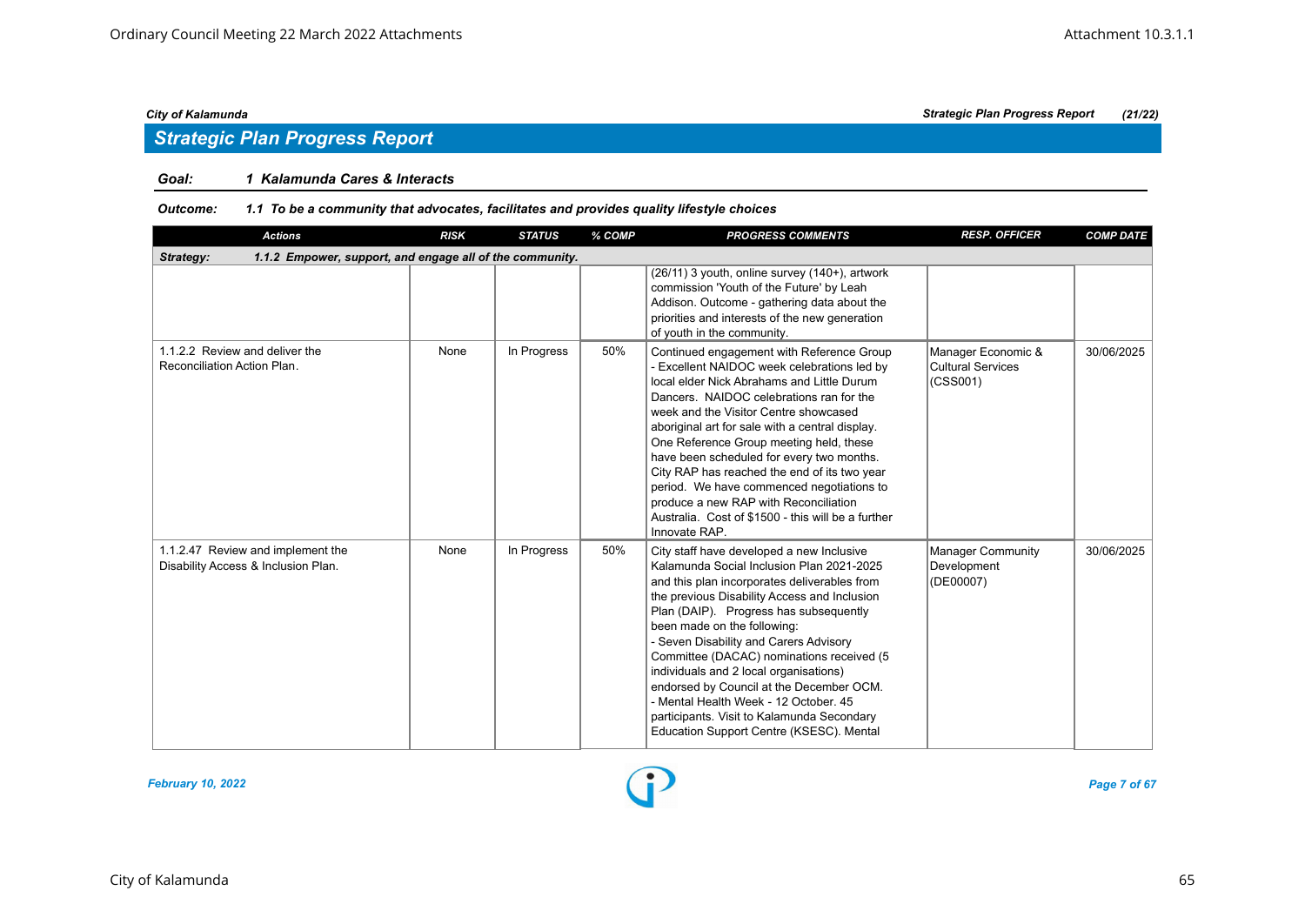## Strategic Plan Progress Report

**Goal:** 1 Kalamunda Cares & Interacts

**Outcome:** 1.1 To be a community that advocates, facilitates and provides quality lifestyle choices

| Actions | RISK | STATUS | % COMP | PROGRESS COMMENTS | RESP. OFFICER | COMP DATE |
|---|---|---|---|---|---|---|
| **Strategy: 1.1.2 Empower, support, and engage all of the community.** | | | | | | |
| | | | | (26/11) 3 youth, online survey (140+), artwork commission 'Youth of the Future' by Leah Addison. Outcome - gathering data about the priorities and interests of the new generation of youth in the community. | | |
| 1.1.2.2 Review and deliver the Reconciliation Action Plan. | None | In Progress | 50% | Continued engagement with Reference Group - Excellent NAIDOC week celebrations led by local elder Nick Abrahams and Little Durum Dancers. NAIDOC celebrations ran for the week and the Visitor Centre showcased aboriginal art for sale with a central display. One Reference Group meeting held, these have been scheduled for every two months. City RAP has reached the end of its two year period. We have commenced negotiations to produce a new RAP with Reconciliation Australia. Cost of $1500 - this will be a further Innovate RAP. | Manager Economic & Cultural Services (CSS001) | 30/06/2025 |
| 1.1.2.47 Review and implement the Disability Access & Inclusion Plan. | None | In Progress | 50% | City staff have developed a new Inclusive Kalamunda Social Inclusion Plan 2021-2025 and this plan incorporates deliverables from the previous Disability Access and Inclusion Plan (DAIP). Progress has subsequently been made on the following: - Seven Disability and Carers Advisory Committee (DACAC) nominations received (5 individuals and 2 local organisations) endorsed by Council at the December OCM. - Mental Health Week - 12 October. 45 participants. Visit to Kalamunda Secondary Education Support Centre (KSESC). Mental | Manager Community Development (DE00007) | 30/06/2025 |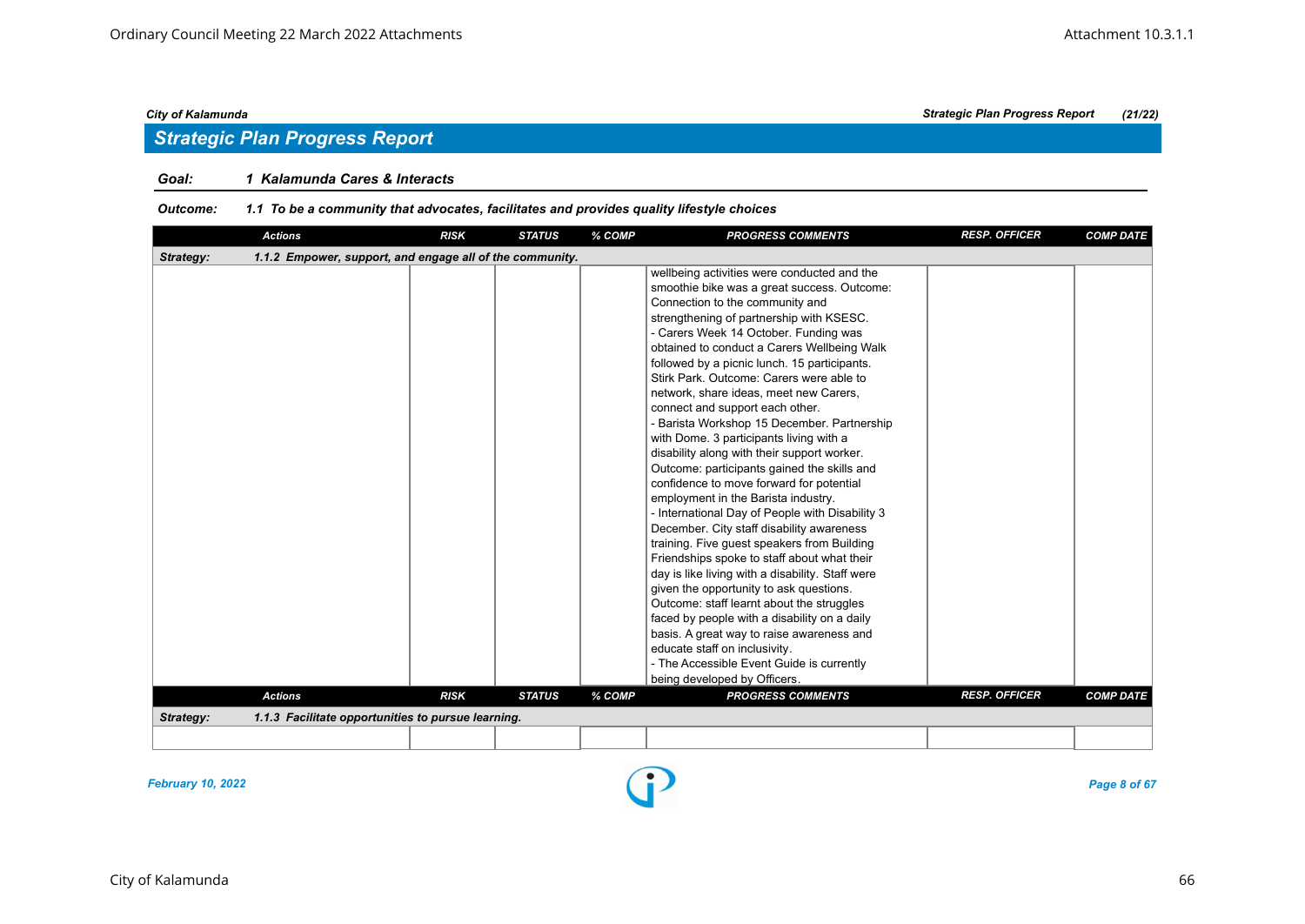## Strategic Plan Progress Report

**Goal:** 1 Kalamunda Cares & Interacts

**Outcome:** 1.1 To be a community that advocates, facilitates and provides quality lifestyle choices

| Actions | RISK | STATUS | % COMP | PROGRESS COMMENTS | RESP. OFFICER | COMP DATE |
|---|---|---|---|---|---|---|
| **Strategy: 1.1.2 Empower, support, and engage all of the community.** | | | | | | |
| | | | | wellbeing activities were conducted and the smoothie bike was a great success. Outcome: Connection to the community and strengthening of partnership with KSESC.<br>- Carers Week 14 October. Funding was obtained to conduct a Carers Wellbeing Walk followed by a picnic lunch. 15 participants. Stirk Park. Outcome: Carers were able to network, share ideas, meet new Carers, connect and support each other.<br>- Barista Workshop 15 December. Partnership with Dome. 3 participants living with a disability along with their support worker. Outcome: participants gained the skills and confidence to move forward for potential employment in the Barista industry.<br>- International Day of People with Disability 3 December. City staff disability awareness training. Five guest speakers from Building Friendships spoke to staff about what their day is like living with a disability. Staff were given the opportunity to ask questions. Outcome: staff learnt about the struggles faced by people with a disability on a daily basis. A great way to raise awareness and educate staff on inclusivity.<br>- The Accessible Event Guide is currently being developed by Officers. | | |

| Actions | RISK | STATUS | % COMP | PROGRESS COMMENTS | RESP. OFFICER | COMP DATE |
|---|---|---|---|---|---|---|
| **Strategy: 1.1.3 Facilitate opportunities to pursue learning.** | | | | | | |
| | | | | | | |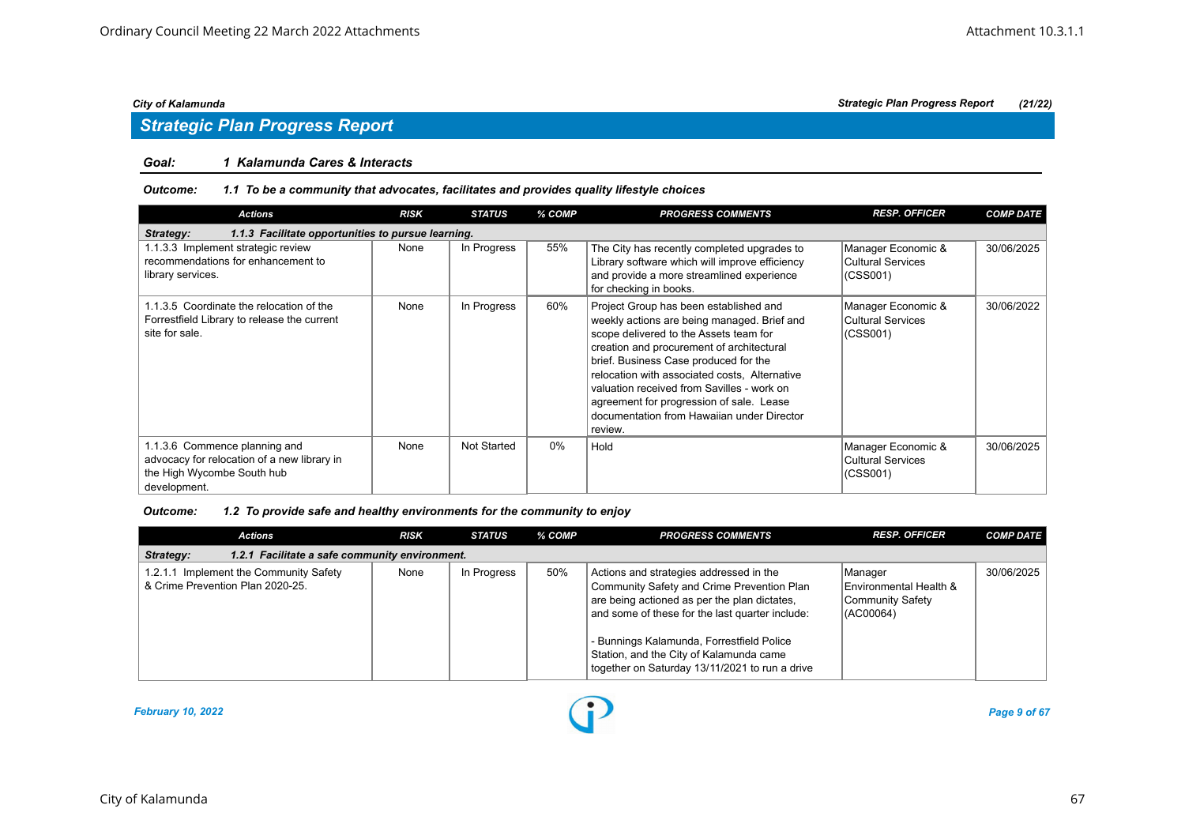## Strategic Plan Progress Report

**Goal:** 1 Kalamunda Cares & Interacts

**Outcome:** 1.1 To be a community that advocates, facilitates and provides quality lifestyle choices

| Actions | RISK | STATUS | % COMP | PROGRESS COMMENTS | RESP. OFFICER | COMP DATE |
|---|---|---|---|---|---|---|
| **Strategy: 1.1.3 Facilitate opportunities to pursue learning.** | | | | | | |
| 1.1.3.3 Implement strategic review recommendations for enhancement to library services. | None | In Progress | 55% | The City has recently completed upgrades to Library software which will improve efficiency and provide a more streamlined experience for checking in books. | Manager Economic & Cultural Services (CSS001) | 30/06/2025 |
| 1.1.3.5 Coordinate the relocation of the Forrestfield Library to release the current site for sale. | None | In Progress | 60% | Project Group has been established and weekly actions are being managed. Brief and scope delivered to the Assets team for creation and procurement of architectural brief. Business Case produced for the relocation with associated costs, Alternative valuation received from Savilles - work on agreement for progression of sale. Lease documentation from Hawaiian under Director review. | Manager Economic & Cultural Services (CSS001) | 30/06/2022 |
| 1.1.3.6 Commence planning and advocacy for relocation of a new library in the High Wycombe South hub development. | None | Not Started | 0% | Hold | Manager Economic & Cultural Services (CSS001) | 30/06/2025 |

**Outcome:** 1.2 To provide safe and healthy environments for the community to enjoy

| Actions | RISK | STATUS | % COMP | PROGRESS COMMENTS | RESP. OFFICER | COMP DATE |
|---|---|---|---|---|---|---|
| **Strategy: 1.2.1 Facilitate a safe community environment.** | | | | | | |
| 1.2.1.1 Implement the Community Safety & Crime Prevention Plan 2020-25. | None | In Progress | 50% | Actions and strategies addressed in the Community Safety and Crime Prevention Plan are being actioned as per the plan dictates, and some of these for the last quarter include:<br><br>- Bunnings Kalamunda, Forrestfield Police Station, and the City of Kalamunda came together on Saturday 13/11/2021 to run a drive | Manager Environmental Health & Community Safety (AC00064) | 30/06/2025 |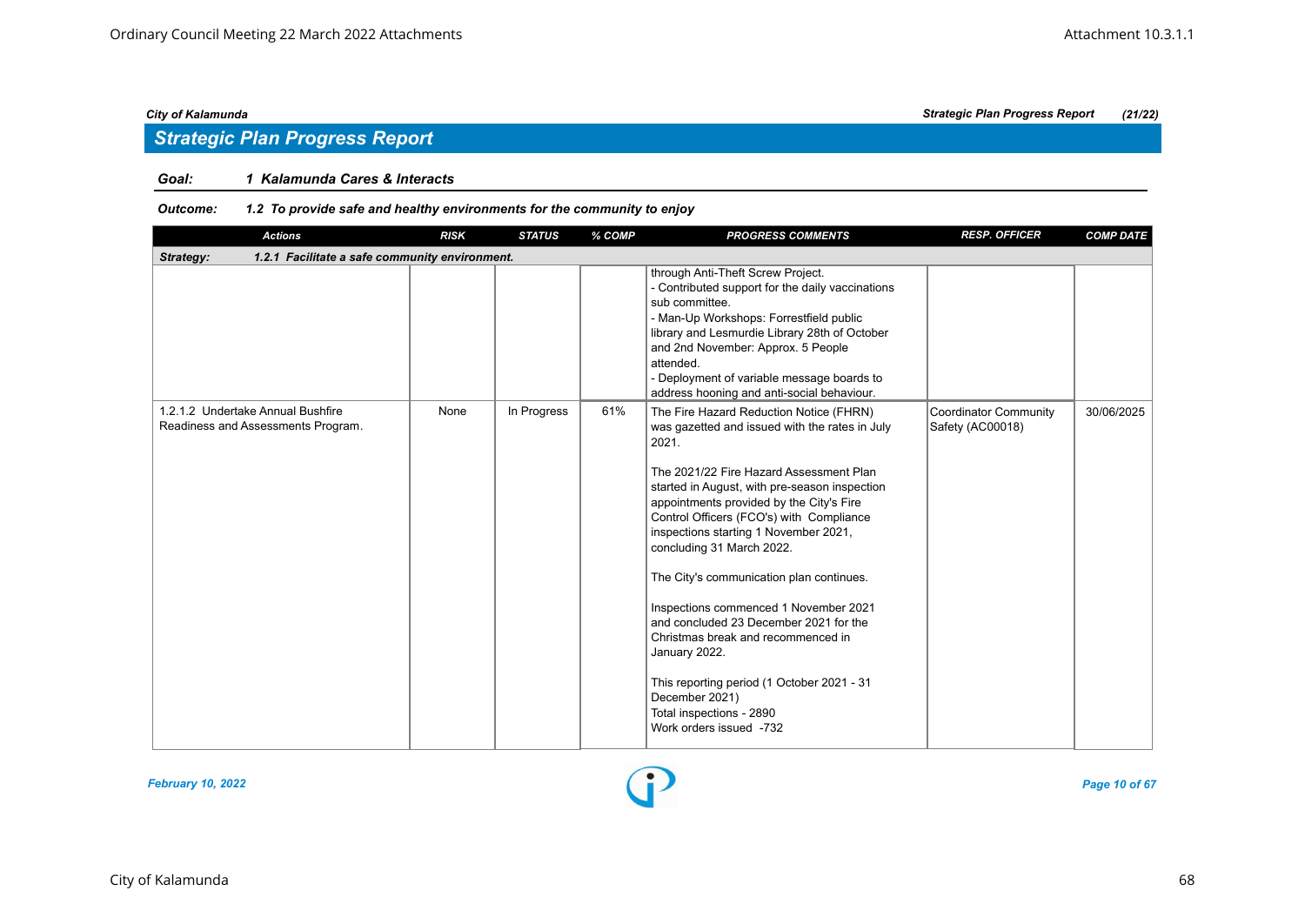## Strategic Plan Progress Report

**Goal:** 1 Kalamunda Cares & Interacts

**Outcome:** 1.2 To provide safe and healthy environments for the community to enjoy

| Actions | RISK | STATUS | % COMP | PROGRESS COMMENTS | RESP. OFFICER | COMP DATE |
|---|---|---|---|---|---|---|
| **Strategy: 1.2.1 Facilitate a safe community environment.** | | | | | | |
| | | | | through Anti-Theft Screw Project.<br>- Contributed support for the daily vaccinations sub committee.<br>- Man-Up Workshops: Forrestfield public library and Lesmurdie Library 28th of October and 2nd November: Approx. 5 People attended.<br>- Deployment of variable message boards to address hooning and anti-social behaviour. | | |
| 1.2.1.2 Undertake Annual Bushfire Readiness and Assessments Program. | None | In Progress | 61% | The Fire Hazard Reduction Notice (FHRN) was gazetted and issued with the rates in July 2021.<br><br>The 2021/22 Fire Hazard Assessment Plan started in August, with pre-season inspection appointments provided by the City's Fire Control Officers (FCO's) with Compliance inspections starting 1 November 2021, concluding 31 March 2022.<br><br>The City's communication plan continues.<br><br>Inspections commenced 1 November 2021 and concluded 23 December 2021 for the Christmas break and recommenced in January 2022.<br><br>This reporting period (1 October 2021 - 31 December 2021)<br>Total inspections - 2890<br>Work orders issued -732 | Coordinator Community Safety (AC00018) | 30/06/2025 |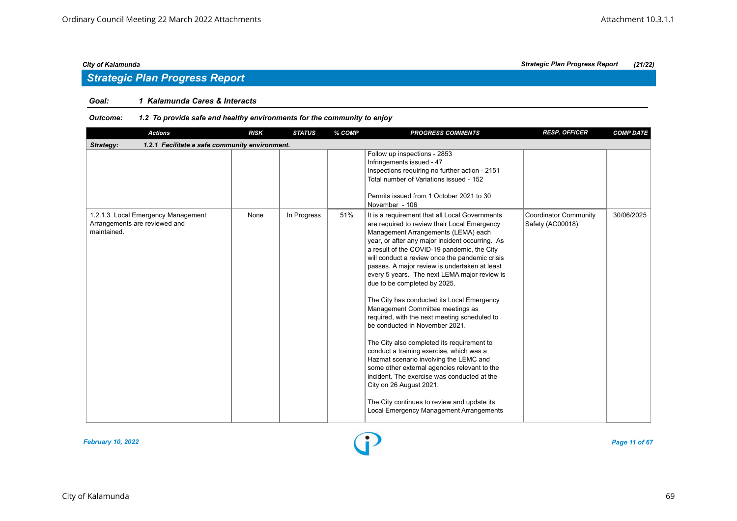## Strategic Plan Progress Report

**Goal:** *1 Kalamunda Cares & Interacts*

**Outcome:** *1.2 To provide safe and healthy environments for the community to enjoy*

| Actions | RISK | STATUS | % COMP | PROGRESS COMMENTS | RESP. OFFICER | COMP DATE |
|---|---|---|---|---|---|---|
| **Strategy: 1.2.1 Facilitate a safe community environment.** | | | | | | |
| | | | | Follow up inspections - 2853<br>Infringements issued - 47<br>Inspections requiring no further action - 2151<br>Total number of Variations issued - 152<br><br>Permits issued from 1 October 2021 to 30 November - 106 | | |
| 1.2.1.3 Local Emergency Management Arrangements are reviewed and maintained. | None | In Progress | 51% | It is a requirement that all Local Governments are required to review their Local Emergency Management Arrangements (LEMA) each year, or after any major incident occurring. As a result of the COVID-19 pandemic, the City will conduct a review once the pandemic crisis passes. A major review is undertaken at least every 5 years. The next LEMA major review is due to be completed by 2025.<br><br>The City has conducted its Local Emergency Management Committee meetings as required, with the next meeting scheduled to be conducted in November 2021.<br><br>The City also completed its requirement to conduct a training exercise, which was a Hazmat scenario involving the LEMC and some other external agencies relevant to the incident. The exercise was conducted at the City on 26 August 2021.<br><br>The City continues to review and update its Local Emergency Management Arrangements | Coordinator Community Safety (AC00018) | 30/06/2025 |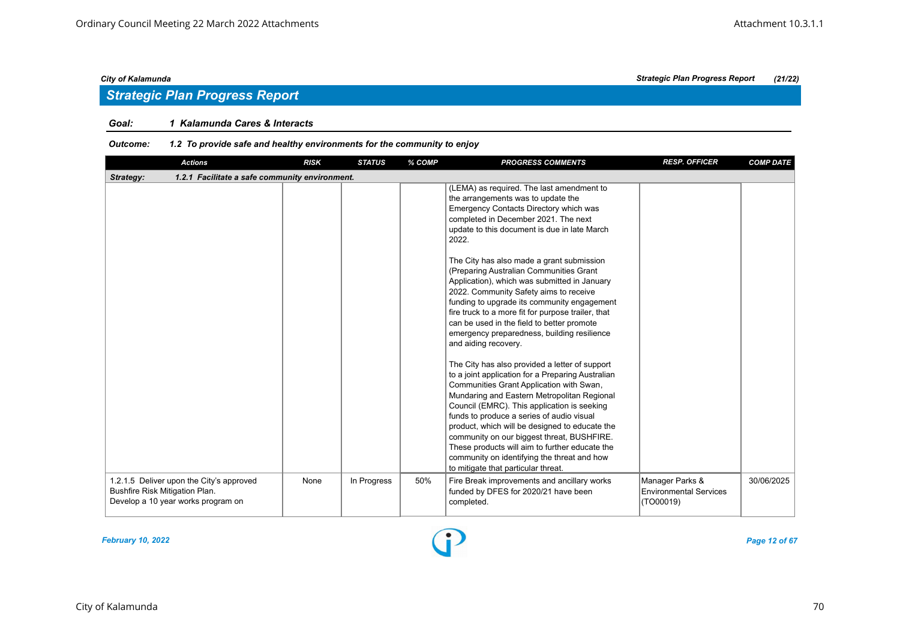## Strategic Plan Progress Report

**Goal:** 1 Kalamunda Cares & Interacts

**Outcome:** 1.2 To provide safe and healthy environments for the community to enjoy

| Actions | RISK | STATUS | % COMP | PROGRESS COMMENTS | RESP. OFFICER | COMP DATE |
|---|---|---|---|---|---|---|
| **Strategy: 1.2.1 Facilitate a safe community environment.** | | | | | | |
| | | | | (LEMA) as required. The last amendment to the arrangements was to update the Emergency Contacts Directory which was completed in December 2021. The next update to this document is due in late March 2022.<br><br>The City has also made a grant submission (Preparing Australian Communities Grant Application), which was submitted in January 2022. Community Safety aims to receive funding to upgrade its community engagement fire truck to a more fit for purpose trailer, that can be used in the field to better promote emergency preparedness, building resilience and aiding recovery.<br><br>The City has also provided a letter of support to a joint application for a Preparing Australian Communities Grant Application with Swan, Mundaring and Eastern Metropolitan Regional Council (EMRC). This application is seeking funds to produce a series of audio visual product, which will be designed to educate the community on our biggest threat, BUSHFIRE. These products will aim to further educate the community on identifying the threat and how to mitigate that particular threat. | | |
| 1.2.1.5 Deliver upon the City's approved Bushfire Risk Mitigation Plan.<br>Develop a 10 year works program on | None | In Progress | 50% | Fire Break improvements and ancillary works funded by DFES for 2020/21 have been completed. | Manager Parks & Environmental Services (TO00019) | 30/06/2025 |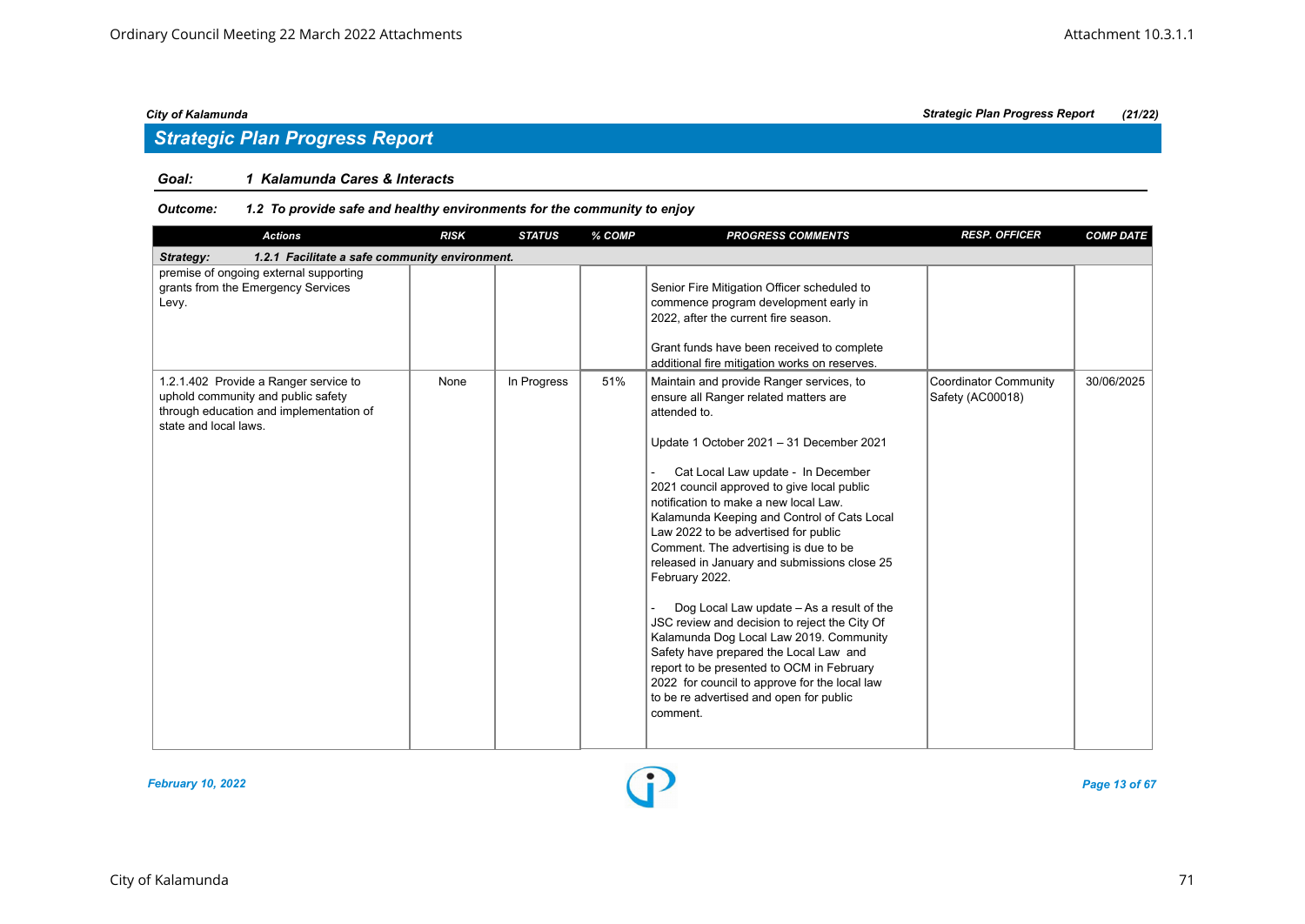## Strategic Plan Progress Report

**Goal:** *1 Kalamunda Cares & Interacts*

**Outcome:** *1.2 To provide safe and healthy environments for the community to enjoy*

| Actions | RISK | STATUS | % COMP | PROGRESS COMMENTS | RESP. OFFICER | COMP DATE |
|---|---|---|---|---|---|---|
| ***Strategy: 1.2.1 Facilitate a safe community environment.*** | | | | | | |
| premise of ongoing external supporting grants from the Emergency Services Levy. | | | | Senior Fire Mitigation Officer scheduled to commence program development early in 2022, after the current fire season.<br><br>Grant funds have been received to complete additional fire mitigation works on reserves. | | |
| 1.2.1.402 Provide a Ranger service to uphold community and public safety through education and implementation of state and local laws. | None | In Progress | 51% | Maintain and provide Ranger services, to ensure all Ranger related matters are attended to.<br><br>Update 1 October 2021 – 31 December 2021<br><br>- Cat Local Law update - In December 2021 council approved to give local public notification to make a new local Law. Kalamunda Keeping and Control of Cats Local Law 2022 to be advertised for public Comment. The advertising is due to be released in January and submissions close 25 February 2022.<br><br>- Dog Local Law update – As a result of the JSC review and decision to reject the City Of Kalamunda Dog Local Law 2019. Community Safety have prepared the Local Law and report to be presented to OCM in February 2022 for council to approve for the local law to be re advertised and open for public comment. | Coordinator Community Safety (AC00018) | 30/06/2025 |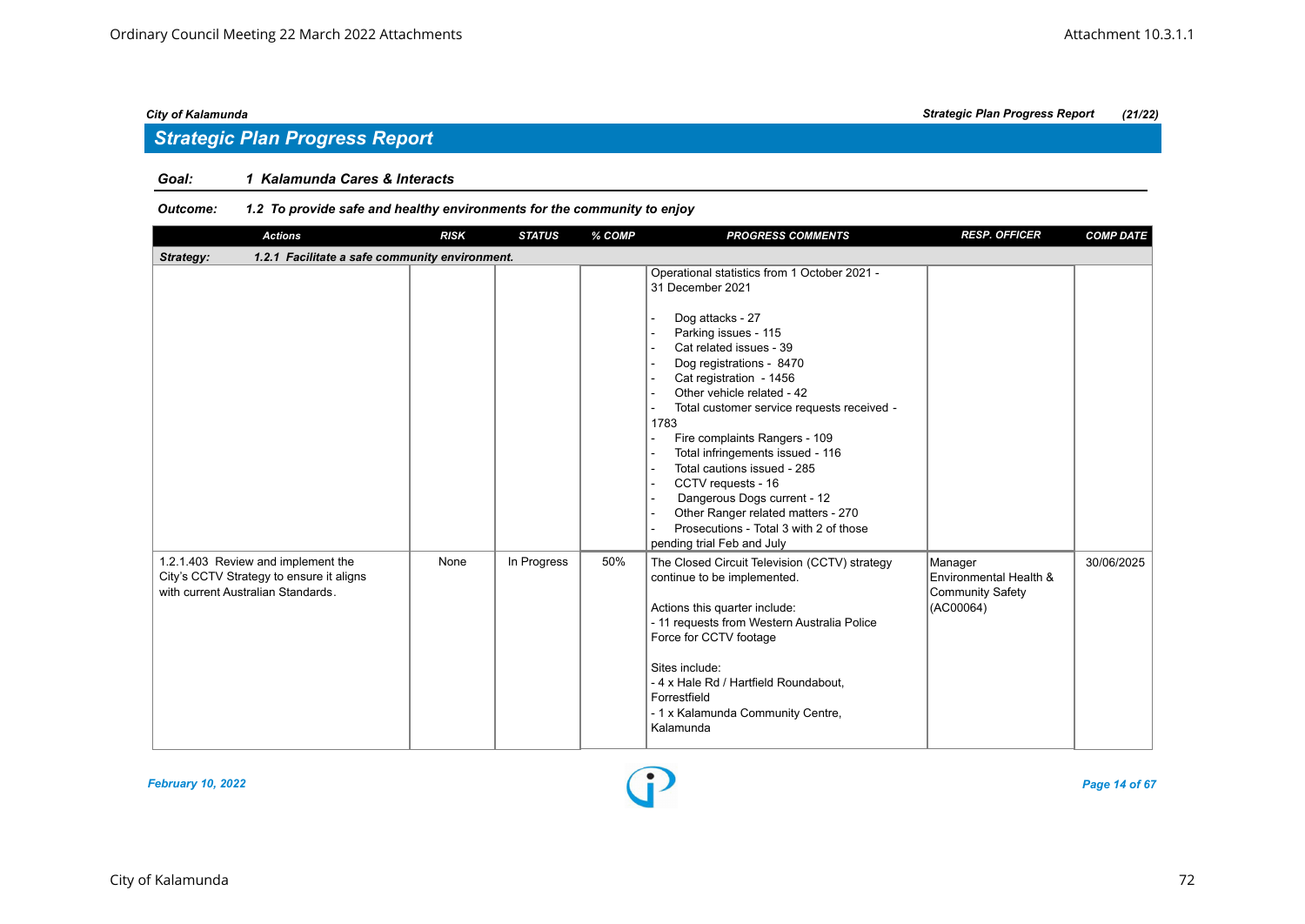## Strategic Plan Progress Report

**Goal:** 1 Kalamunda Cares & Interacts

**Outcome:** 1.2 To provide safe and healthy environments for the community to enjoy

| Actions | RISK | STATUS | % COMP | PROGRESS COMMENTS | RESP. OFFICER | COMP DATE |
|---|---|---|---|---|---|---|
| **Strategy: 1.2.1 Facilitate a safe community environment.** | | | | | | |
| | | | | Operational statistics from 1 October 2021 - 31 December 2021<br><br>- Dog attacks - 27<br>- Parking issues - 115<br>- Cat related issues - 39<br>- Dog registrations - 8470<br>- Cat registration - 1456<br>- Other vehicle related - 42<br>- Total customer service requests received - 1783<br>- Fire complaints Rangers - 109<br>- Total infringements issued - 116<br>- Total cautions issued - 285<br>- CCTV requests - 16<br>- Dangerous Dogs current - 12<br>- Other Ranger related matters - 270<br>- Prosecutions - Total 3 with 2 of those pending trial Feb and July | | |
| 1.2.1.403 Review and implement the City's CCTV Strategy to ensure it aligns with current Australian Standards. | None | In Progress | 50% | The Closed Circuit Television (CCTV) strategy continue to be implemented.<br><br>Actions this quarter include:<br>- 11 requests from Western Australia Police Force for CCTV footage<br><br>Sites include:<br>- 4 x Hale Rd / Hartfield Roundabout, Forrestfield<br>- 1 x Kalamunda Community Centre, Kalamunda | Manager Environmental Health & Community Safety (AC00064) | 30/06/2025 |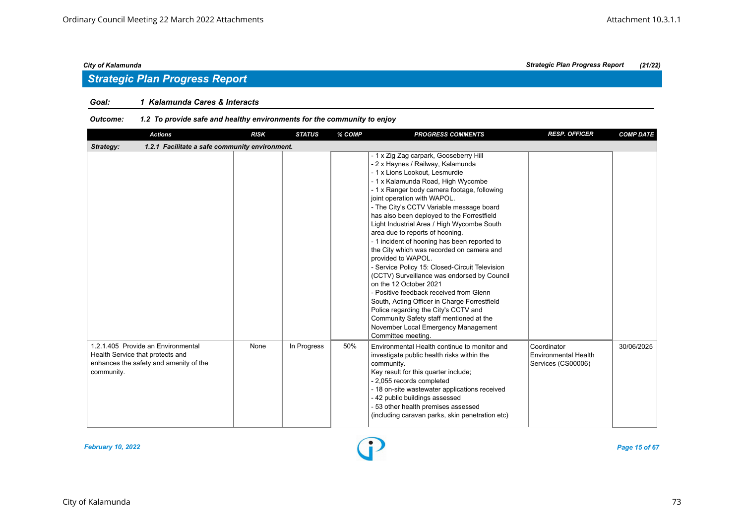## Strategic Plan Progress Report

**Goal:** 1 Kalamunda Cares & Interacts

**Outcome:** 1.2 To provide safe and healthy environments for the community to enjoy

| Actions | RISK | STATUS | % COMP | PROGRESS COMMENTS | RESP. OFFICER | COMP DATE |
|---|---|---|---|---|---|---|
| **Strategy:** 1.2.1 Facilitate a safe community environment. | | | | | | |
| | | | | - 1 x Zig Zag carpark, Gooseberry Hill<br>- 2 x Haynes / Railway, Kalamunda<br>- 1 x Lions Lookout, Lesmurdie<br>- 1 x Kalamunda Road, High Wycombe<br>- 1 x Ranger body camera footage, following joint operation with WAPOL.<br>- The City's CCTV Variable message board has also been deployed to the Forrestfield Light Industrial Area / High Wycombe South area due to reports of hooning.<br>- 1 incident of hooning has been reported to the City which was recorded on camera and provided to WAPOL.<br>- Service Policy 15: Closed-Circuit Television (CCTV) Surveillance was endorsed by Council on the 12 October 2021<br>- Positive feedback received from Glenn South, Acting Officer in Charge Forrestfield Police regarding the City's CCTV and Community Safety staff mentioned at the November Local Emergency Management Committee meeting. | | |
| 1.2.1.405 Provide an Environmental Health Service that protects and enhances the safety and amenity of the community. | None | In Progress | 50% | Environmental Health continue to monitor and investigate public health risks within the community.<br>Key result for this quarter include;<br>- 2,055 records completed<br>- 18 on-site wastewater applications received<br>- 42 public buildings assessed<br>- 53 other health premises assessed (including caravan parks, skin penetration etc) | Coordinator Environmental Health Services (CS00006) | 30/06/2025 |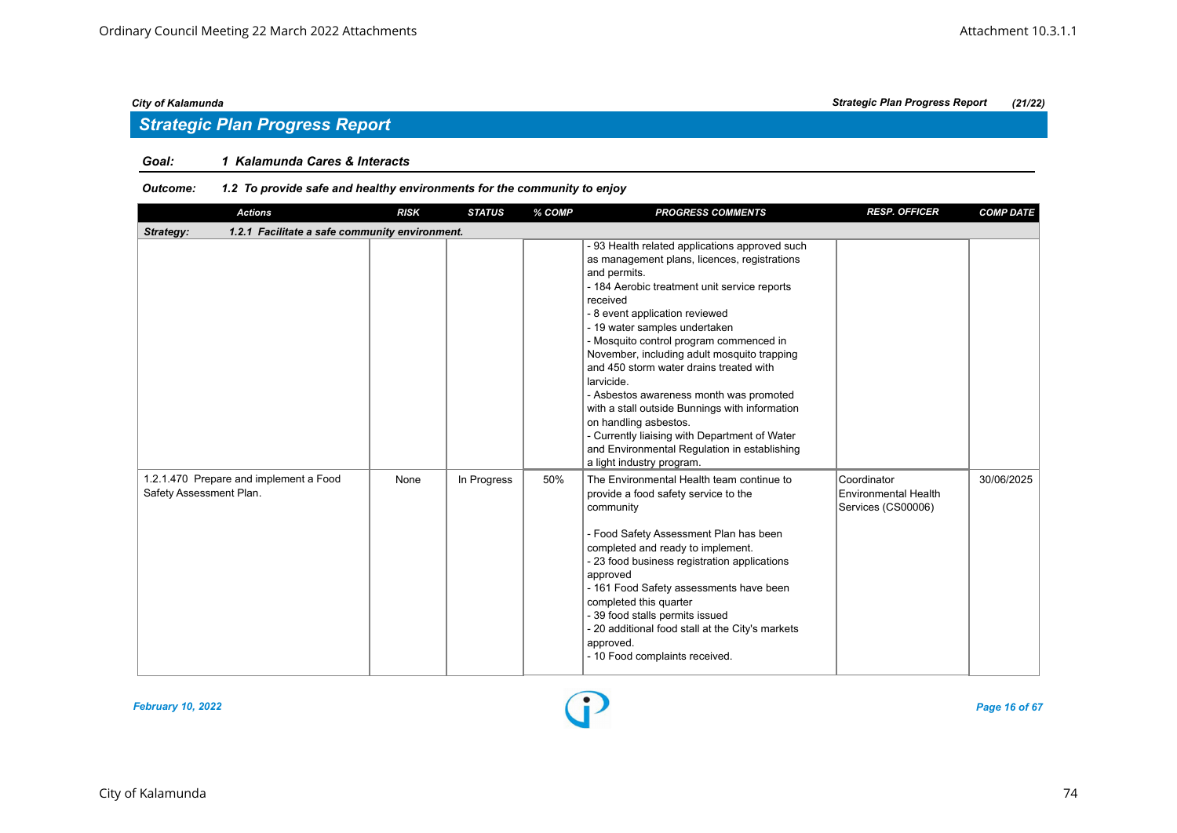## Strategic Plan Progress Report

**Goal:** *1 Kalamunda Cares & Interacts*

**Outcome:** *1.2 To provide safe and healthy environments for the community to enjoy*

| Actions | RISK | STATUS | % COMP | PROGRESS COMMENTS | RESP. OFFICER | COMP DATE |
|---|---|---|---|---|---|---|
| **Strategy: 1.2.1 Facilitate a safe community environment.** | | | | | | |
| | | | | - 93 Health related applications approved such as management plans, licences, registrations and permits.<br>- 184 Aerobic treatment unit service reports received<br>- 8 event application reviewed<br>- 19 water samples undertaken<br>- Mosquito control program commenced in November, including adult mosquito trapping and 450 storm water drains treated with larvicide.<br>- Asbestos awareness month was promoted with a stall outside Bunnings with information on handling asbestos.<br>- Currently liaising with Department of Water and Environmental Regulation in establishing a light industry program. | | |
| 1.2.1.470 Prepare and implement a Food Safety Assessment Plan. | None | In Progress | 50% | The Environmental Health team continue to provide a food safety service to the community<br><br>- Food Safety Assessment Plan has been completed and ready to implement.<br>- 23 food business registration applications approved<br>- 161 Food Safety assessments have been completed this quarter<br>- 39 food stalls permits issued<br>- 20 additional food stall at the City's markets approved.<br>- 10 Food complaints received. | Coordinator Environmental Health Services (CS00006) | 30/06/2025 |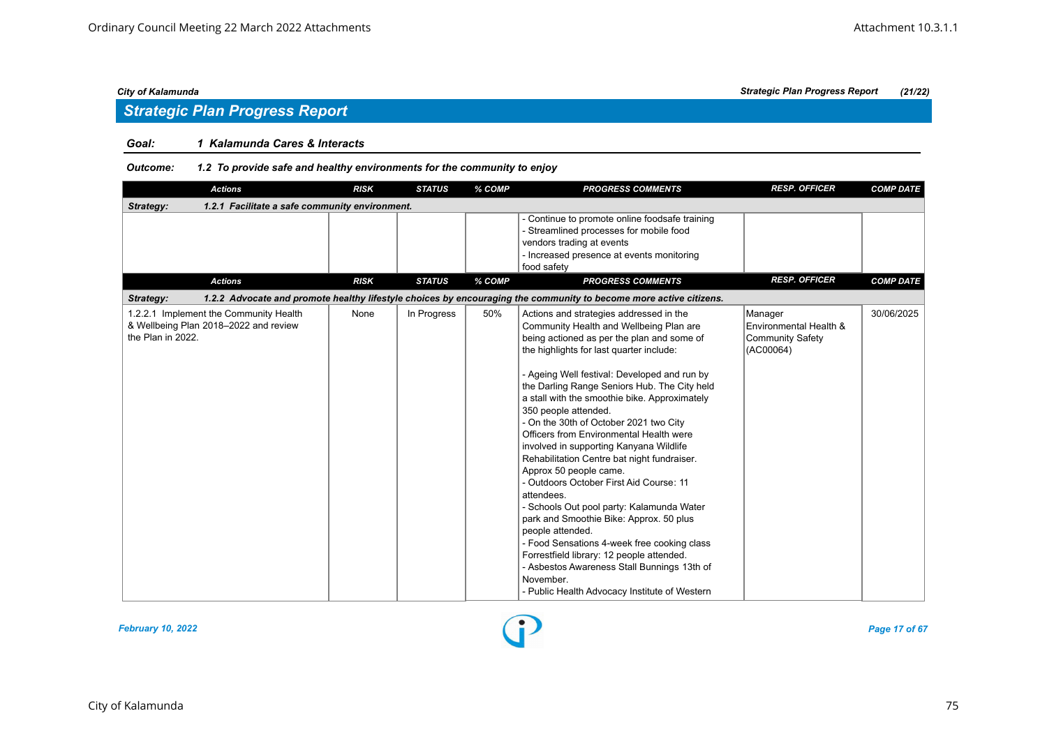## Strategic Plan Progress Report

**Goal:** 1 Kalamunda Cares & Interacts

**Outcome:** 1.2 To provide safe and healthy environments for the community to enjoy

| Actions | RISK | STATUS | % COMP | PROGRESS COMMENTS | RESP. OFFICER | COMP DATE |
|---|---|---|---|---|---|---|
| **Strategy:** 1.2.1 Facilitate a safe community environment. | | | | | | |
| | | | | - Continue to promote online foodsafe training<br>- Streamlined processes for mobile food vendors trading at events<br>- Increased presence at events monitoring food safety | | |

| Actions | RISK | STATUS | % COMP | PROGRESS COMMENTS | RESP. OFFICER | COMP DATE |
|---|---|---|---|---|---|---|
| **Strategy:** 1.2.2 Advocate and promote healthy lifestyle choices by encouraging the community to become more active citizens. | | | | | | |
| 1.2.2.1 Implement the Community Health & Wellbeing Plan 2018–2022 and review the Plan in 2022. | None | In Progress | 50% | Actions and strategies addressed in the Community Health and Wellbeing Plan are being actioned as per the plan and some of the highlights for last quarter include:<br><br>- Ageing Well festival: Developed and run by the Darling Range Seniors Hub. The City held a stall with the smoothie bike. Approximately 350 people attended.<br>- On the 30th of October 2021 two City Officers from Environmental Health were involved in supporting Kanyana Wildlife Rehabilitation Centre bat night fundraiser. Approx 50 people came.<br>- Outdoors October First Aid Course: 11 attendees.<br>- Schools Out pool party: Kalamunda Water park and Smoothie Bike: Approx. 50 plus people attended.<br>- Food Sensations 4-week free cooking class Forrestfield library: 12 people attended.<br>- Asbestos Awareness Stall Bunnings 13th of November.<br>- Public Health Advocacy Institute of Western | Manager Environmental Health & Community Safety (AC00064) | 30/06/2025 |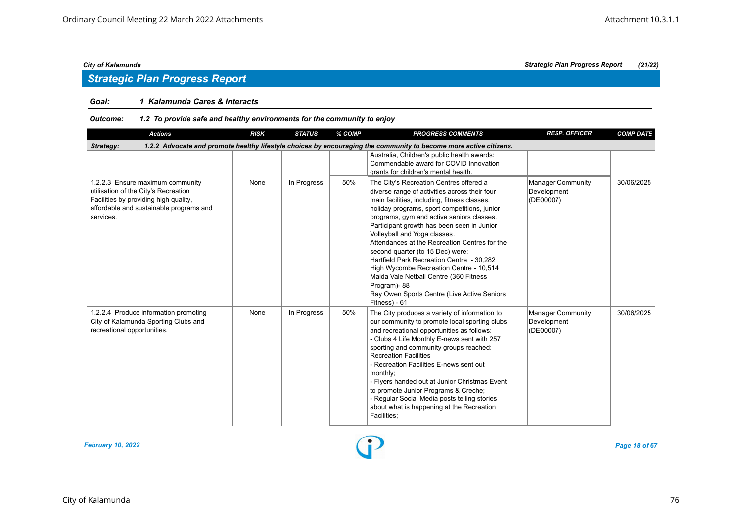## Strategic Plan Progress Report

**Goal:** 1 Kalamunda Cares & Interacts

**Outcome:** 1.2 To provide safe and healthy environments for the community to enjoy

| Actions | RISK | STATUS | % COMP | PROGRESS COMMENTS | RESP. OFFICER | COMP DATE |
|---|---|---|---|---|---|---|
| **Strategy:** 1.2.2 Advocate and promote healthy lifestyle choices by encouraging the community to become more active citizens. | | | | | | |
| | | | | Australia, Children's public health awards: Commendable award for COVID Innovation grants for children's mental health. | | |
| 1.2.2.3 Ensure maximum community utilisation of the City's Recreation Facilities by providing high quality, affordable and sustainable programs and services. | None | In Progress | 50% | The City's Recreation Centres offered a diverse range of activities across their four main facilities, including, fitness classes, holiday programs, sport competitions, junior programs, gym and active seniors classes. Participant growth has been seen in Junior Volleyball and Yoga classes.<br>Attendances at the Recreation Centres for the second quarter (to 15 Dec) were:<br>Hartfield Park Recreation Centre - 30,282<br>High Wycombe Recreation Centre - 10,514<br>Maida Vale Netball Centre (360 Fitness Program)- 88<br>Ray Owen Sports Centre (Live Active Seniors Fitness) - 61 | Manager Community Development (DE00007) | 30/06/2025 |
| 1.2.2.4 Produce information promoting City of Kalamunda Sporting Clubs and recreational opportunities. | None | In Progress | 50% | The City produces a variety of information to our community to promote local sporting clubs and recreational opportunities as follows:<br>- Clubs 4 Life Monthly E-news sent with 257 sporting and community groups reached;<br>Recreation Facilities<br>- Recreation Facilities E-news sent out monthly;<br>- Flyers handed out at Junior Christmas Event to promote Junior Programs & Creche;<br>- Regular Social Media posts telling stories about what is happening at the Recreation Facilities; | Manager Community Development (DE00007) | 30/06/2025 |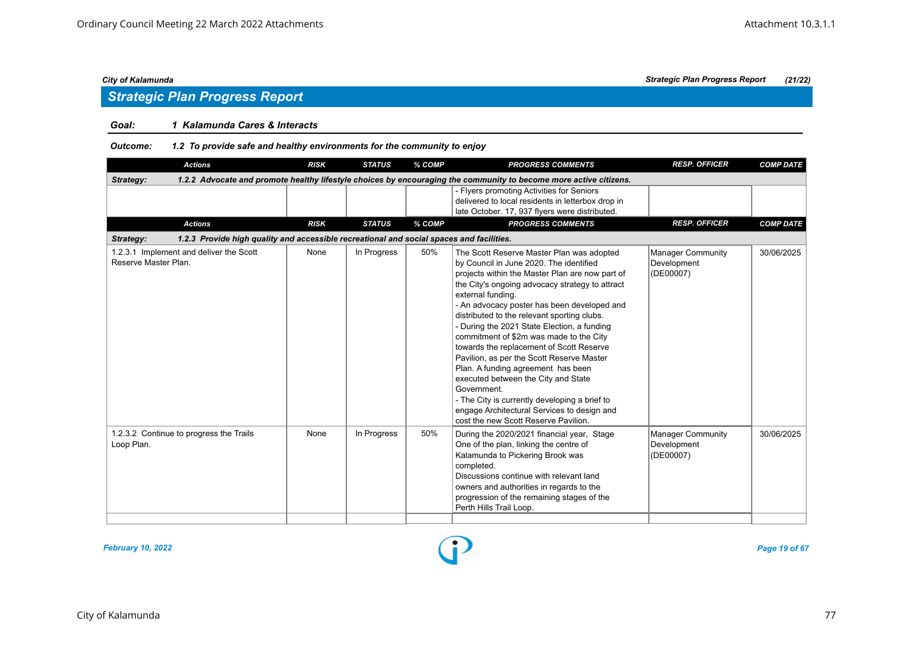## Strategic Plan Progress Report

**Goal:** *1 Kalamunda Cares & Interacts*

**Outcome:** *1.2 To provide safe and healthy environments for the community to enjoy*

| Actions | RISK | STATUS | % COMP | PROGRESS COMMENTS | RESP. OFFICER | COMP DATE |
|---|---|---|---|---|---|---|
| **Strategy: 1.2.2 Advocate and promote healthy lifestyle choices by encouraging the community to become more active citizens.** | | | | | | |
| | | | | - Flyers promoting Activities for Seniors delivered to local residents in letterbox drop in late October. 17, 937 flyers were distributed. | | |

| Actions | RISK | STATUS | % COMP | PROGRESS COMMENTS | RESP. OFFICER | COMP DATE |
|---|---|---|---|---|---|---|
| **Strategy: 1.2.3 Provide high quality and accessible recreational and social spaces and facilities.** | | | | | | |
| 1.2.3.1 Implement and deliver the Scott Reserve Master Plan. | None | In Progress | 50% | The Scott Reserve Master Plan was adopted by Council in June 2020. The identified projects within the Master Plan are now part of the City's ongoing advocacy strategy to attract external funding.<br>- An advocacy poster has been developed and distributed to the relevant sporting clubs.<br>- During the 2021 State Election, a funding commitment of $2m was made to the City towards the replacement of Scott Reserve Pavilion, as per the Scott Reserve Master Plan. A funding agreement has been executed between the City and State Government.<br>- The City is currently developing a brief to engage Architectural Services to design and cost the new Scott Reserve Pavilion. | Manager Community Development (DE00007) | 30/06/2025 |
| 1.2.3.2 Continue to progress the Trails Loop Plan. | None | In Progress | 50% | During the 2020/2021 financial year, Stage One of the plan, linking the centre of Kalamunda to Pickering Brook was completed.<br>Discussions continue with relevant land owners and authorities in regards to the progression of the remaining stages of the Perth Hills Trail Loop. | Manager Community Development (DE00007) | 30/06/2025 |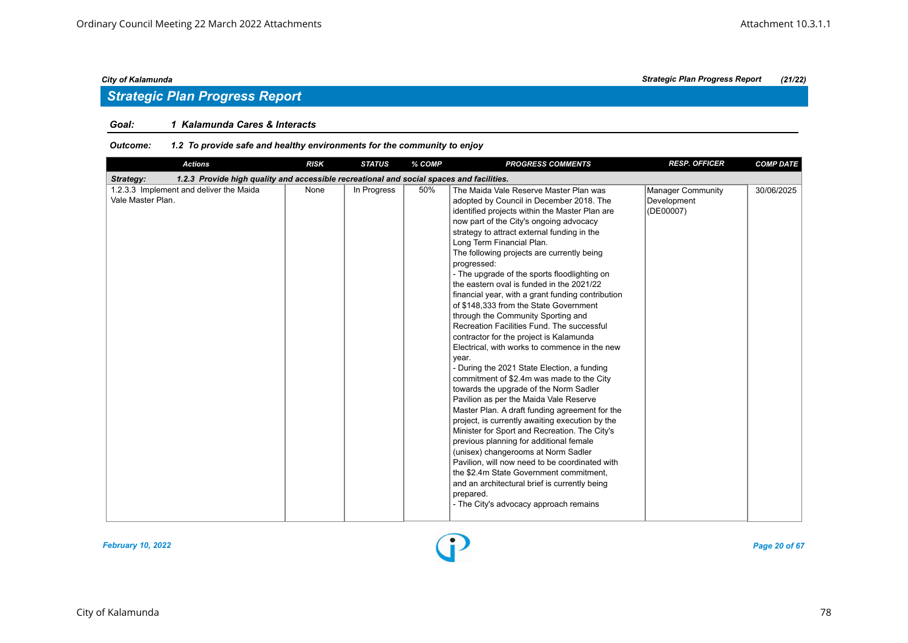## Strategic Plan Progress Report

**Goal:** 1 Kalamunda Cares & Interacts

**Outcome:** 1.2 To provide safe and healthy environments for the community to enjoy

| Actions | RISK | STATUS | % COMP | PROGRESS COMMENTS | RESP. OFFICER | COMP DATE |
|---|---|---|---|---|---|---|
| **Strategy: 1.2.3 Provide high quality and accessible recreational and social spaces and facilities.** | | | | | | |
| 1.2.3.3 Implement and deliver the Maida Vale Master Plan. | None | In Progress | 50% | The Maida Vale Reserve Master Plan was adopted by Council in December 2018. The identified projects within the Master Plan are now part of the City's ongoing advocacy strategy to attract external funding in the Long Term Financial Plan.<br>The following projects are currently being progressed:<br>- The upgrade of the sports floodlighting on the eastern oval is funded in the 2021/22 financial year, with a grant funding contribution of $148,333 from the State Government through the Community Sporting and Recreation Facilities Fund. The successful contractor for the project is Kalamunda Electrical, with works to commence in the new year.<br>- During the 2021 State Election, a funding commitment of $2.4m was made to the City towards the upgrade of the Norm Sadler Pavilion as per the Maida Vale Reserve Master Plan. A draft funding agreement for the project, is currently awaiting execution by the Minister for Sport and Recreation. The City's previous planning for additional female (unisex) changerooms at Norm Sadler Pavilion, will now need to be coordinated with the $2.4m State Government commitment, and an architectural brief is currently being prepared.<br>- The City's advocacy approach remains | Manager Community Development (DE00007) | 30/06/2025 |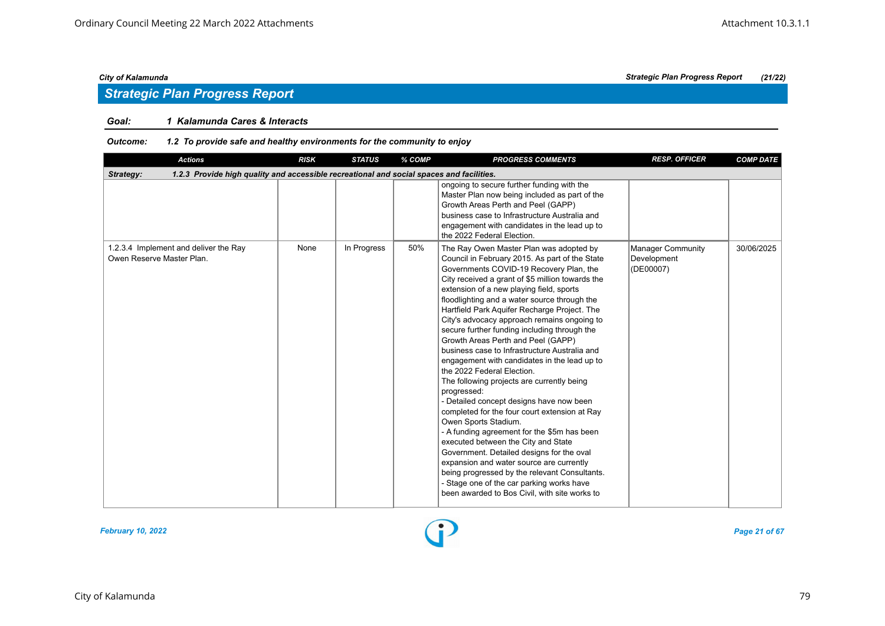## Strategic Plan Progress Report

**Goal: 1 Kalamunda Cares & Interacts**

**Outcome: 1.2 To provide safe and healthy environments for the community to enjoy**

| Actions | RISK | STATUS | % COMP | PROGRESS COMMENTS | RESP. OFFICER | COMP DATE |
|---|---|---|---|---|---|---|
| **Strategy: 1.2.3 Provide high quality and accessible recreational and social spaces and facilities.** | | | | | | |
| | | | | ongoing to secure further funding with the Master Plan now being included as part of the Growth Areas Perth and Peel (GAPP) business case to Infrastructure Australia and engagement with candidates in the lead up to the 2022 Federal Election. | | |
| 1.2.3.4 Implement and deliver the Ray Owen Reserve Master Plan. | None | In Progress | 50% | The Ray Owen Master Plan was adopted by Council in February 2015. As part of the State Governments COVID-19 Recovery Plan, the City received a grant of $5 million towards the extension of a new playing field, sports floodlighting and a water source through the Hartfield Park Aquifer Recharge Project. The City's advocacy approach remains ongoing to secure further funding including through the Growth Areas Perth and Peel (GAPP) business case to Infrastructure Australia and engagement with candidates in the lead up to the 2022 Federal Election.<br>The following projects are currently being progressed:<br>- Detailed concept designs have now been completed for the four court extension at Ray Owen Sports Stadium.<br>- A funding agreement for the $5m has been executed between the City and State Government. Detailed designs for the oval expansion and water source are currently being progressed by the relevant Consultants.<br>- Stage one of the car parking works have been awarded to Bos Civil, with site works to | Manager Community Development (DE00007) | 30/06/2025 |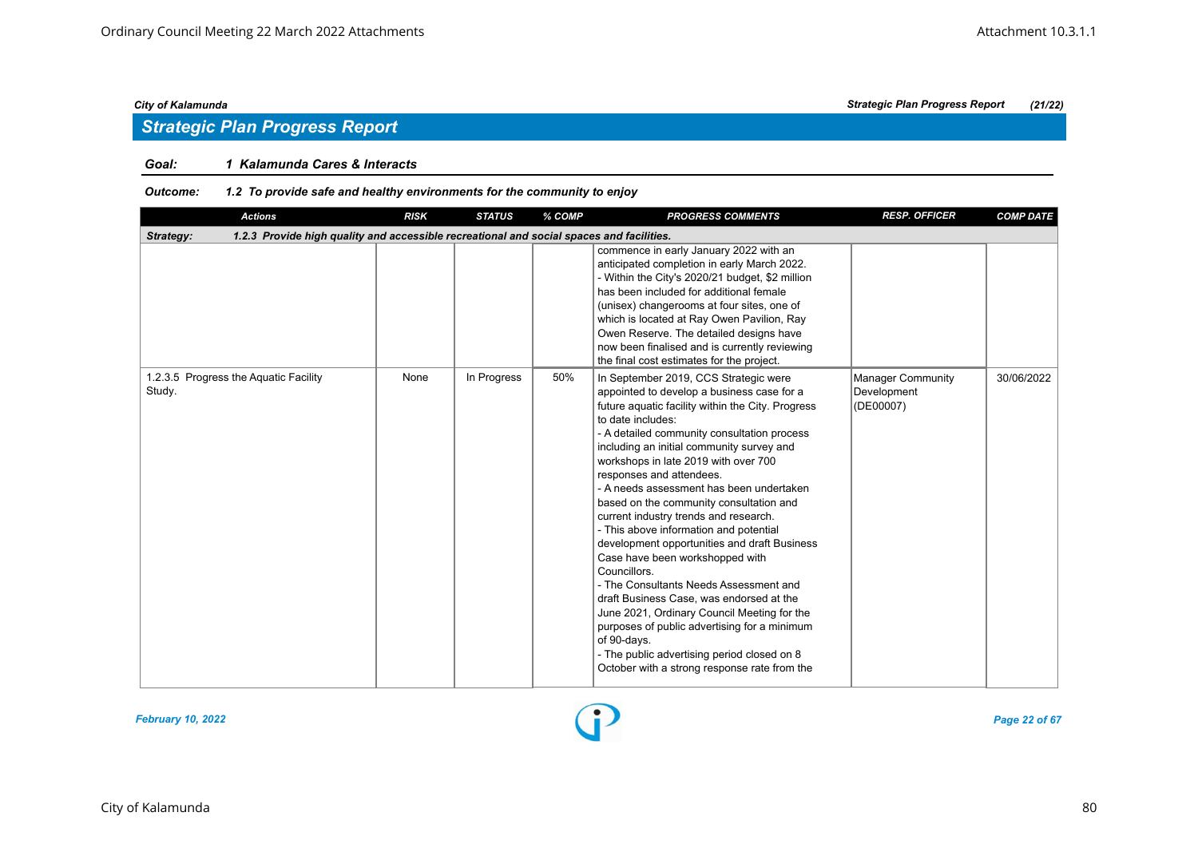## Strategic Plan Progress Report

**Goal:** ***1 Kalamunda Cares & Interacts***

**Outcome:** ***1.2 To provide safe and healthy environments for the community to enjoy***

| Actions | RISK | STATUS | % COMP | PROGRESS COMMENTS | RESP. OFFICER | COMP DATE |
|---|---|---|---|---|---|---|
| **Strategy: 1.2.3 Provide high quality and accessible recreational and social spaces and facilities.** | | | | | | |
| | | | | commence in early January 2022 with an anticipated completion in early March 2022.<br>- Within the City's 2020/21 budget, $2 million has been included for additional female (unisex) changerooms at four sites, one of which is located at Ray Owen Pavilion, Ray Owen Reserve. The detailed designs have now been finalised and is currently reviewing the final cost estimates for the project. | | |
| 1.2.3.5 Progress the Aquatic Facility Study. | None | In Progress | 50% | In September 2019, CCS Strategic were appointed to develop a business case for a future aquatic facility within the City. Progress to date includes:<br>- A detailed community consultation process including an initial community survey and workshops in late 2019 with over 700 responses and attendees.<br>- A needs assessment has been undertaken based on the community consultation and current industry trends and research.<br>- This above information and potential development opportunities and draft Business Case have been workshopped with Councillors.<br>- The Consultants Needs Assessment and draft Business Case, was endorsed at the June 2021, Ordinary Council Meeting for the purposes of public advertising for a minimum of 90-days.<br>- The public advertising period closed on 8 October with a strong response rate from the | Manager Community Development (DE00007) | 30/06/2022 |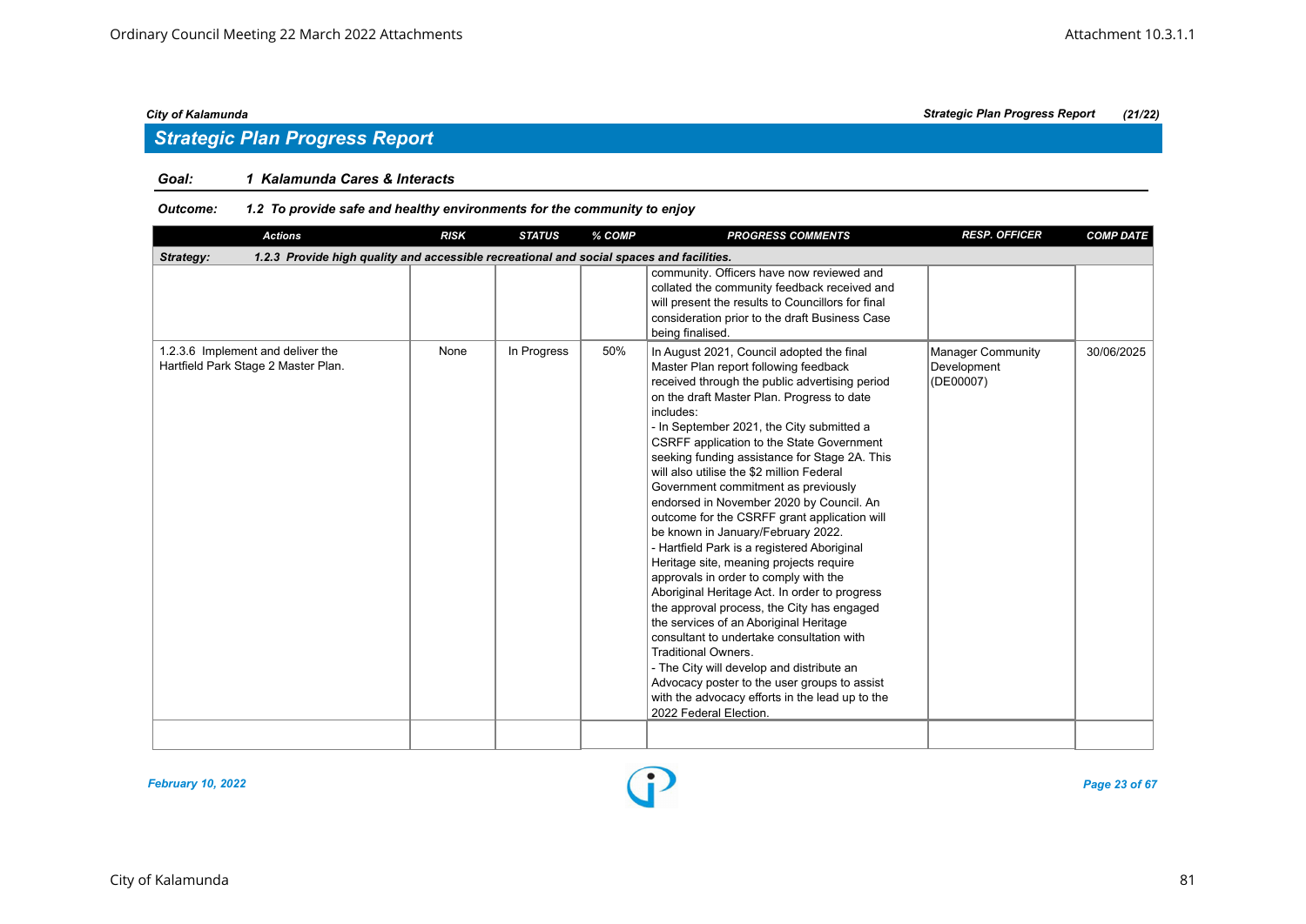## Strategic Plan Progress Report

**Goal:** 1 Kalamunda Cares & Interacts

**Outcome:** 1.2 To provide safe and healthy environments for the community to enjoy

| Actions | RISK | STATUS | % COMP | PROGRESS COMMENTS | RESP. OFFICER | COMP DATE |
|---|---|---|---|---|---|---|
| **Strategy: 1.2.3 Provide high quality and accessible recreational and social spaces and facilities.** | | | | | | |
| | | | | community. Officers have now reviewed and collated the community feedback received and will present the results to Councillors for final consideration prior to the draft Business Case being finalised. | | |
| 1.2.3.6 Implement and deliver the Hartfield Park Stage 2 Master Plan. | None | In Progress | 50% | In August 2021, Council adopted the final Master Plan report following feedback received through the public advertising period on the draft Master Plan. Progress to date includes:<br>- In September 2021, the City submitted a CSRFF application to the State Government seeking funding assistance for Stage 2A. This will also utilise the $2 million Federal Government commitment as previously endorsed in November 2020 by Council. An outcome for the CSRFF grant application will be known in January/February 2022.<br>- Hartfield Park is a registered Aboriginal Heritage site, meaning projects require approvals in order to comply with the Aboriginal Heritage Act. In order to progress the approval process, the City has engaged the services of an Aboriginal Heritage consultant to undertake consultation with Traditional Owners.<br>- The City will develop and distribute an Advocacy poster to the user groups to assist with the advocacy efforts in the lead up to the 2022 Federal Election. | Manager Community Development (DE00007) | 30/06/2025 |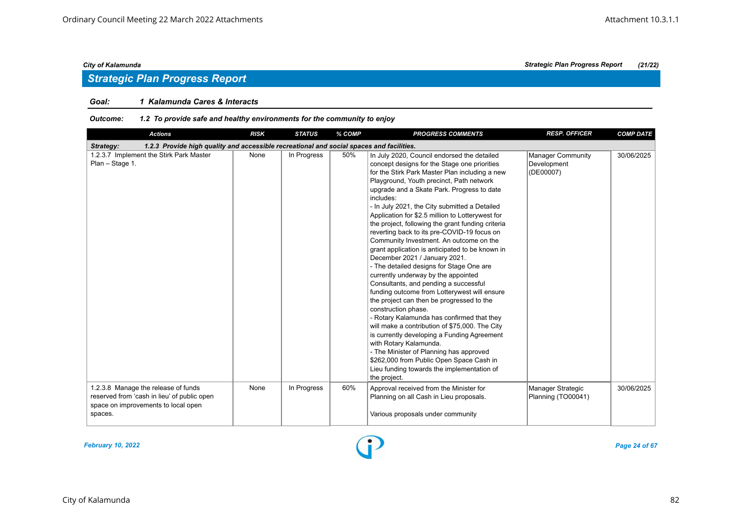## Strategic Plan Progress Report

**Goal:** *1 Kalamunda Cares & Interacts*

**Outcome:** *1.2 To provide safe and healthy environments for the community to enjoy*

| Actions | RISK | STATUS | % COMP | PROGRESS COMMENTS | RESP. OFFICER | COMP DATE |
|---|---|---|---|---|---|---|
| **Strategy: 1.2.3 Provide high quality and accessible recreational and social spaces and facilities.** | | | | | | |
| 1.2.3.7 Implement the Stirk Park Master Plan – Stage 1. | None | In Progress | 50% | In July 2020, Council endorsed the detailed concept designs for the Stage one priorities for the Stirk Park Master Plan including a new Playground, Youth precinct, Path network upgrade and a Skate Park. Progress to date includes:<br>- In July 2021, the City submitted a Detailed Application for $2.5 million to Lotterywest for the project, following the grant funding criteria reverting back to its pre-COVID-19 focus on Community Investment. An outcome on the grant application is anticipated to be known in December 2021 / January 2021.<br>- The detailed designs for Stage One are currently underway by the appointed Consultants, and pending a successful funding outcome from Lotterywest will ensure the project can then be progressed to the construction phase.<br>- Rotary Kalamunda has confirmed that they will make a contribution of $75,000. The City is currently developing a Funding Agreement with Rotary Kalamunda.<br>- The Minister of Planning has approved $262,000 from Public Open Space Cash in Lieu funding towards the implementation of the project. | Manager Community Development (DE00007) | 30/06/2025 |
| 1.2.3.8 Manage the release of funds reserved from 'cash in lieu' of public open space on improvements to local open spaces. | None | In Progress | 60% | Approval received from the Minister for Planning on all Cash in Lieu proposals.<br><br>Various proposals under community | Manager Strategic Planning (TO00041) | 30/06/2025 |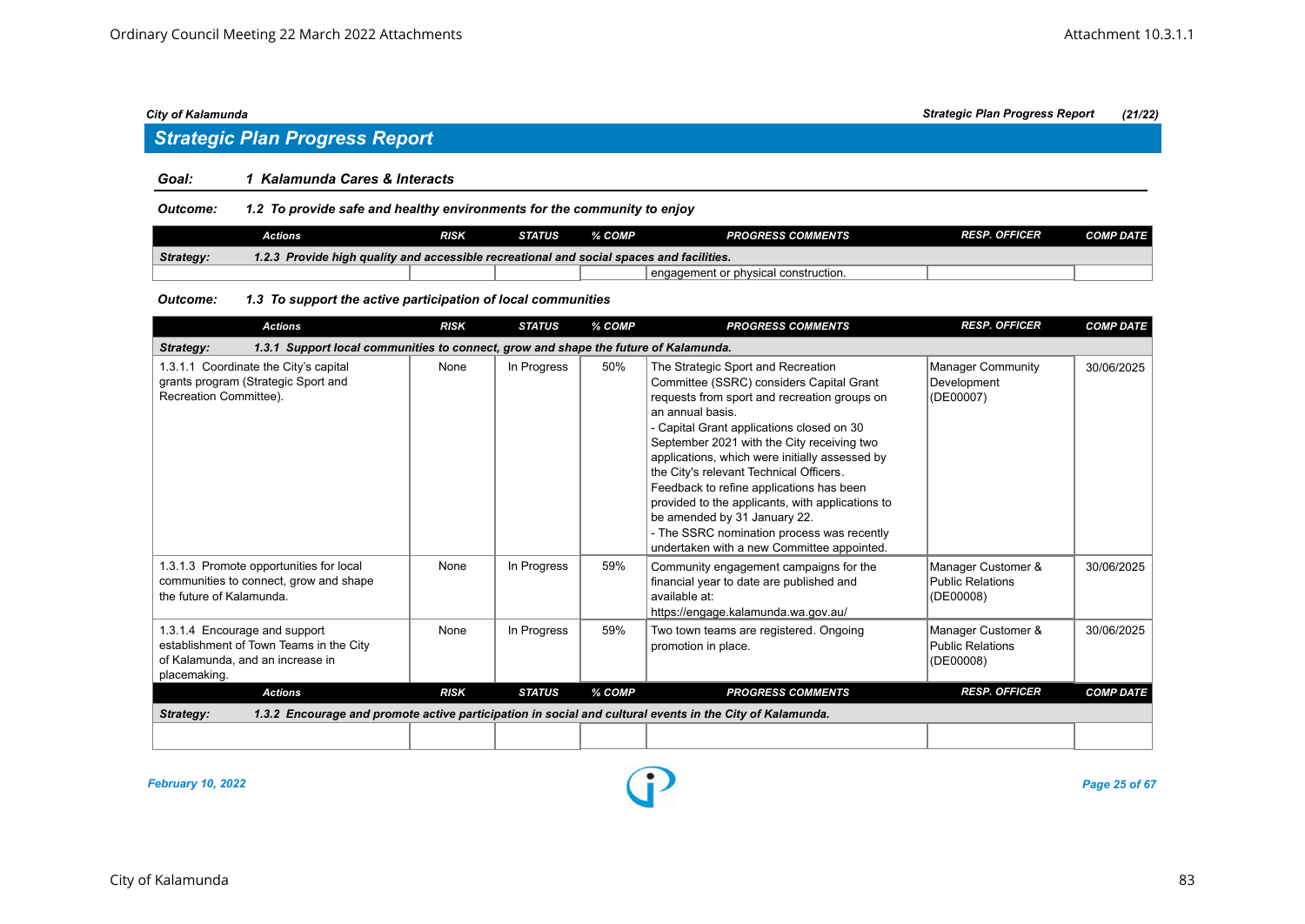## Strategic Plan Progress Report

**Goal:** **1 Kalamunda Cares & Interacts**

**Outcome:** **1.2 To provide safe and healthy environments for the community to enjoy**

| Actions | RISK | STATUS | % COMP | PROGRESS COMMENTS | RESP. OFFICER | COMP DATE |
|---|---|---|---|---|---|---|
| **Strategy: 1.2.3 Provide high quality and accessible recreational and social spaces and facilities.** | | | | | | |
| | | | | engagement or physical construction. | | |

**Outcome:** **1.3 To support the active participation of local communities**

| Actions | RISK | STATUS | % COMP | PROGRESS COMMENTS | RESP. OFFICER | COMP DATE |
|---|---|---|---|---|---|---|
| **Strategy: 1.3.1 Support local communities to connect, grow and shape the future of Kalamunda.** | | | | | | |
| 1.3.1.1 Coordinate the City's capital grants program (Strategic Sport and Recreation Committee). | None | In Progress | 50% | The Strategic Sport and Recreation Committee (SSRC) considers Capital Grant requests from sport and recreation groups on an annual basis.<br>- Capital Grant applications closed on 30 September 2021 with the City receiving two applications, which were initially assessed by the City's relevant Technical Officers. Feedback to refine applications has been provided to the applicants, with applications to be amended by 31 January 22.<br>- The SSRC nomination process was recently undertaken with a new Committee appointed. | Manager Community Development (DE00007) | 30/06/2025 |
| 1.3.1.3 Promote opportunities for local communities to connect, grow and shape the future of Kalamunda. | None | In Progress | 59% | Community engagement campaigns for the financial year to date are published and available at: https://engage.kalamunda.wa.gov.au/ | Manager Customer & Public Relations (DE00008) | 30/06/2025 |
| 1.3.1.4 Encourage and support establishment of Town Teams in the City of Kalamunda, and an increase in placemaking. | None | In Progress | 59% | Two town teams are registered. Ongoing promotion in place. | Manager Customer & Public Relations (DE00008) | 30/06/2025 |

| Actions | RISK | STATUS | % COMP | PROGRESS COMMENTS | RESP. OFFICER | COMP DATE |
|---|---|---|---|---|---|---|
| **Strategy: 1.3.2 Encourage and promote active participation in social and cultural events in the City of Kalamunda.** | | | | | | |
| | | | | | | |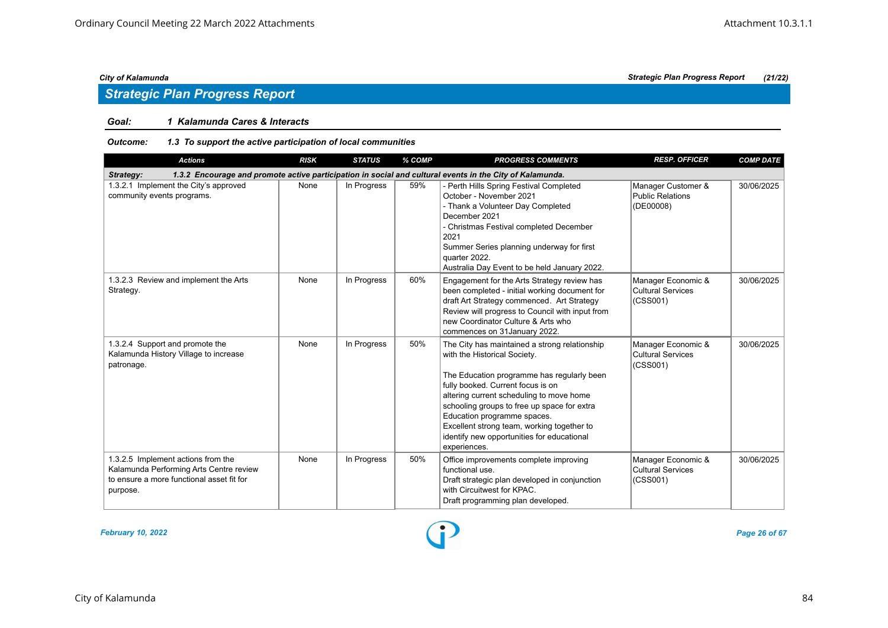## Strategic Plan Progress Report

**Goal:** ***1 Kalamunda Cares & Interacts***

**Outcome:** ***1.3 To support the active participation of local communities***

| Actions | RISK | STATUS | % COMP | PROGRESS COMMENTS | RESP. OFFICER | COMP DATE |
|---|---|---|---|---|---|---|
| **Strategy: 1.3.2 Encourage and promote active participation in social and cultural events in the City of Kalamunda.** | | | | | | |
| 1.3.2.1 Implement the City's approved community events programs. | None | In Progress | 59% | - Perth Hills Spring Festival Completed October - November 2021<br>- Thank a Volunteer Day Completed December 2021<br>- Christmas Festival completed December 2021<br>Summer Series planning underway for first quarter 2022.<br>Australia Day Event to be held January 2022. | Manager Customer & Public Relations (DE00008) | 30/06/2025 |
| 1.3.2.3 Review and implement the Arts Strategy. | None | In Progress | 60% | Engagement for the Arts Strategy review has been completed - initial working document for draft Art Strategy commenced. Art Strategy Review will progress to Council with input from new Coordinator Culture & Arts who commences on 31January 2022. | Manager Economic & Cultural Services (CSS001) | 30/06/2025 |
| 1.3.2.4 Support and promote the Kalamunda History Village to increase patronage. | None | In Progress | 50% | The City has maintained a strong relationship with the Historical Society.<br><br>The Education programme has regularly been fully booked. Current focus is on altering current scheduling to move home schooling groups to free up space for extra Education programme spaces.<br>Excellent strong team, working together to identify new opportunities for educational experiences. | Manager Economic & Cultural Services (CSS001) | 30/06/2025 |
| 1.3.2.5 Implement actions from the Kalamunda Performing Arts Centre review to ensure a more functional asset fit for purpose. | None | In Progress | 50% | Office improvements complete improving functional use.<br>Draft strategic plan developed in conjunction with Circuitwest for KPAC.<br>Draft programming plan developed. | Manager Economic & Cultural Services (CSS001) | 30/06/2025 |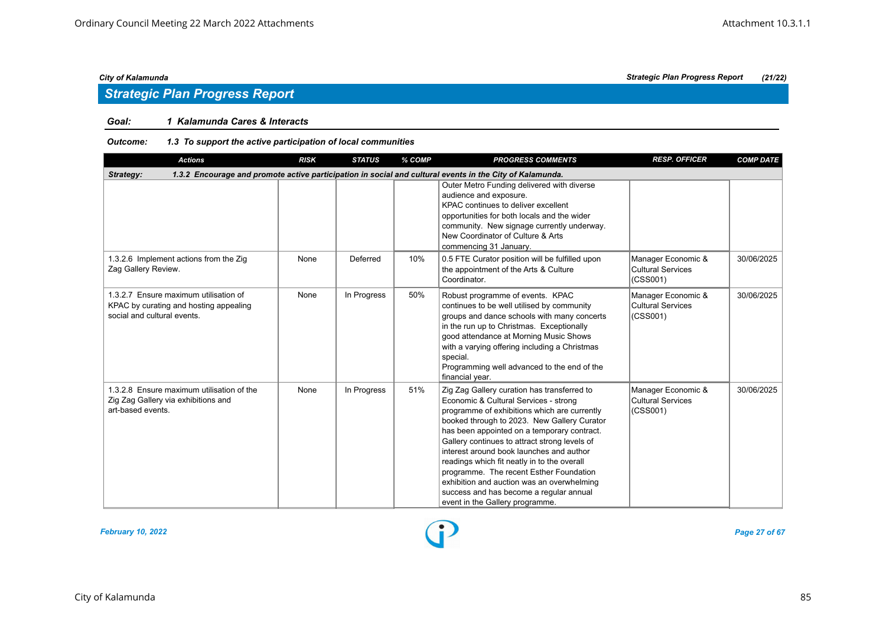## Strategic Plan Progress Report

**Goal:** ***1 Kalamunda Cares & Interacts***

**Outcome:** ***1.3 To support the active participation of local communities***

| Actions | RISK | STATUS | % COMP | PROGRESS COMMENTS | RESP. OFFICER | COMP DATE |
|---|---|---|---|---|---|---|
| ***Strategy: 1.3.2 Encourage and promote active participation in social and cultural events in the City of Kalamunda.*** | | | | | | |
| | | | | Outer Metro Funding delivered with diverse audience and exposure. KPAC continues to deliver excellent opportunities for both locals and the wider community. New signage currently underway. New Coordinator of Culture & Arts commencing 31 January. | | |
| 1.3.2.6 Implement actions from the Zig Zag Gallery Review. | None | Deferred | 10% | 0.5 FTE Curator position will be fulfilled upon the appointment of the Arts & Culture Coordinator. | Manager Economic & Cultural Services (CSS001) | 30/06/2025 |
| 1.3.2.7 Ensure maximum utilisation of KPAC by curating and hosting appealing social and cultural events. | None | In Progress | 50% | Robust programme of events. KPAC continues to be well utilised by community groups and dance schools with many concerts in the run up to Christmas. Exceptionally good attendance at Morning Music Shows with a varying offering including a Christmas special. Programming well advanced to the end of the financial year. | Manager Economic & Cultural Services (CSS001) | 30/06/2025 |
| 1.3.2.8 Ensure maximum utilisation of the Zig Zag Gallery via exhibitions and art-based events. | None | In Progress | 51% | Zig Zag Gallery curation has transferred to Economic & Cultural Services - strong programme of exhibitions which are currently booked through to 2023. New Gallery Curator has been appointed on a temporary contract. Gallery continues to attract strong levels of interest around book launches and author readings which fit neatly in to the overall programme. The recent Esther Foundation exhibition and auction was an overwhelming success and has become a regular annual event in the Gallery programme. | Manager Economic & Cultural Services (CSS001) | 30/06/2025 |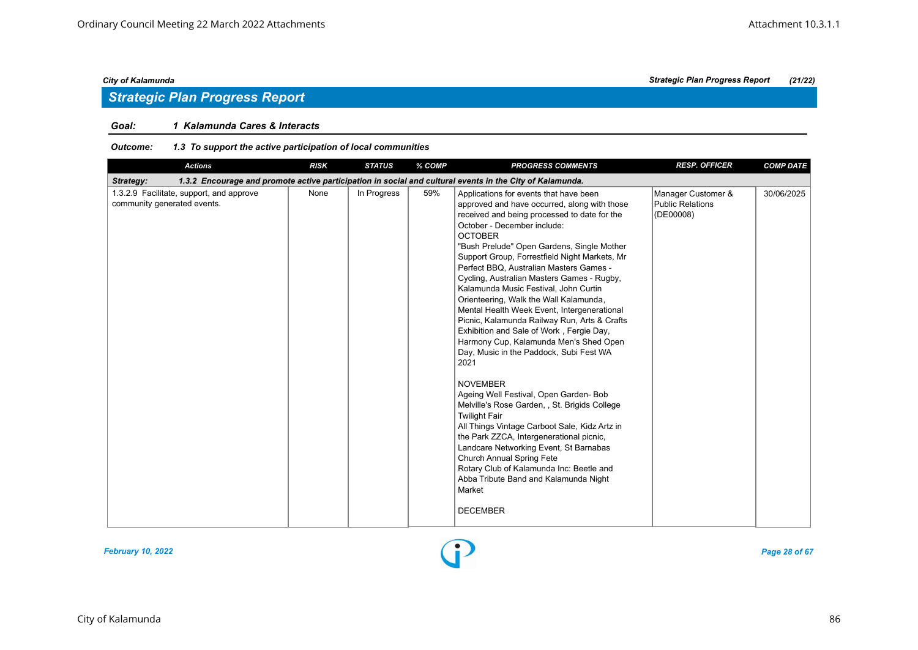City of Kalamunda — Strategic Plan Progress Report (21/22)

## Strategic Plan Progress Report

**Goal:** *1 Kalamunda Cares & Interacts*

**Outcome:** *1.3 To support the active participation of local communities*

| Actions | RISK | STATUS | % COMP | PROGRESS COMMENTS | RESP. OFFICER | COMP DATE |
|---|---|---|---|---|---|---|
| **Strategy:** *1.3.2 Encourage and promote active participation in social and cultural events in the City of Kalamunda.* | | | | | | |
| 1.3.2.9 Facilitate, support, and approve community generated events. | None | In Progress | 59% | Applications for events that have been approved and have occurred, along with those received and being processed to date for the October - December include:<br>OCTOBER<br>"Bush Prelude" Open Gardens, Single Mother Support Group, Forrestfield Night Markets, Mr Perfect BBQ, Australian Masters Games - Cycling, Australian Masters Games - Rugby, Kalamunda Music Festival, John Curtin Orienteering, Walk the Wall Kalamunda, Mental Health Week Event, Intergenerational Picnic, Kalamunda Railway Run, Arts & Crafts Exhibition and Sale of Work , Fergie Day, Harmony Cup, Kalamunda Men's Shed Open Day, Music in the Paddock, Subi Fest WA 2021<br><br>NOVEMBER<br>Ageing Well Festival, Open Garden- Bob Melville's Rose Garden, , St. Brigids College Twilight Fair<br>All Things Vintage Carboot Sale, Kidz Artz in the Park ZZCA, Intergenerational picnic, Landcare Networking Event, St Barnabas Church Annual Spring Fete<br>Rotary Club of Kalamunda Inc: Beetle and Abba Tribute Band and Kalamunda Night Market<br><br>DECEMBER | Manager Customer & Public Relations (DE00008) | 30/06/2025 |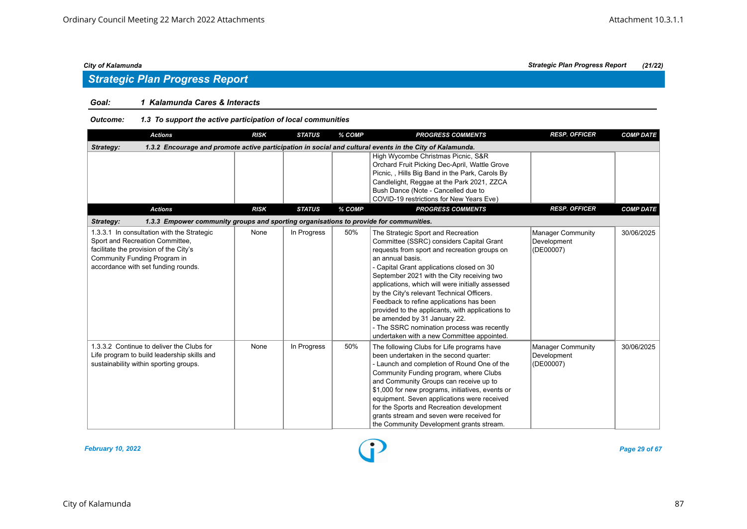## Strategic Plan Progress Report

**Goal:** *1 Kalamunda Cares & Interacts*

**Outcome:** *1.3 To support the active participation of local communities*

| Actions | RISK | STATUS | % COMP | PROGRESS COMMENTS | RESP. OFFICER | COMP DATE |
|---|---|---|---|---|---|---|
| **Strategy: 1.3.2 Encourage and promote active participation in social and cultural events in the City of Kalamunda.** | | | | | | |
| | | | | High Wycombe Christmas Picnic, S&R Orchard Fruit Picking Dec-April, Wattle Grove Picnic, , Hills Big Band in the Park, Carols By Candlelight, Reggae at the Park 2021, ZZCA Bush Dance (Note - Cancelled due to COVID-19 restrictions for New Years Eve) | | |

| Actions | RISK | STATUS | % COMP | PROGRESS COMMENTS | RESP. OFFICER | COMP DATE |
|---|---|---|---|---|---|---|
| **Strategy: 1.3.3 Empower community groups and sporting organisations to provide for communities.** | | | | | | |
| 1.3.3.1 In consultation with the Strategic Sport and Recreation Committee, facilitate the provision of the City's Community Funding Program in accordance with set funding rounds. | None | In Progress | 50% | The Strategic Sport and Recreation Committee (SSRC) considers Capital Grant requests from sport and recreation groups on an annual basis.<br>- Capital Grant applications closed on 30 September 2021 with the City receiving two applications, which will were initially assessed by the City's relevant Technical Officers. Feedback to refine applications has been provided to the applicants, with applications to be amended by 31 January 22.<br>- The SSRC nomination process was recently undertaken with a new Committee appointed. | Manager Community Development (DE00007) | 30/06/2025 |
| 1.3.3.2 Continue to deliver the Clubs for Life program to build leadership skills and sustainability within sporting groups. | None | In Progress | 50% | The following Clubs for Life programs have been undertaken in the second quarter:<br>- Launch and completion of Round One of the Community Funding program, where Clubs and Community Groups can receive up to $1,000 for new programs, initiatives, events or equipment. Seven applications were received for the Sports and Recreation development grants stream and seven were received for the Community Development grants stream. | Manager Community Development (DE00007) | 30/06/2025 |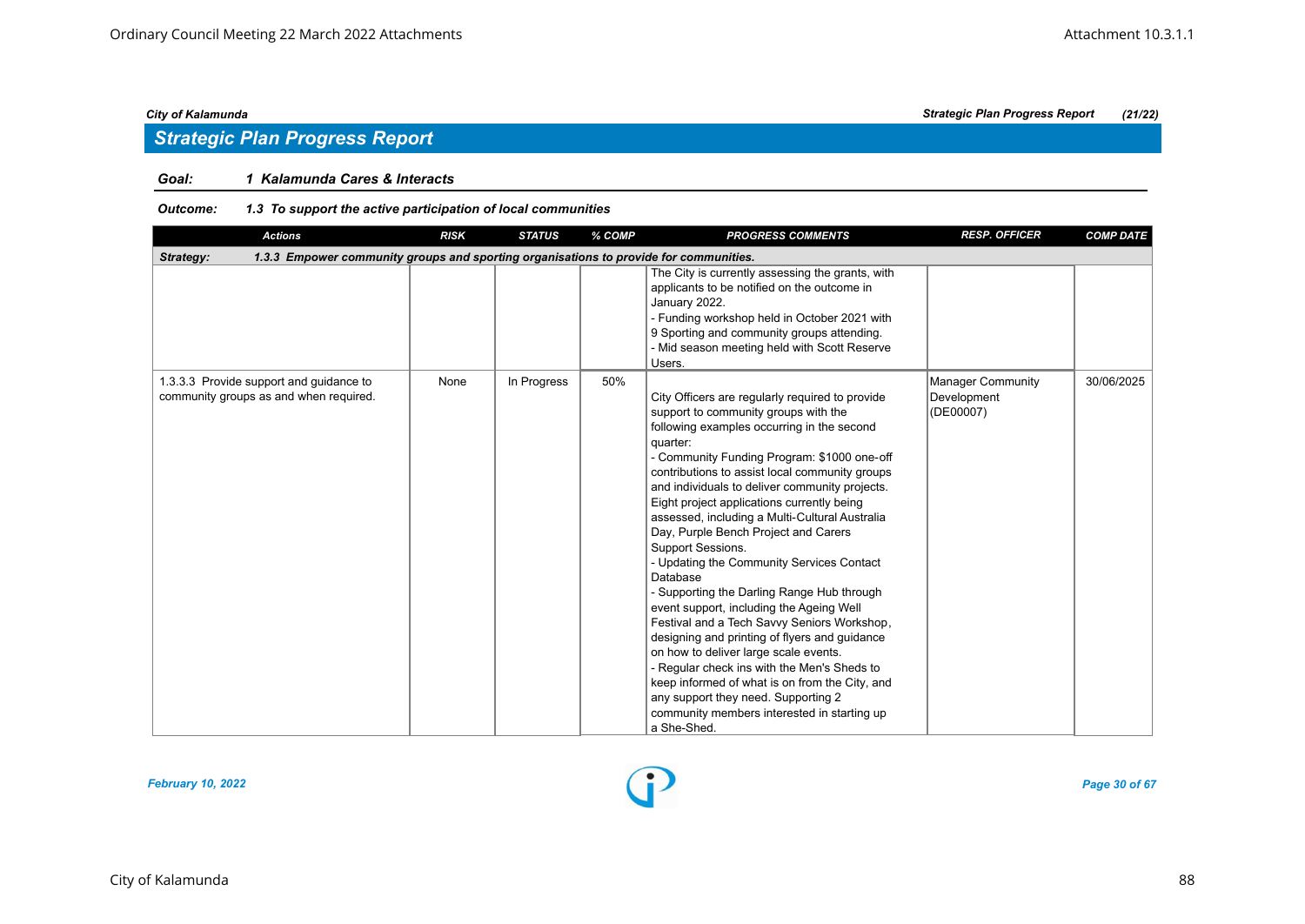## Strategic Plan Progress Report

**Goal:** *1 Kalamunda Cares & Interacts*

**Outcome:** *1.3 To support the active participation of local communities*

| Actions | RISK | STATUS | % COMP | PROGRESS COMMENTS | RESP. OFFICER | COMP DATE |
|---|---|---|---|---|---|---|
| **Strategy: 1.3.3 Empower community groups and sporting organisations to provide for communities.** | | | | | | |
| | | | | The City is currently assessing the grants, with applicants to be notified on the outcome in January 2022.<br>- Funding workshop held in October 2021 with 9 Sporting and community groups attending.<br>- Mid season meeting held with Scott Reserve Users. | | |
| 1.3.3.3 Provide support and guidance to community groups as and when required. | None | In Progress | 50% | City Officers are regularly required to provide support to community groups with the following examples occurring in the second quarter:<br>- Community Funding Program: $1000 one-off contributions to assist local community groups and individuals to deliver community projects. Eight project applications currently being assessed, including a Multi-Cultural Australia Day, Purple Bench Project and Carers Support Sessions.<br>- Updating the Community Services Contact Database<br>- Supporting the Darling Range Hub through event support, including the Ageing Well Festival and a Tech Savvy Seniors Workshop, designing and printing of flyers and guidance on how to deliver large scale events.<br>- Regular check ins with the Men's Sheds to keep informed of what is on from the City, and any support they need. Supporting 2 community members interested in starting up a She-Shed. | Manager Community Development (DE00007) | 30/06/2025 |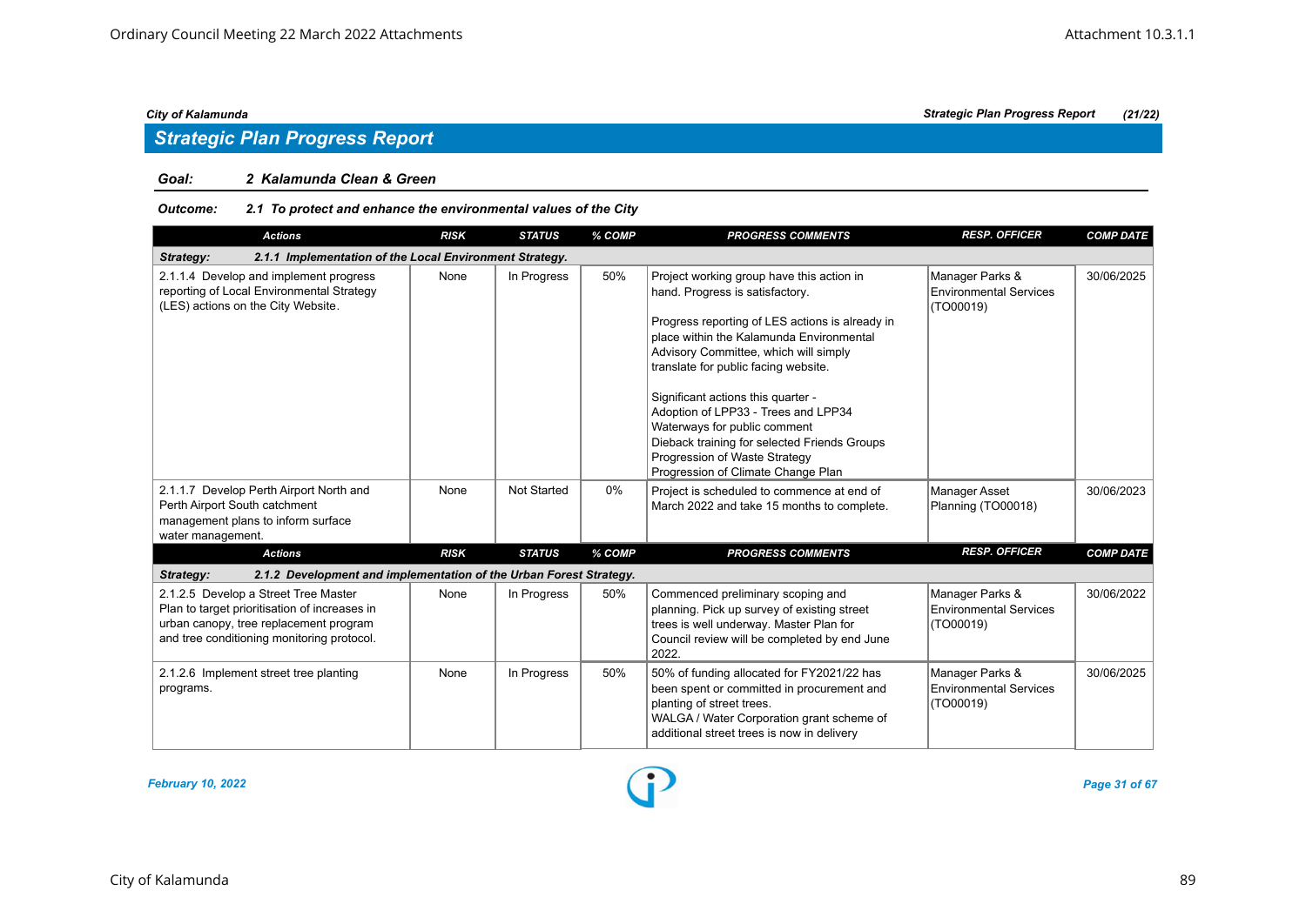## Strategic Plan Progress Report

**Goal:** 2 Kalamunda Clean & Green

**Outcome:** 2.1 To protect and enhance the environmental values of the City

| Actions | RISK | STATUS | % COMP | PROGRESS COMMENTS | RESP. OFFICER | COMP DATE |
|---|---|---|---|---|---|---|
| **Strategy: 2.1.1 Implementation of the Local Environment Strategy.** | | | | | | |
| 2.1.1.4 Develop and implement progress reporting of Local Environmental Strategy (LES) actions on the City Website. | None | In Progress | 50% | Project working group have this action in hand. Progress is satisfactory.<br><br>Progress reporting of LES actions is already in place within the Kalamunda Environmental Advisory Committee, which will simply translate for public facing website.<br><br>Significant actions this quarter -<br>Adoption of LPP33 - Trees and LPP34 Waterways for public comment<br>Dieback training for selected Friends Groups<br>Progression of Waste Strategy<br>Progression of Climate Change Plan | Manager Parks & Environmental Services (TO00019) | 30/06/2025 |
| 2.1.1.7 Develop Perth Airport North and Perth Airport South catchment management plans to inform surface water management. | None | Not Started | 0% | Project is scheduled to commence at end of March 2022 and take 15 months to complete. | Manager Asset Planning (TO00018) | 30/06/2023 |
| **Strategy: 2.1.2 Development and implementation of the Urban Forest Strategy.** | | | | | | |
| 2.1.2.5 Develop a Street Tree Master Plan to target prioritisation of increases in urban canopy, tree replacement program and tree conditioning monitoring protocol. | None | In Progress | 50% | Commenced preliminary scoping and planning. Pick up survey of existing street trees is well underway. Master Plan for Council review will be completed by end June 2022. | Manager Parks & Environmental Services (TO00019) | 30/06/2022 |
| 2.1.2.6 Implement street tree planting programs. | None | In Progress | 50% | 50% of funding allocated for FY2021/22 has been spent or committed in procurement and planting of street trees.<br>WALGA / Water Corporation grant scheme of additional street trees is now in delivery | Manager Parks & Environmental Services (TO00019) | 30/06/2025 |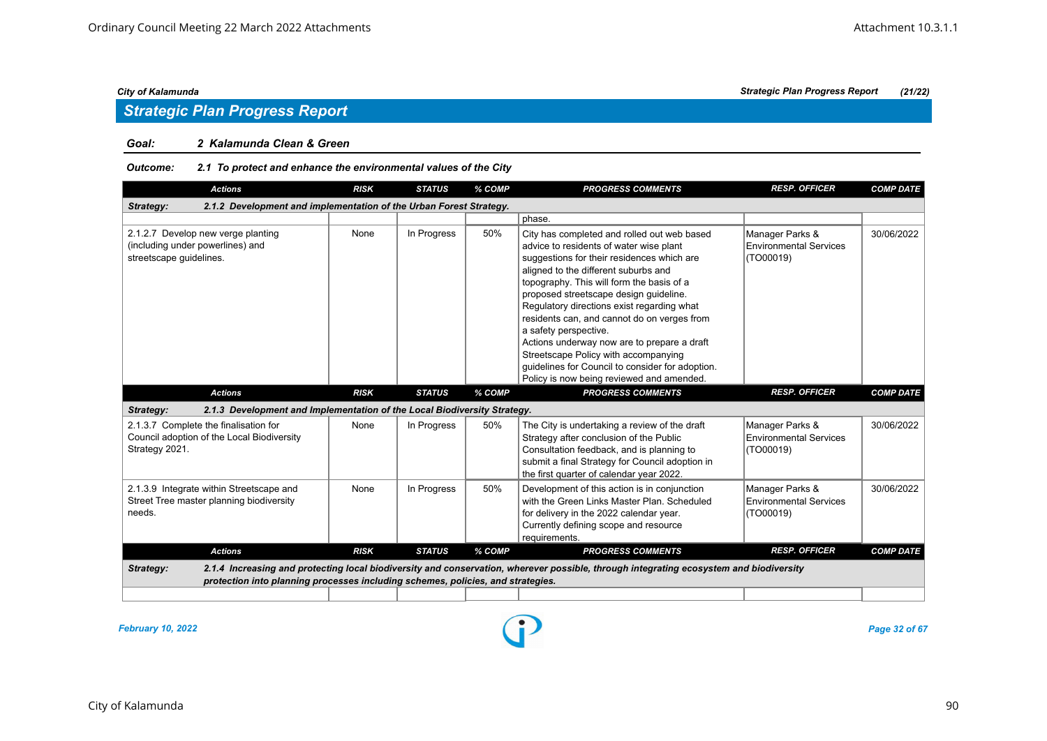## Strategic Plan Progress Report

**Goal:** *2 Kalamunda Clean & Green*

**Outcome:** *2.1 To protect and enhance the environmental values of the City*

| Actions | RISK | STATUS | % COMP | PROGRESS COMMENTS | RESP. OFFICER | COMP DATE |
|---|---|---|---|---|---|---|
| **Strategy: 2.1.2 Development and implementation of the Urban Forest Strategy.** | | | | | | |
| | | | | phase. | | |
| 2.1.2.7 Develop new verge planting (including under powerlines) and streetscape guidelines. | None | In Progress | 50% | City has completed and rolled out web based advice to residents of water wise plant suggestions for their residences which are aligned to the different suburbs and topography. This will form the basis of a proposed streetscape design guideline. Regulatory directions exist regarding what residents can, and cannot do on verges from a safety perspective. Actions underway now are to prepare a draft Streetscape Policy with accompanying guidelines for Council to consider for adoption. Policy is now being reviewed and amended. | Manager Parks & Environmental Services (TO00019) | 30/06/2022 |
| **Strategy: 2.1.3 Development and Implementation of the Local Biodiversity Strategy.** | | | | | | |
| 2.1.3.7 Complete the finalisation for Council adoption of the Local Biodiversity Strategy 2021. | None | In Progress | 50% | The City is undertaking a review of the draft Strategy after conclusion of the Public Consultation feedback, and is planning to submit a final Strategy for Council adoption in the first quarter of calendar year 2022. | Manager Parks & Environmental Services (TO00019) | 30/06/2022 |
| 2.1.3.9 Integrate within Streetscape and Street Tree master planning biodiversity needs. | None | In Progress | 50% | Development of this action is in conjunction with the Green Links Master Plan. Scheduled for delivery in the 2022 calendar year. Currently defining scope and resource requirements. | Manager Parks & Environmental Services (TO00019) | 30/06/2022 |
| **Strategy: 2.1.4 Increasing and protecting local biodiversity and conservation, wherever possible, through integrating ecosystem and biodiversity protection into planning processes including schemes, policies, and strategies.** | | | | | | |
| | | | | | | |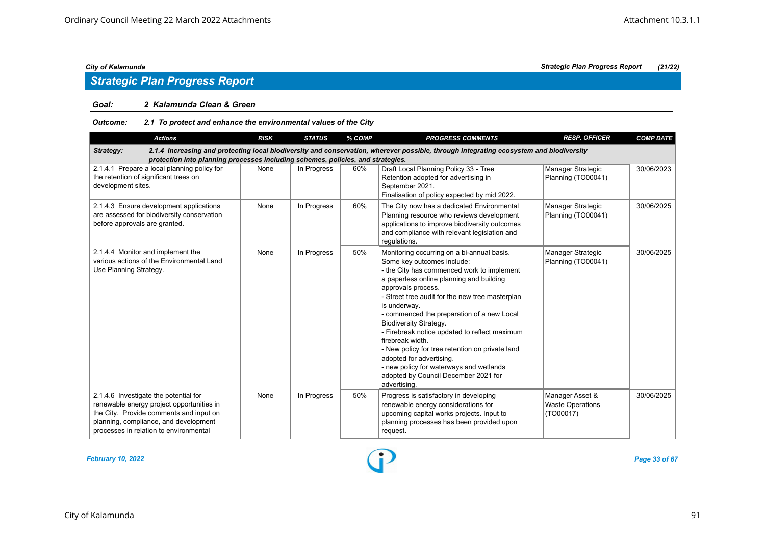## Strategic Plan Progress Report

**Goal:** ***2 Kalamunda Clean & Green***

**Outcome:** ***2.1 To protect and enhance the environmental values of the City***

| Actions | RISK | STATUS | % COMP | PROGRESS COMMENTS | RESP. OFFICER | COMP DATE |
|---|---|---|---|---|---|---|
| **Strategy: 2.1.4 Increasing and protecting local biodiversity and conservation, wherever possible, through integrating ecosystem and biodiversity protection into planning processes including schemes, policies, and strategies.** | | | | | | |
| 2.1.4.1 Prepare a local planning policy for the retention of significant trees on development sites. | None | In Progress | 60% | Draft Local Planning Policy 33 - Tree Retention adopted for advertising in September 2021. Finalisation of policy expected by mid 2022. | Manager Strategic Planning (TO00041) | 30/06/2023 |
| 2.1.4.3 Ensure development applications are assessed for biodiversity conservation before approvals are granted. | None | In Progress | 60% | The City now has a dedicated Environmental Planning resource who reviews development applications to improve biodiversity outcomes and compliance with relevant legislation and regulations. | Manager Strategic Planning (TO00041) | 30/06/2025 |
| 2.1.4.4 Monitor and implement the various actions of the Environmental Land Use Planning Strategy. | None | In Progress | 50% | Monitoring occurring on a bi-annual basis. Some key outcomes include:<br>- the City has commenced work to implement a paperless online planning and building approvals process.<br>- Street tree audit for the new tree masterplan is underway.<br>- commenced the preparation of a new Local Biodiversity Strategy.<br>- Firebreak notice updated to reflect maximum firebreak width.<br>- New policy for tree retention on private land adopted for advertising.<br>- new policy for waterways and wetlands adopted by Council December 2021 for advertising. | Manager Strategic Planning (TO00041) | 30/06/2025 |
| 2.1.4.6 Investigate the potential for renewable energy project opportunities in the City. Provide comments and input on planning, compliance, and development processes in relation to environmental | None | In Progress | 50% | Progress is satisfactory in developing renewable energy considerations for upcoming capital works projects. Input to planning processes has been provided upon request. | Manager Asset & Waste Operations (TO00017) | 30/06/2025 |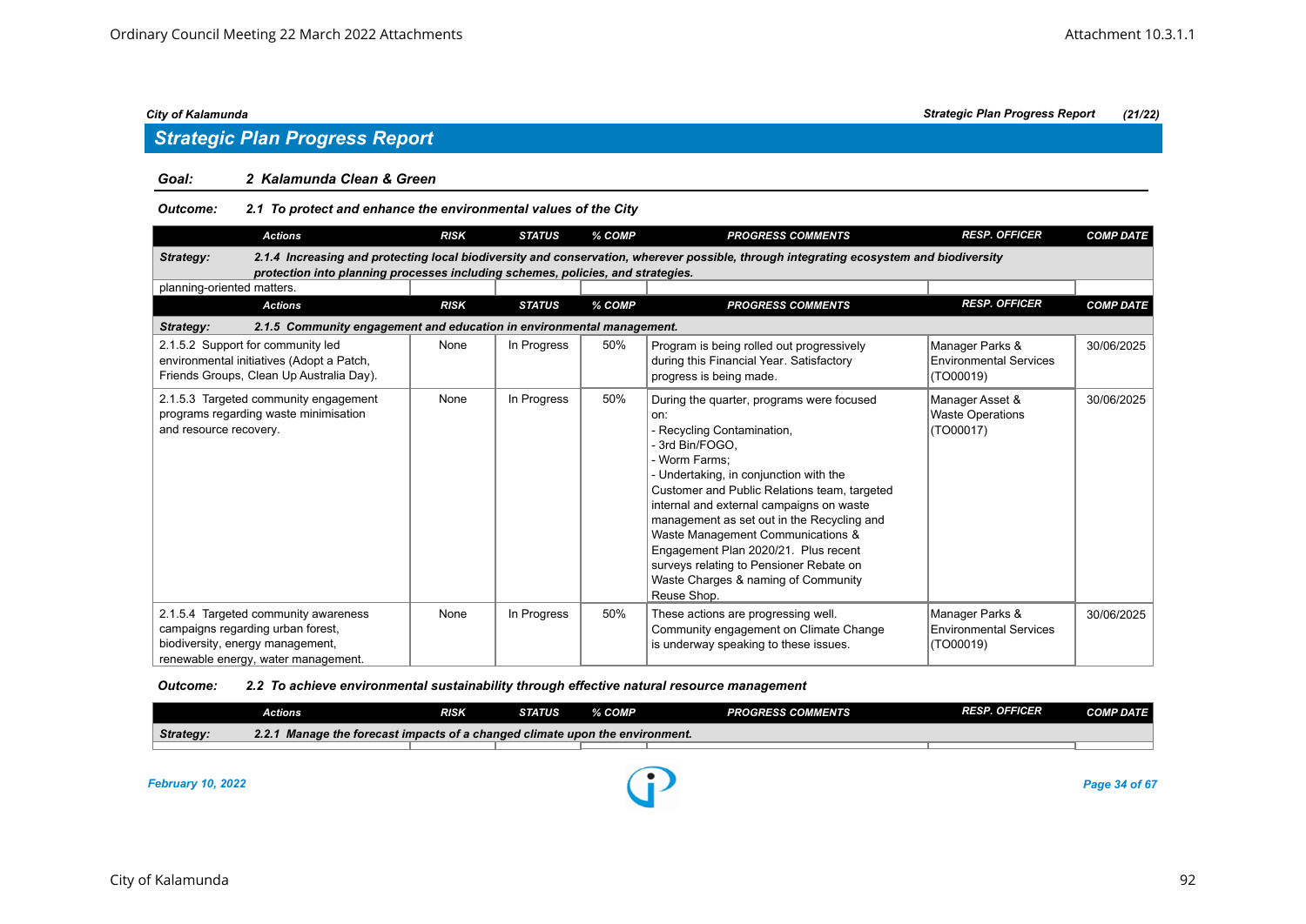## Strategic Plan Progress Report

**Goal:** *2 Kalamunda Clean & Green*

**Outcome:** *2.1 To protect and enhance the environmental values of the City*

| Actions | RISK | STATUS | % COMP | PROGRESS COMMENTS | RESP. OFFICER | COMP DATE |
|---|---|---|---|---|---|---|
| **Strategy:** *2.1.4 Increasing and protecting local biodiversity and conservation, wherever possible, through integrating ecosystem and biodiversity protection into planning processes including schemes, policies, and strategies.* | | | | | | |
| planning-oriented matters. | | | | | | |

| Actions | RISK | STATUS | % COMP | PROGRESS COMMENTS | RESP. OFFICER | COMP DATE |
|---|---|---|---|---|---|---|
| **Strategy:** *2.1.5 Community engagement and education in environmental management.* | | | | | | |
| 2.1.5.2 Support for community led environmental initiatives (Adopt a Patch, Friends Groups, Clean Up Australia Day). | None | In Progress | 50% | Program is being rolled out progressively during this Financial Year. Satisfactory progress is being made. | Manager Parks & Environmental Services (TO00019) | 30/06/2025 |
| 2.1.5.3 Targeted community engagement programs regarding waste minimisation and resource recovery. | None | In Progress | 50% | During the quarter, programs were focused on:<br>- Recycling Contamination,<br>- 3rd Bin/FOGO,<br>- Worm Farms;<br>- Undertaking, in conjunction with the Customer and Public Relations team, targeted internal and external campaigns on waste management as set out in the Recycling and Waste Management Communications & Engagement Plan 2020/21. Plus recent surveys relating to Pensioner Rebate on Waste Charges & naming of Community Reuse Shop. | Manager Asset & Waste Operations (TO00017) | 30/06/2025 |
| 2.1.5.4 Targeted community awareness campaigns regarding urban forest, biodiversity, energy management, renewable energy, water management. | None | In Progress | 50% | These actions are progressing well. Community engagement on Climate Change is underway speaking to these issues. | Manager Parks & Environmental Services (TO00019) | 30/06/2025 |

**Outcome:** *2.2 To achieve environmental sustainability through effective natural resource management*

| Actions | RISK | STATUS | % COMP | PROGRESS COMMENTS | RESP. OFFICER | COMP DATE |
|---|---|---|---|---|---|---|
| **Strategy:** *2.2.1 Manage the forecast impacts of a changed climate upon the environment.* | | | | | | |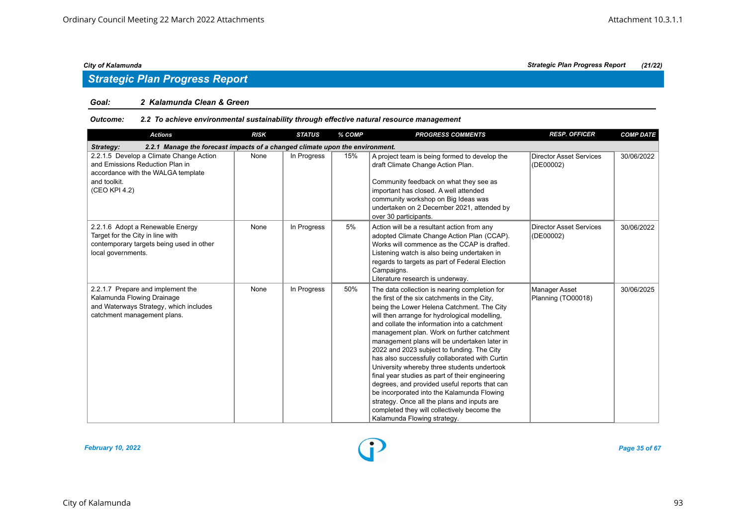## Strategic Plan Progress Report

**Goal:** **2 Kalamunda Clean & Green**

***Outcome:*** ***2.2 To achieve environmental sustainability through effective natural resource management***

| Actions | RISK | STATUS | % COMP | PROGRESS COMMENTS | RESP. OFFICER | COMP DATE |
|---|---|---|---|---|---|---|
| ***Strategy: 2.2.1 Manage the forecast impacts of a changed climate upon the environment.*** | | | | | | |
| 2.2.1.5 Develop a Climate Change Action and Emissions Reduction Plan in accordance with the WALGA template and toolkit. (CEO KPI 4.2) | None | In Progress | 15% | A project team is being formed to develop the draft Climate Change Action Plan. Community feedback on what they see as important has closed. A well attended community workshop on Big Ideas was undertaken on 2 December 2021, attended by over 30 participants. | Director Asset Services (DE00002) | 30/06/2022 |
| 2.2.1.6 Adopt a Renewable Energy Target for the City in line with contemporary targets being used in other local governments. | None | In Progress | 5% | Action will be a resultant action from any adopted Climate Change Action Plan (CCAP). Works will commence as the CCAP is drafted. Listening watch is also being undertaken in regards to targets as part of Federal Election Campaigns. Literature research is underway. | Director Asset Services (DE00002) | 30/06/2022 |
| 2.2.1.7 Prepare and implement the Kalamunda Flowing Drainage and Waterways Strategy, which includes catchment management plans. | None | In Progress | 50% | The data collection is nearing completion for the first of the six catchments in the City, being the Lower Helena Catchment. The City will then arrange for hydrological modelling, and collate the information into a catchment management plan. Work on further catchment management plans will be undertaken later in 2022 and 2023 subject to funding. The City has also successfully collaborated with Curtin University whereby three students undertook final year studies as part of their engineering degrees, and provided useful reports that can be incorporated into the Kalamunda Flowing strategy. Once all the plans and inputs are completed they will collectively become the Kalamunda Flowing strategy. | Manager Asset Planning (TO00018) | 30/06/2025 |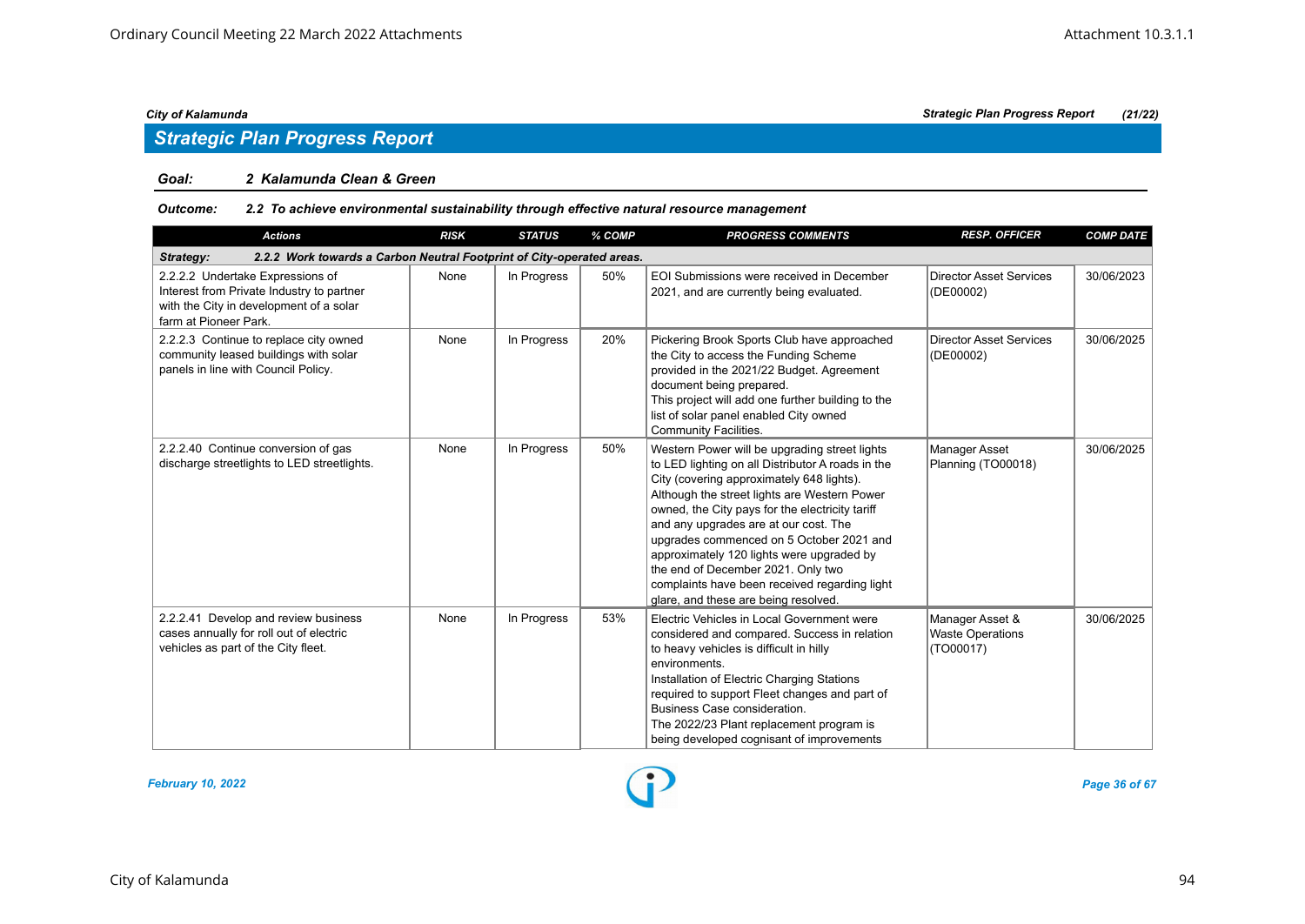## Strategic Plan Progress Report

**Goal:** 2 Kalamunda Clean & Green

**Outcome:** 2.2 To achieve environmental sustainability through effective natural resource management

| Actions | RISK | STATUS | % COMP | PROGRESS COMMENTS | RESP. OFFICER | COMP DATE |
|---|---|---|---|---|---|---|
| **Strategy: 2.2.2 Work towards a Carbon Neutral Footprint of City-operated areas.** | | | | | | |
| 2.2.2.2 Undertake Expressions of Interest from Private Industry to partner with the City in development of a solar farm at Pioneer Park. | None | In Progress | 50% | EOI Submissions were received in December 2021, and are currently being evaluated. | Director Asset Services (DE00002) | 30/06/2023 |
| 2.2.2.3 Continue to replace city owned community leased buildings with solar panels in line with Council Policy. | None | In Progress | 20% | Pickering Brook Sports Club have approached the City to access the Funding Scheme provided in the 2021/22 Budget. Agreement document being prepared. This project will add one further building to the list of solar panel enabled City owned Community Facilities. | Director Asset Services (DE00002) | 30/06/2025 |
| 2.2.2.40 Continue conversion of gas discharge streetlights to LED streetlights. | None | In Progress | 50% | Western Power will be upgrading street lights to LED lighting on all Distributor A roads in the City (covering approximately 648 lights). Although the street lights are Western Power owned, the City pays for the electricity tariff and any upgrades are at our cost. The upgrades commenced on 5 October 2021 and approximately 120 lights were upgraded by the end of December 2021. Only two complaints have been received regarding light glare, and these are being resolved. | Manager Asset Planning (TO00018) | 30/06/2025 |
| 2.2.2.41 Develop and review business cases annually for roll out of electric vehicles as part of the City fleet. | None | In Progress | 53% | Electric Vehicles in Local Government were considered and compared. Success in relation to heavy vehicles is difficult in hilly environments. Installation of Electric Charging Stations required to support Fleet changes and part of Business Case consideration. The 2022/23 Plant replacement program is being developed cognisant of improvements | Manager Asset & Waste Operations (TO00017) | 30/06/2025 |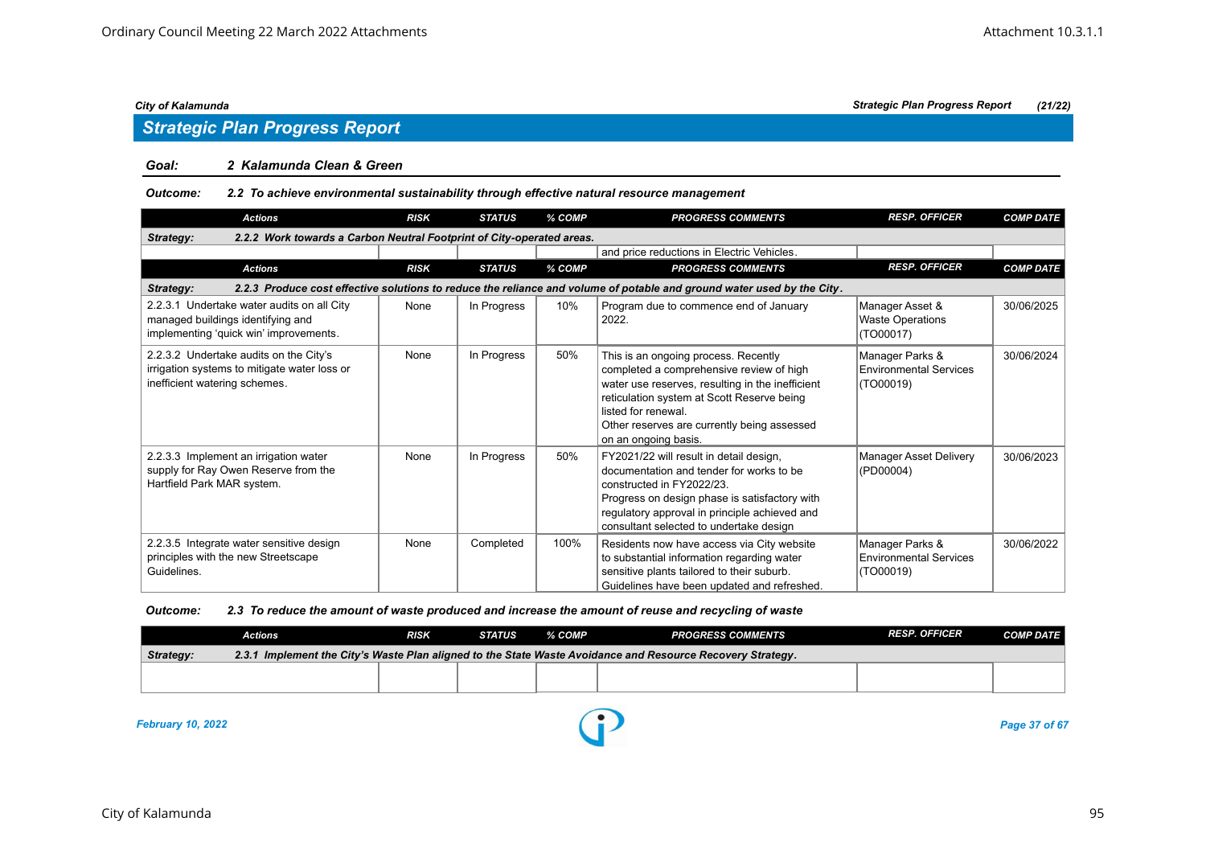## Strategic Plan Progress Report

**Goal:** **2 Kalamunda Clean & Green**

**Outcome:** **2.2 To achieve environmental sustainability through effective natural resource management**

| Actions | RISK | STATUS | % COMP | PROGRESS COMMENTS | RESP. OFFICER | COMP DATE |
|---|---|---|---|---|---|---|
| **Strategy:** 2.2.2 Work towards a Carbon Neutral Footprint of City-operated areas. | | | | | | |
| | | | | and price reductions in Electric Vehicles. | | |

| Actions | RISK | STATUS | % COMP | PROGRESS COMMENTS | RESP. OFFICER | COMP DATE |
|---|---|---|---|---|---|---|
| **Strategy:** 2.2.3 Produce cost effective solutions to reduce the reliance and volume of potable and ground water used by the City. | | | | | | |
| 2.2.3.1 Undertake water audits on all City managed buildings identifying and implementing 'quick win' improvements. | None | In Progress | 10% | Program due to commence end of January 2022. | Manager Asset & Waste Operations (TO00017) | 30/06/2025 |
| 2.2.3.2 Undertake audits on the City's irrigation systems to mitigate water loss or inefficient watering schemes. | None | In Progress | 50% | This is an ongoing process. Recently completed a comprehensive review of high water use reserves, resulting in the inefficient reticulation system at Scott Reserve being listed for renewal. Other reserves are currently being assessed on an ongoing basis. | Manager Parks & Environmental Services (TO00019) | 30/06/2024 |
| 2.2.3.3 Implement an irrigation water supply for Ray Owen Reserve from the Hartfield Park MAR system. | None | In Progress | 50% | FY2021/22 will result in detail design, documentation and tender for works to be constructed in FY2022/23. Progress on design phase is satisfactory with regulatory approval in principle achieved and consultant selected to undertake design | Manager Asset Delivery (PD00004) | 30/06/2023 |
| 2.2.3.5 Integrate water sensitive design principles with the new Streetscape Guidelines. | None | Completed | 100% | Residents now have access via City website to substantial information regarding water sensitive plants tailored to their suburb. Guidelines have been updated and refreshed. | Manager Parks & Environmental Services (TO00019) | 30/06/2022 |

**Outcome:** **2.3 To reduce the amount of waste produced and increase the amount of reuse and recycling of waste**

| Actions | RISK | STATUS | % COMP | PROGRESS COMMENTS | RESP. OFFICER | COMP DATE |
|---|---|---|---|---|---|---|
| **Strategy:** 2.3.1 Implement the City's Waste Plan aligned to the State Waste Avoidance and Resource Recovery Strategy. | | | | | | |
| | | | | | | |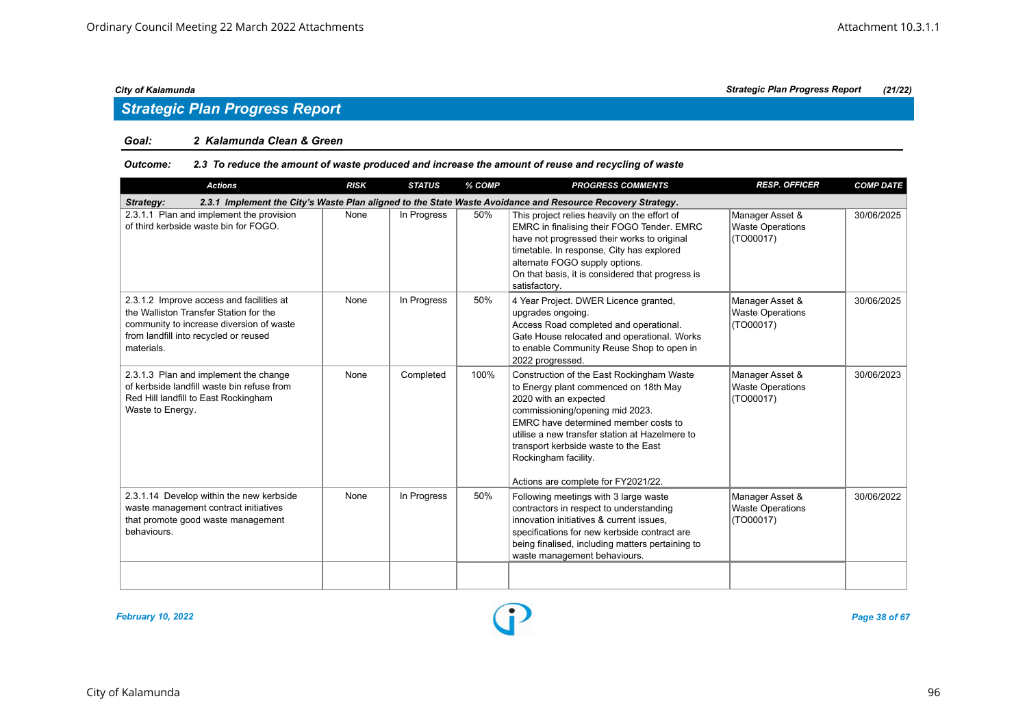## Strategic Plan Progress Report

**Goal:** *2 Kalamunda Clean & Green*

**Outcome:** *2.3 To reduce the amount of waste produced and increase the amount of reuse and recycling of waste*

| Actions | RISK | STATUS | % COMP | PROGRESS COMMENTS | RESP. OFFICER | COMP DATE |
|---|---|---|---|---|---|---|
| **Strategy: 2.3.1 Implement the City's Waste Plan aligned to the State Waste Avoidance and Resource Recovery Strategy.** | | | | | | |
| 2.3.1.1 Plan and implement the provision of third kerbside waste bin for FOGO. | None | In Progress | 50% | This project relies heavily on the effort of EMRC in finalising their FOGO Tender. EMRC have not progressed their works to original timetable. In response, City has explored alternate FOGO supply options. On that basis, it is considered that progress is satisfactory. | Manager Asset & Waste Operations (TO00017) | 30/06/2025 |
| 2.3.1.2 Improve access and facilities at the Walliston Transfer Station for the community to increase diversion of waste from landfill into recycled or reused materials. | None | In Progress | 50% | 4 Year Project. DWER Licence granted, upgrades ongoing. Access Road completed and operational. Gate House relocated and operational. Works to enable Community Reuse Shop to open in 2022 progressed. | Manager Asset & Waste Operations (TO00017) | 30/06/2025 |
| 2.3.1.3 Plan and implement the change of kerbside landfill waste bin refuse from Red Hill landfill to East Rockingham Waste to Energy. | None | Completed | 100% | Construction of the East Rockingham Waste to Energy plant commenced on 18th May 2020 with an expected commissioning/opening mid 2023. EMRC have determined member costs to utilise a new transfer station at Hazelmere to transport kerbside waste to the East Rockingham facility. Actions are complete for FY2021/22. | Manager Asset & Waste Operations (TO00017) | 30/06/2023 |
| 2.3.1.14 Develop within the new kerbside waste management contract initiatives that promote good waste management behaviours. | None | In Progress | 50% | Following meetings with 3 large waste contractors in respect to understanding innovation initiatives & current issues, specifications for new kerbside contract are being finalised, including matters pertaining to waste management behaviours. | Manager Asset & Waste Operations (TO00017) | 30/06/2022 |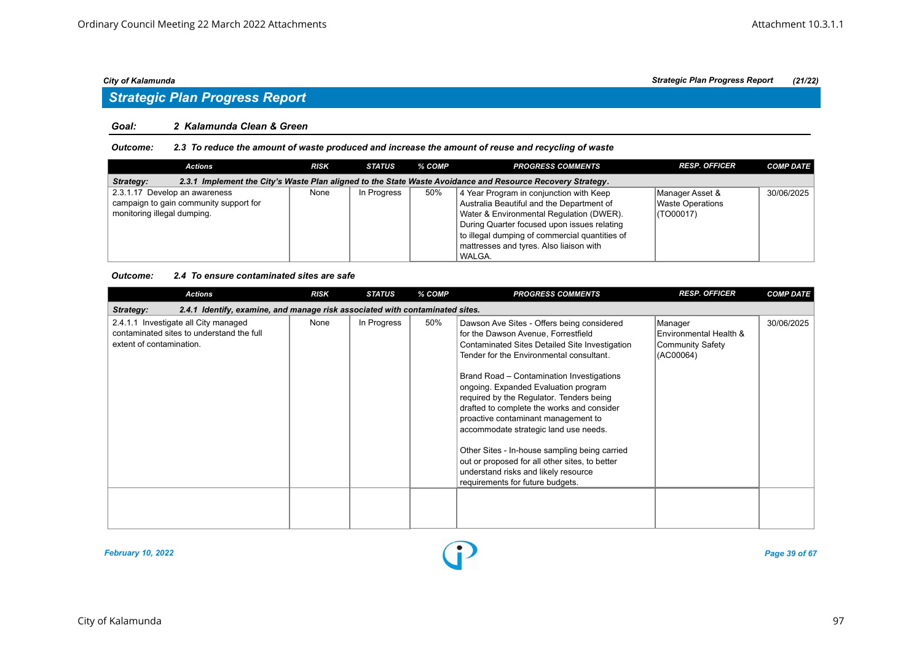## Strategic Plan Progress Report

**Goal:** 2 Kalamunda Clean & Green

**Outcome:** 2.3 To reduce the amount of waste produced and increase the amount of reuse and recycling of waste

| Actions | RISK | STATUS | % COMP | PROGRESS COMMENTS | RESP. OFFICER | COMP DATE |
|---|---|---|---|---|---|---|
| **Strategy:** 2.3.1 Implement the City's Waste Plan aligned to the State Waste Avoidance and Resource Recovery Strategy. | | | | | | |
| 2.3.1.17 Develop an awareness campaign to gain community support for monitoring illegal dumping. | None | In Progress | 50% | 4 Year Program in conjunction with Keep Australia Beautiful and the Department of Water & Environmental Regulation (DWER). During Quarter focused upon issues relating to illegal dumping of commercial quantities of mattresses and tyres. Also liaison with WALGA. | Manager Asset & Waste Operations (TO00017) | 30/06/2025 |

**Outcome:** 2.4 To ensure contaminated sites are safe

| Actions | RISK | STATUS | % COMP | PROGRESS COMMENTS | RESP. OFFICER | COMP DATE |
|---|---|---|---|---|---|---|
| **Strategy:** 2.4.1 Identify, examine, and manage risk associated with contaminated sites. | | | | | | |
| 2.4.1.1 Investigate all City managed contaminated sites to understand the full extent of contamination. | None | In Progress | 50% | Dawson Ave Sites - Offers being considered for the Dawson Avenue, Forrestfield Contaminated Sites Detailed Site Investigation Tender for the Environmental consultant.<br><br>Brand Road – Contamination Investigations ongoing. Expanded Evaluation program required by the Regulator. Tenders being drafted to complete the works and consider proactive contaminant management to accommodate strategic land use needs.<br><br>Other Sites - In-house sampling being carried out or proposed for all other sites, to better understand risks and likely resource requirements for future budgets. | Manager Environmental Health & Community Safety (AC00064) | 30/06/2025 |
| | | | | | | |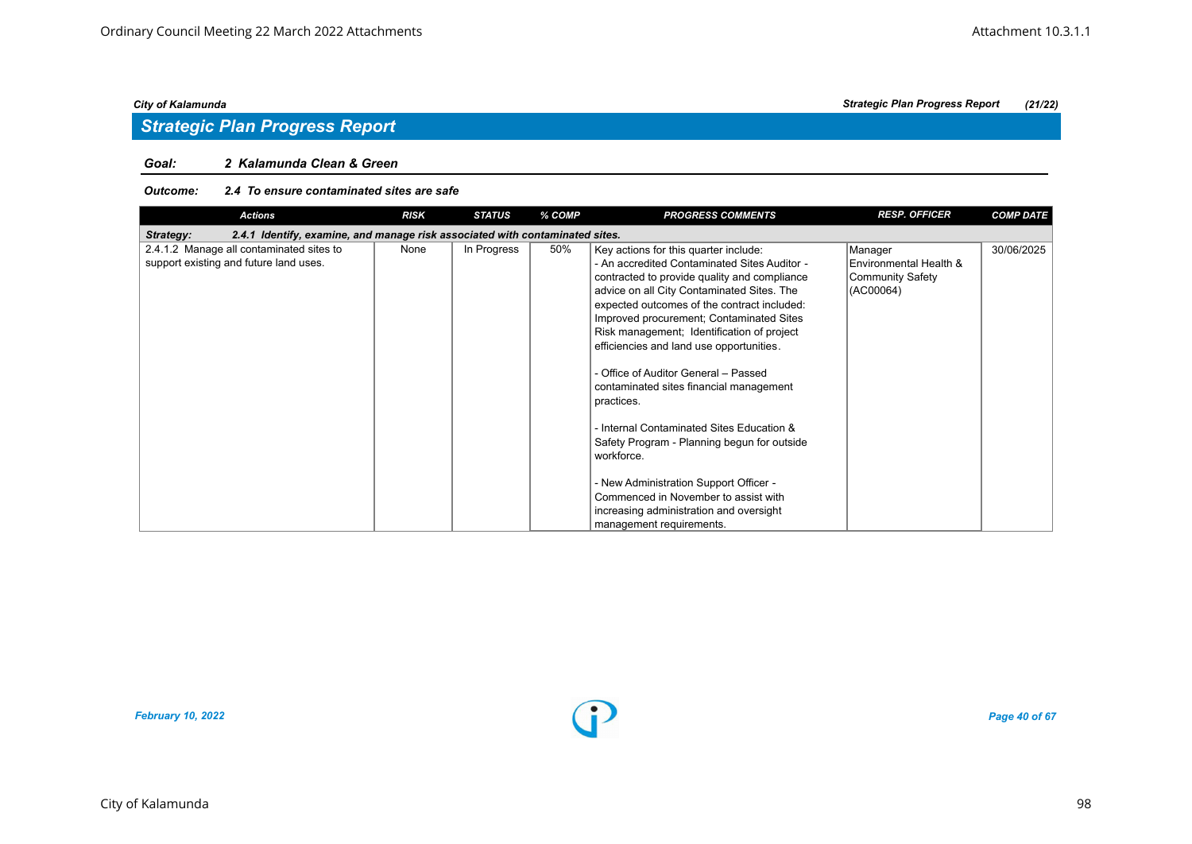## Strategic Plan Progress Report

**Goal:** 2 Kalamunda Clean & Green

**Outcome:** 2.4 To ensure contaminated sites are safe

| Actions | RISK | STATUS | % COMP | PROGRESS COMMENTS | RESP. OFFICER | COMP DATE |
|---|---|---|---|---|---|---|
| **Strategy: 2.4.1 Identify, examine, and manage risk associated with contaminated sites.** | | | | | | |
| 2.4.1.2 Manage all contaminated sites to support existing and future land uses. | None | In Progress | 50% | Key actions for this quarter include:<br>- An accredited Contaminated Sites Auditor - contracted to provide quality and compliance advice on all City Contaminated Sites. The expected outcomes of the contract included: Improved procurement; Contaminated Sites Risk management; Identification of project efficiencies and land use opportunities.<br><br>- Office of Auditor General – Passed contaminated sites financial management practices.<br><br>- Internal Contaminated Sites Education & Safety Program - Planning begun for outside workforce.<br><br>- New Administration Support Officer - Commenced in November to assist with increasing administration and oversight management requirements. | Manager Environmental Health & Community Safety (AC00064) | 30/06/2025 |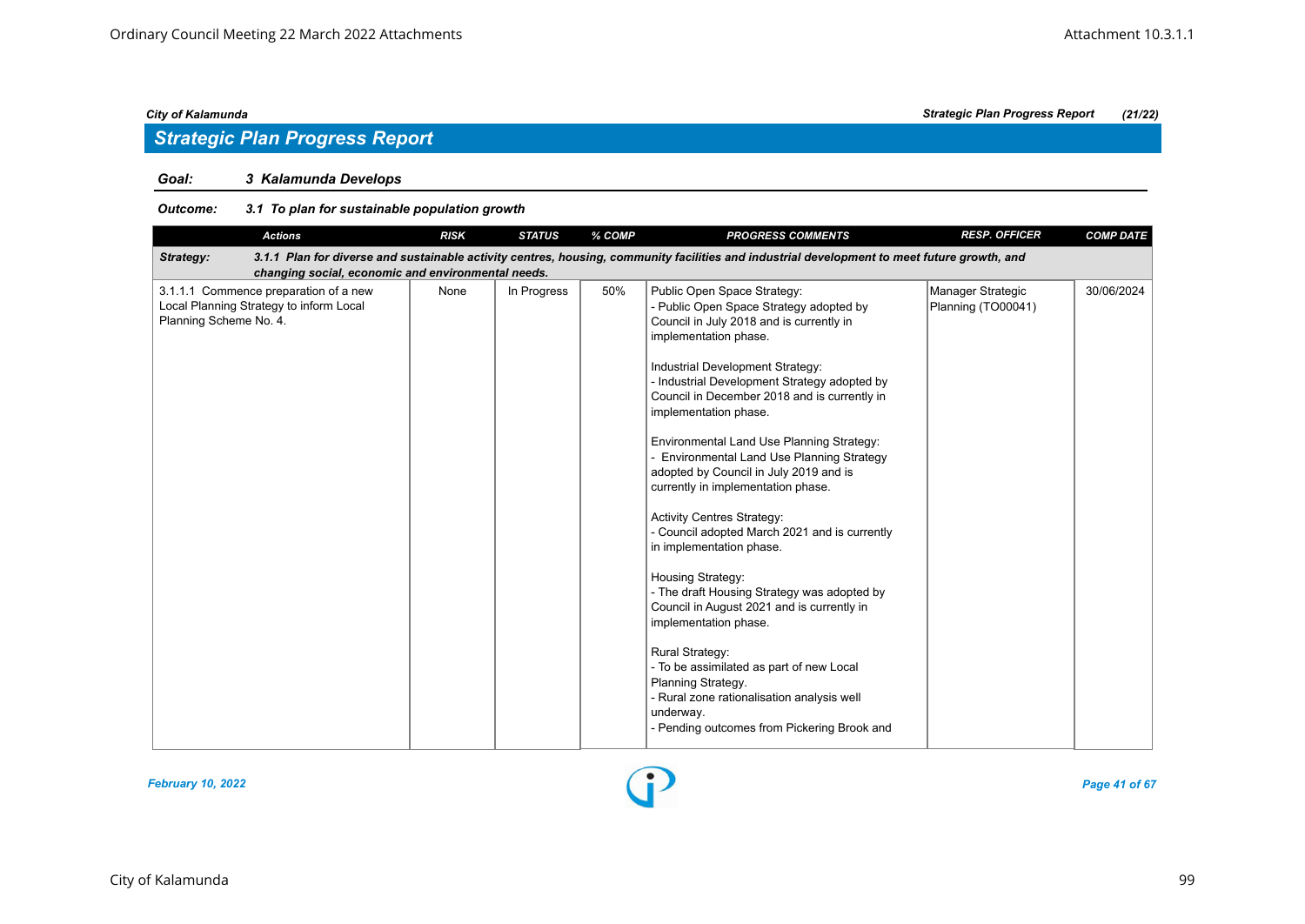## Strategic Plan Progress Report

**Goal:** *3 Kalamunda Develops*

**Outcome:** *3.1 To plan for sustainable population growth*

| Actions | RISK | STATUS | % COMP | PROGRESS COMMENTS | RESP. OFFICER | COMP DATE |
|---|---|---|---|---|---|---|
| **Strategy:** *3.1.1 Plan for diverse and sustainable activity centres, housing, community facilities and industrial development to meet future growth, and changing social, economic and environmental needs.* | | | | | | |
| 3.1.1.1 Commence preparation of a new Local Planning Strategy to inform Local Planning Scheme No. 4. | None | In Progress | 50% | Public Open Space Strategy:<br>- Public Open Space Strategy adopted by Council in July 2018 and is currently in implementation phase.<br><br>Industrial Development Strategy:<br>- Industrial Development Strategy adopted by Council in December 2018 and is currently in implementation phase.<br><br>Environmental Land Use Planning Strategy:<br>- Environmental Land Use Planning Strategy adopted by Council in July 2019 and is currently in implementation phase.<br><br>Activity Centres Strategy:<br>- Council adopted March 2021 and is currently in implementation phase.<br><br>Housing Strategy:<br>- The draft Housing Strategy was adopted by Council in August 2021 and is currently in implementation phase.<br><br>Rural Strategy:<br>- To be assimilated as part of new Local Planning Strategy.<br>- Rural zone rationalisation analysis well underway.<br>- Pending outcomes from Pickering Brook and | Manager Strategic Planning (TO00041) | 30/06/2024 |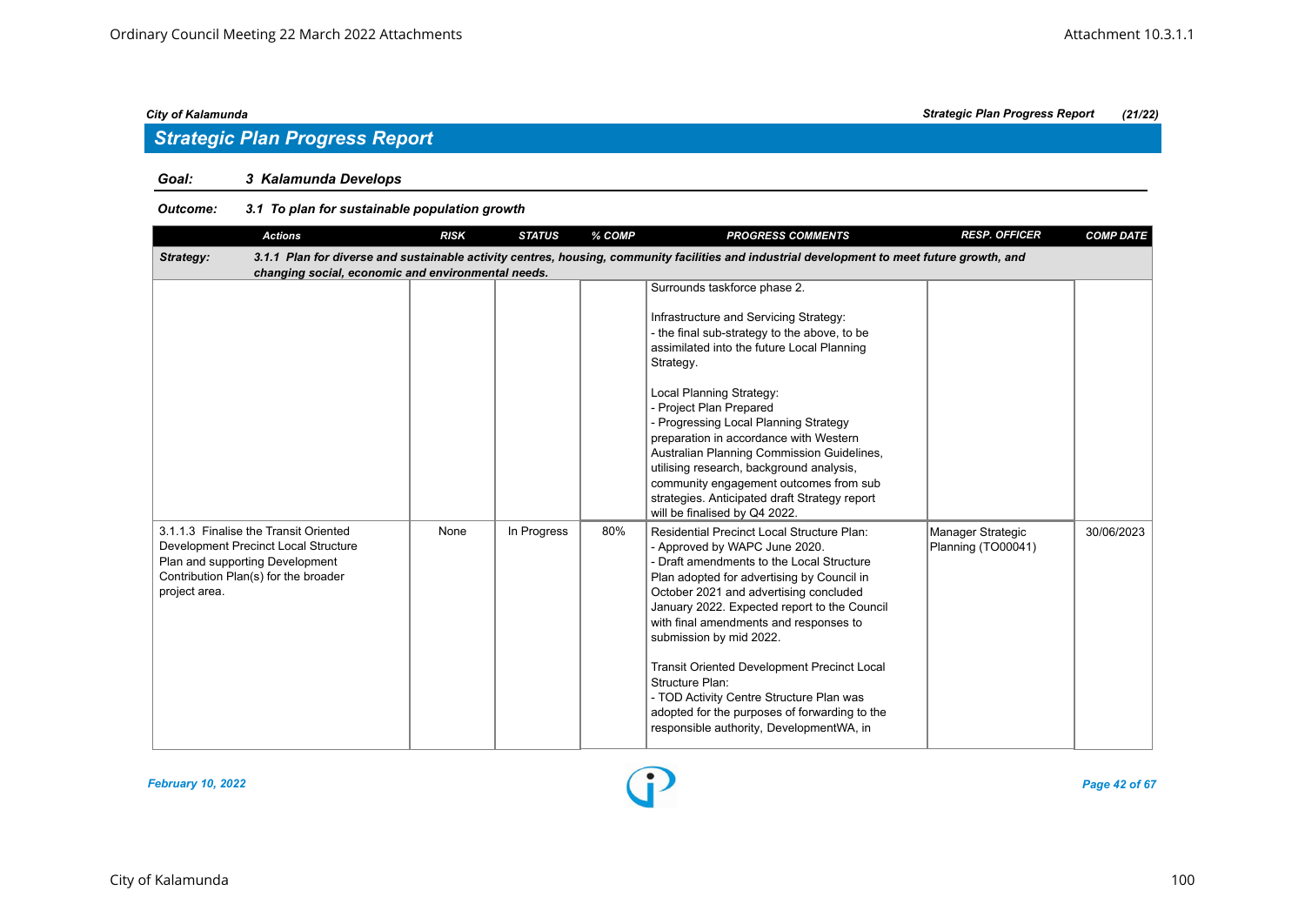## Strategic Plan Progress Report

**Goal:** 3 Kalamunda Develops

**Outcome:** 3.1 To plan for sustainable population growth

| Actions | RISK | STATUS | % COMP | PROGRESS COMMENTS | RESP. OFFICER | COMP DATE |
|---|---|---|---|---|---|---|
| **Strategy:** 3.1.1 Plan for diverse and sustainable activity centres, housing, community facilities and industrial development to meet future growth, and changing social, economic and environmental needs. | | | | | | |
| | | | | Surrounds taskforce phase 2.<br><br>Infrastructure and Servicing Strategy:<br>- the final sub-strategy to the above, to be assimilated into the future Local Planning Strategy.<br><br>Local Planning Strategy:<br>- Project Plan Prepared<br>- Progressing Local Planning Strategy preparation in accordance with Western Australian Planning Commission Guidelines, utilising research, background analysis, community engagement outcomes from sub strategies. Anticipated draft Strategy report will be finalised by Q4 2022. | | |
| 3.1.1.3 Finalise the Transit Oriented Development Precinct Local Structure Plan and supporting Development Contribution Plan(s) for the broader project area. | None | In Progress | 80% | Residential Precinct Local Structure Plan:<br>- Approved by WAPC June 2020.<br>- Draft amendments to the Local Structure Plan adopted for advertising by Council in October 2021 and advertising concluded January 2022. Expected report to the Council with final amendments and responses to submission by mid 2022.<br><br>Transit Oriented Development Precinct Local Structure Plan:<br>- TOD Activity Centre Structure Plan was adopted for the purposes of forwarding to the responsible authority, DevelopmentWA, in | Manager Strategic Planning (TO00041) | 30/06/2023 |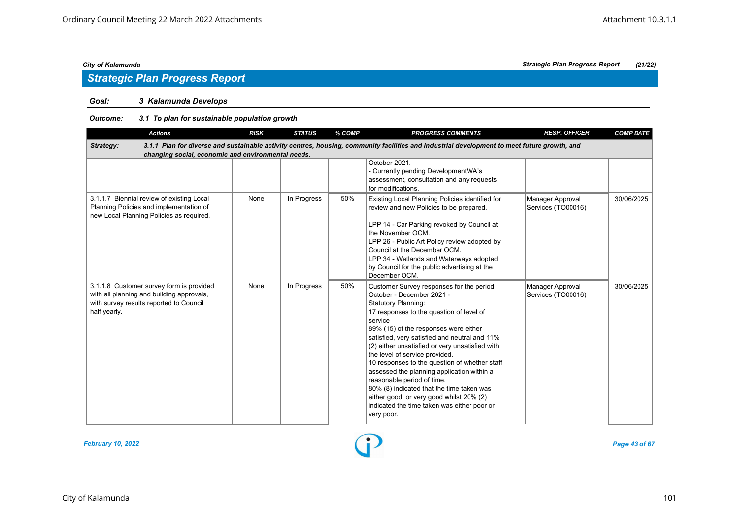## Strategic Plan Progress Report

**Goal:** *3 Kalamunda Develops*

**Outcome:** *3.1 To plan for sustainable population growth*

| Actions | RISK | STATUS | % COMP | PROGRESS COMMENTS | RESP. OFFICER | COMP DATE |
|---|---|---|---|---|---|---|
| **Strategy:** *3.1.1 Plan for diverse and sustainable activity centres, housing, community facilities and industrial development to meet future growth, and changing social, economic and environmental needs.* | | | | | | |
| | | | | October 2021.<br>- Currently pending DevelopmentWA's assessment, consultation and any requests for modifications. | | |
| 3.1.1.7 Biennial review of existing Local Planning Policies and implementation of new Local Planning Policies as required. | None | In Progress | 50% | Existing Local Planning Policies identified for review and new Policies to be prepared.<br><br>LPP 14 - Car Parking revoked by Council at the November OCM.<br>LPP 26 - Public Art Policy review adopted by Council at the December OCM.<br>LPP 34 - Wetlands and Waterways adopted by Council for the public advertising at the December OCM. | Manager Approval Services (TO00016) | 30/06/2025 |
| 3.1.1.8 Customer survey form is provided with all planning and building approvals, with survey results reported to Council half yearly. | None | In Progress | 50% | Customer Survey responses for the period October - December 2021 -<br>Statutory Planning:<br>17 responses to the question of level of service<br>89% (15) of the responses were either satisfied, very satisfied and neutral and 11% (2) either unsatisfied or very unsatisfied with the level of service provided.<br>10 responses to the question of whether staff assessed the planning application within a reasonable period of time.<br>80% (8) indicated that the time taken was either good, or very good whilst 20% (2) indicated the time taken was either poor or very poor. | Manager Approval Services (TO00016) | 30/06/2025 |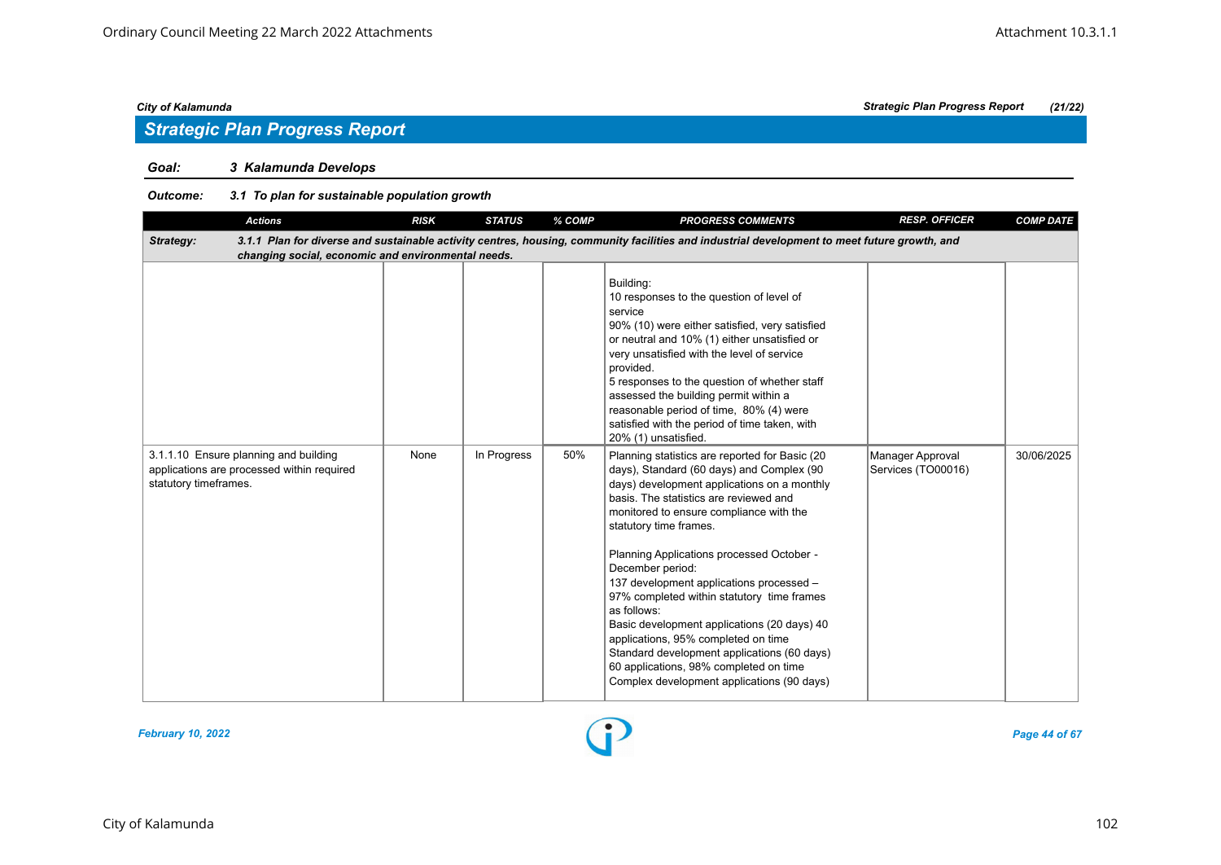## Strategic Plan Progress Report

**Goal:** *3 Kalamunda Develops*

**Outcome:** *3.1 To plan for sustainable population growth*

| Actions | RISK | STATUS | % COMP | PROGRESS COMMENTS | RESP. OFFICER | COMP DATE |
|---|---|---|---|---|---|---|
| **Strategy:** *3.1.1 Plan for diverse and sustainable activity centres, housing, community facilities and industrial development to meet future growth, and changing social, economic and environmental needs.* | | | | | | |
| | | | | Building:<br>10 responses to the question of level of service<br>90% (10) were either satisfied, very satisfied or neutral and 10% (1) either unsatisfied or very unsatisfied with the level of service provided.<br>5 responses to the question of whether staff assessed the building permit within a reasonable period of time, 80% (4) were satisfied with the period of time taken, with 20% (1) unsatisfied. | | |
| 3.1.1.10 Ensure planning and building applications are processed within required statutory timeframes. | None | In Progress | 50% | Planning statistics are reported for Basic (20 days), Standard (60 days) and Complex (90 days) development applications on a monthly basis. The statistics are reviewed and monitored to ensure compliance with the statutory time frames.<br><br>Planning Applications processed October - December period:<br>137 development applications processed – 97% completed within statutory time frames as follows:<br>Basic development applications (20 days) 40 applications, 95% completed on time<br>Standard development applications (60 days) 60 applications, 98% completed on time<br>Complex development applications (90 days) | Manager Approval Services (TO00016) | 30/06/2025 |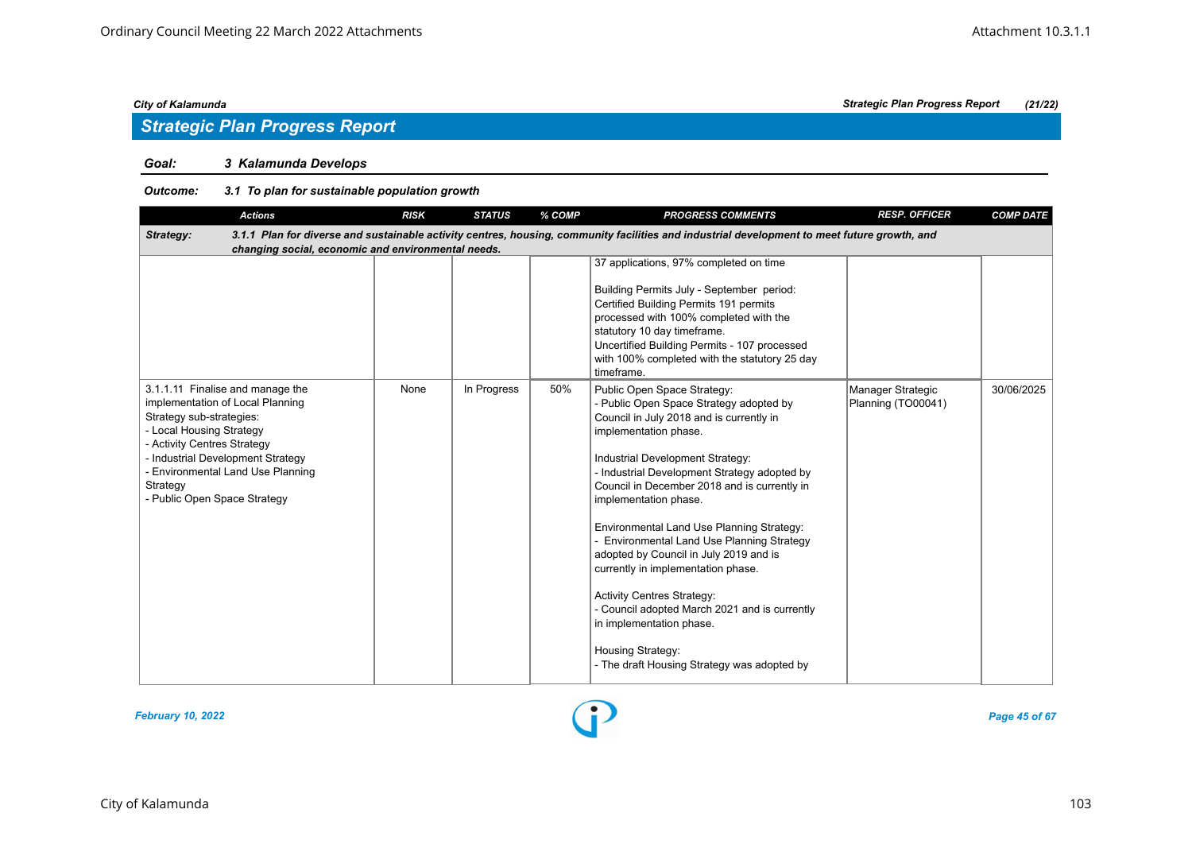## Strategic Plan Progress Report

**Goal:** *3 Kalamunda Develops*

**Outcome:** *3.1 To plan for sustainable population growth*

| Actions | RISK | STATUS | % COMP | PROGRESS COMMENTS | RESP. OFFICER | COMP DATE |
|---|---|---|---|---|---|---|
| **Strategy:** *3.1.1 Plan for diverse and sustainable activity centres, housing, community facilities and industrial development to meet future growth, and changing social, economic and environmental needs.* | | | | | | |
| | | | | 37 applications, 97% completed on time<br><br>Building Permits July - September period:<br>Certified Building Permits 191 permits processed with 100% completed with the statutory 10 day timeframe.<br>Uncertified Building Permits - 107 processed with 100% completed with the statutory 25 day timeframe. | | |
| 3.1.1.11 Finalise and manage the implementation of Local Planning Strategy sub-strategies:<br>- Local Housing Strategy<br>- Activity Centres Strategy<br>- Industrial Development Strategy<br>- Environmental Land Use Planning Strategy<br>- Public Open Space Strategy | None | In Progress | 50% | Public Open Space Strategy:<br>- Public Open Space Strategy adopted by Council in July 2018 and is currently in implementation phase.<br><br>Industrial Development Strategy:<br>- Industrial Development Strategy adopted by Council in December 2018 and is currently in implementation phase.<br><br>Environmental Land Use Planning Strategy:<br>- Environmental Land Use Planning Strategy adopted by Council in July 2019 and is currently in implementation phase.<br><br>Activity Centres Strategy:<br>- Council adopted March 2021 and is currently in implementation phase.<br><br>Housing Strategy:<br>- The draft Housing Strategy was adopted by | Manager Strategic Planning (TO00041) | 30/06/2025 |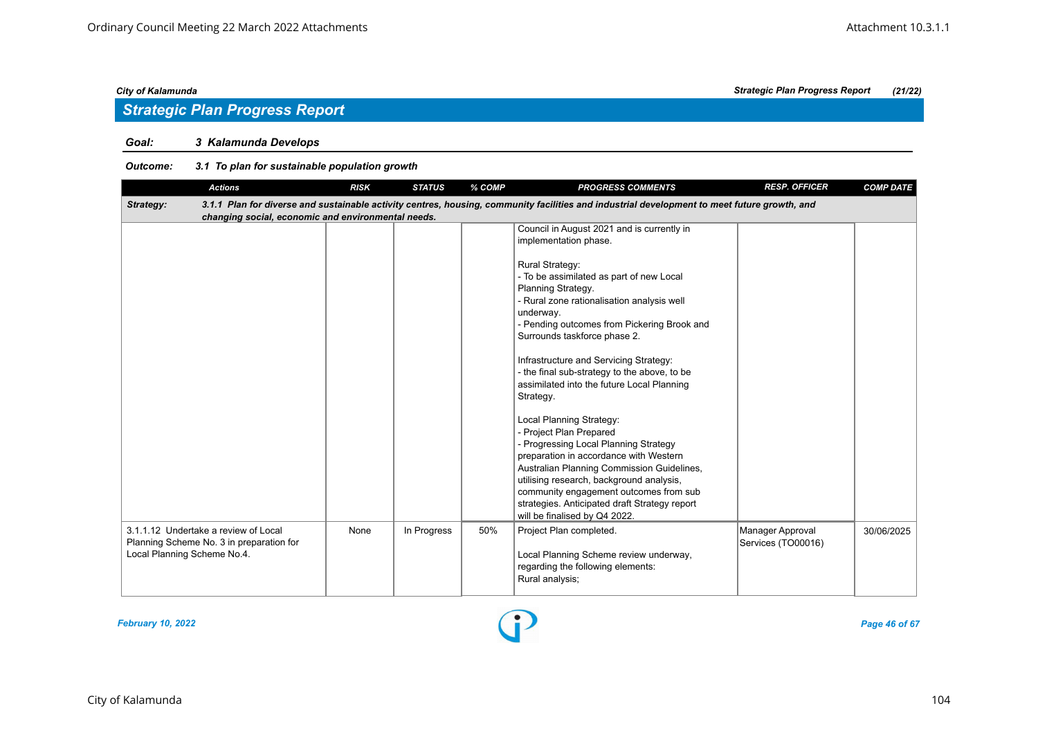## Strategic Plan Progress Report

**Goal:** *3 Kalamunda Develops*

**Outcome:** *3.1 To plan for sustainable population growth*

| Actions | RISK | STATUS | % COMP | PROGRESS COMMENTS | RESP. OFFICER | COMP DATE |
|---|---|---|---|---|---|---|
| **Strategy:** *3.1.1 Plan for diverse and sustainable activity centres, housing, community facilities and industrial development to meet future growth, and changing social, economic and environmental needs.* | | | | | | |
| | | | | Council in August 2021 and is currently in implementation phase.<br><br>Rural Strategy:<br>- To be assimilated as part of new Local Planning Strategy.<br>- Rural zone rationalisation analysis well underway.<br>- Pending outcomes from Pickering Brook and Surrounds taskforce phase 2.<br><br>Infrastructure and Servicing Strategy:<br>- the final sub-strategy to the above, to be assimilated into the future Local Planning Strategy.<br><br>Local Planning Strategy:<br>- Project Plan Prepared<br>- Progressing Local Planning Strategy preparation in accordance with Western Australian Planning Commission Guidelines, utilising research, background analysis, community engagement outcomes from sub strategies. Anticipated draft Strategy report will be finalised by Q4 2022. | | |
| 3.1.1.12 Undertake a review of Local Planning Scheme No. 3 in preparation for Local Planning Scheme No.4. | None | In Progress | 50% | Project Plan completed.<br><br>Local Planning Scheme review underway, regarding the following elements:<br>Rural analysis; | Manager Approval Services (TO00016) | 30/06/2025 |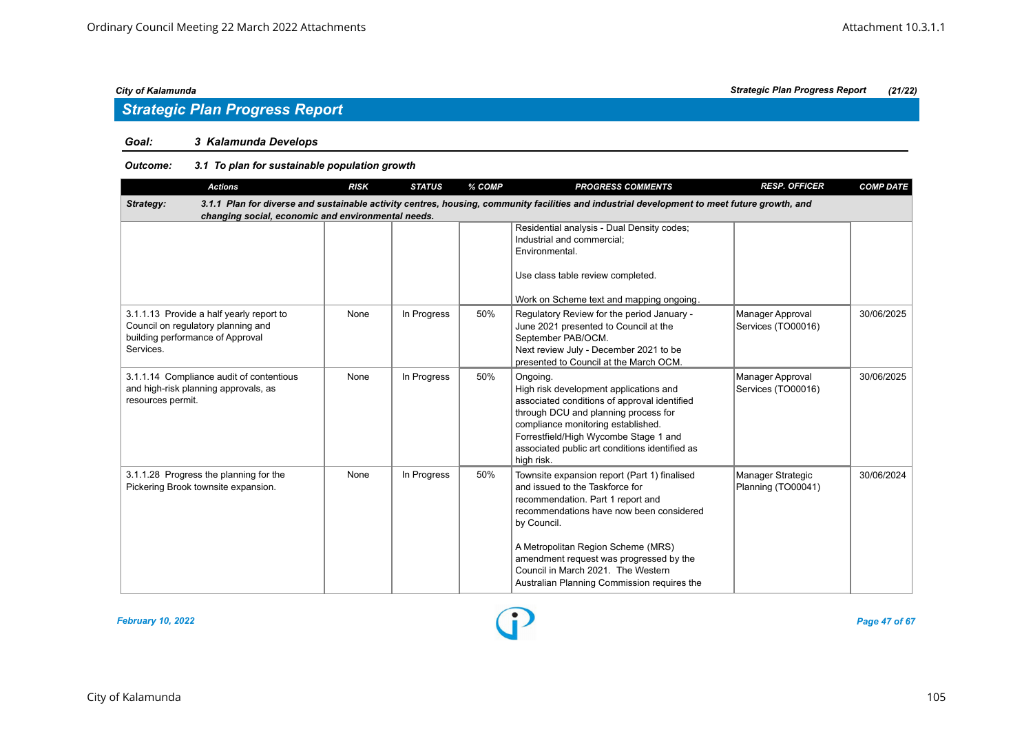## Strategic Plan Progress Report

**Goal:** 3 Kalamunda Develops

**Outcome:** 3.1 To plan for sustainable population growth

| Actions | RISK | STATUS | % COMP | PROGRESS COMMENTS | RESP. OFFICER | COMP DATE |
|---|---|---|---|---|---|---|
| **Strategy:** 3.1.1 Plan for diverse and sustainable activity centres, housing, community facilities and industrial development to meet future growth, and changing social, economic and environmental needs. | | | | | | |
| | | | | Residential analysis - Dual Density codes; Industrial and commercial; Environmental.<br><br>Use class table review completed.<br><br>Work on Scheme text and mapping ongoing. | | |
| 3.1.1.13 Provide a half yearly report to Council on regulatory planning and building performance of Approval Services. | None | In Progress | 50% | Regulatory Review for the period January - June 2021 presented to Council at the September PAB/OCM.<br>Next review July - December 2021 to be presented to Council at the March OCM. | Manager Approval Services (TO00016) | 30/06/2025 |
| 3.1.1.14 Compliance audit of contentious and high-risk planning approvals, as resources permit. | None | In Progress | 50% | Ongoing.<br>High risk development applications and associated conditions of approval identified through DCU and planning process for compliance monitoring established.<br>Forrestfield/High Wycombe Stage 1 and associated public art conditions identified as high risk. | Manager Approval Services (TO00016) | 30/06/2025 |
| 3.1.1.28 Progress the planning for the Pickering Brook townsite expansion. | None | In Progress | 50% | Townsite expansion report (Part 1) finalised and issued to the Taskforce for recommendation. Part 1 report and recommendations have now been considered by Council.<br><br>A Metropolitan Region Scheme (MRS) amendment request was progressed by the Council in March 2021. The Western Australian Planning Commission requires the | Manager Strategic Planning (TO00041) | 30/06/2024 |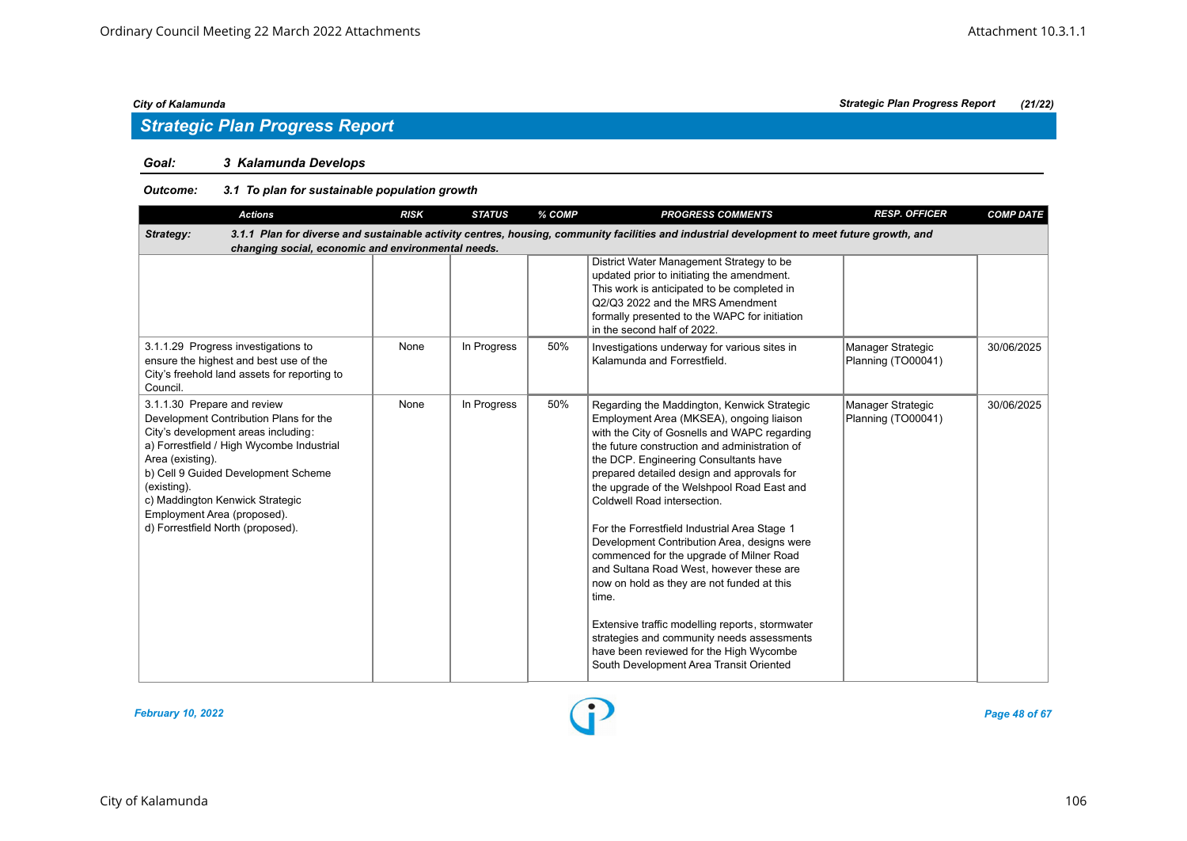## Strategic Plan Progress Report

**Goal:** *3 Kalamunda Develops*

**Outcome:** *3.1 To plan for sustainable population growth*

| Actions | RISK | STATUS | % COMP | PROGRESS COMMENTS | RESP. OFFICER | COMP DATE |
|---|---|---|---|---|---|---|
| **Strategy:** *3.1.1 Plan for diverse and sustainable activity centres, housing, community facilities and industrial development to meet future growth, and changing social, economic and environmental needs.* | | | | | | |
| | | | | District Water Management Strategy to be updated prior to initiating the amendment. This work is anticipated to be completed in Q2/Q3 2022 and the MRS Amendment formally presented to the WAPC for initiation in the second half of 2022. | | |
| 3.1.1.29 Progress investigations to ensure the highest and best use of the City's freehold land assets for reporting to Council. | None | In Progress | 50% | Investigations underway for various sites in Kalamunda and Forrestfield. | Manager Strategic Planning (TO00041) | 30/06/2025 |
| 3.1.1.30 Prepare and review Development Contribution Plans for the City's development areas including:<br>a) Forrestfield / High Wycombe Industrial Area (existing).<br>b) Cell 9 Guided Development Scheme (existing).<br>c) Maddington Kenwick Strategic Employment Area (proposed).<br>d) Forrestfield North (proposed). | None | In Progress | 50% | Regarding the Maddington, Kenwick Strategic Employment Area (MKSEA), ongoing liaison with the City of Gosnells and WAPC regarding the future construction and administration of the DCP. Engineering Consultants have prepared detailed design and approvals for the upgrade of the Welshpool Road East and Coldwell Road intersection.<br><br>For the Forrestfield Industrial Area Stage 1 Development Contribution Area, designs were commenced for the upgrade of Milner Road and Sultana Road West, however these are now on hold as they are not funded at this time.<br><br>Extensive traffic modelling reports, stormwater strategies and community needs assessments have been reviewed for the High Wycombe South Development Area Transit Oriented | Manager Strategic Planning (TO00041) | 30/06/2025 |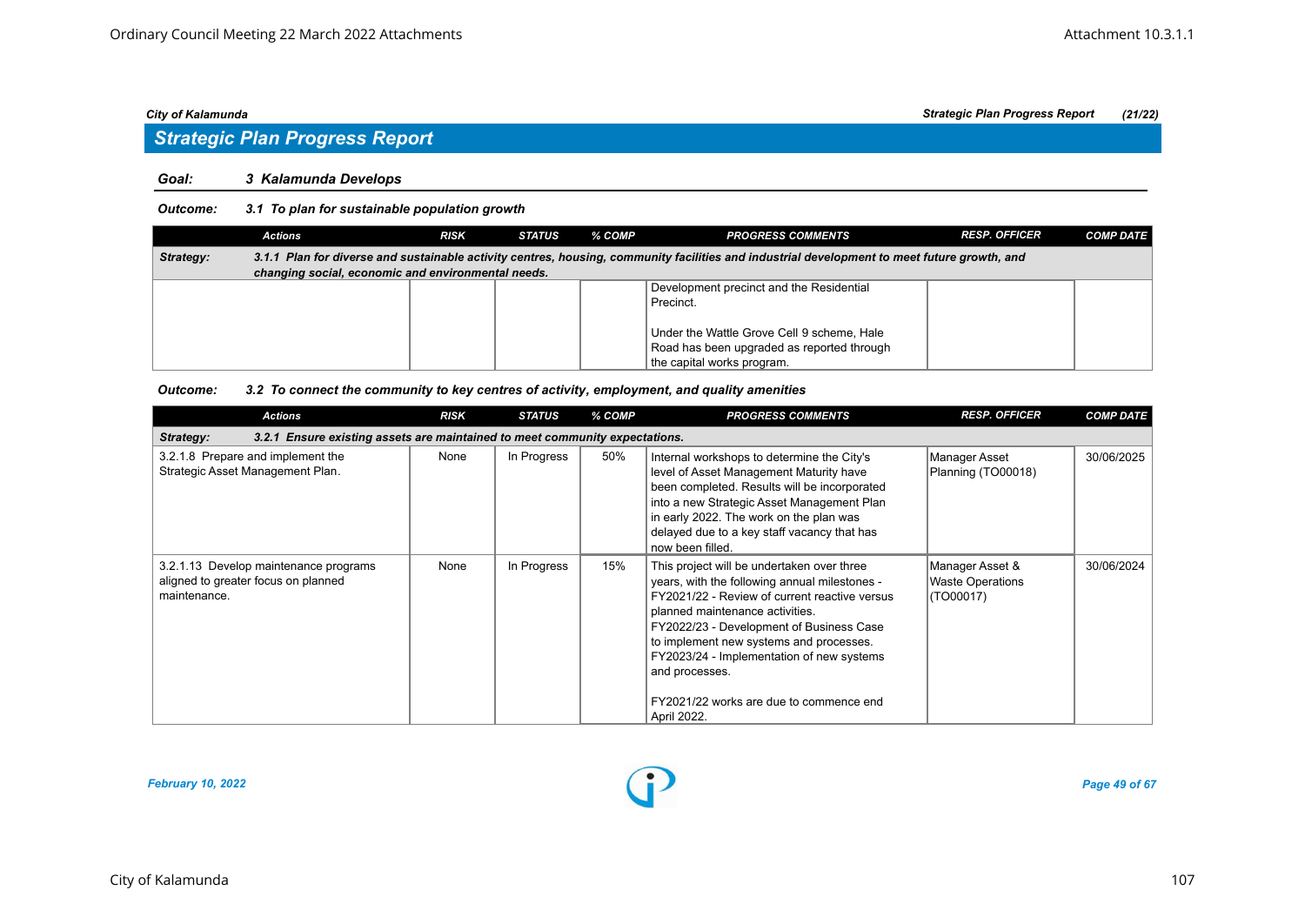## Strategic Plan Progress Report

**Goal: 3 Kalamunda Develops**

**Outcome: 3.1 To plan for sustainable population growth**

| Actions | RISK | STATUS | % COMP | PROGRESS COMMENTS | RESP. OFFICER | COMP DATE |
|---|---|---|---|---|---|---|
| ***Strategy:*** ***3.1.1 Plan for diverse and sustainable activity centres, housing, community facilities and industrial development to meet future growth, and changing social, economic and environmental needs.*** | | | | | | |
| | | | | Development precinct and the Residential Precinct.<br><br>Under the Wattle Grove Cell 9 scheme, Hale Road has been upgraded as reported through the capital works program. | | |

**Outcome: 3.2 To connect the community to key centres of activity, employment, and quality amenities**

| Actions | RISK | STATUS | % COMP | PROGRESS COMMENTS | RESP. OFFICER | COMP DATE |
|---|---|---|---|---|---|---|
| ***Strategy:*** ***3.2.1 Ensure existing assets are maintained to meet community expectations.*** | | | | | | |
| 3.2.1.8 Prepare and implement the Strategic Asset Management Plan. | None | In Progress | 50% | Internal workshops to determine the City's level of Asset Management Maturity have been completed. Results will be incorporated into a new Strategic Asset Management Plan in early 2022. The work on the plan was delayed due to a key staff vacancy that has now been filled. | Manager Asset Planning (TO00018) | 30/06/2025 |
| 3.2.1.13 Develop maintenance programs aligned to greater focus on planned maintenance. | None | In Progress | 15% | This project will be undertaken over three years, with the following annual milestones - FY2021/22 - Review of current reactive versus planned maintenance activities. FY2022/23 - Development of Business Case to implement new systems and processes. FY2023/24 - Implementation of new systems and processes.<br><br>FY2021/22 works are due to commence end April 2022. | Manager Asset & Waste Operations (TO00017) | 30/06/2024 |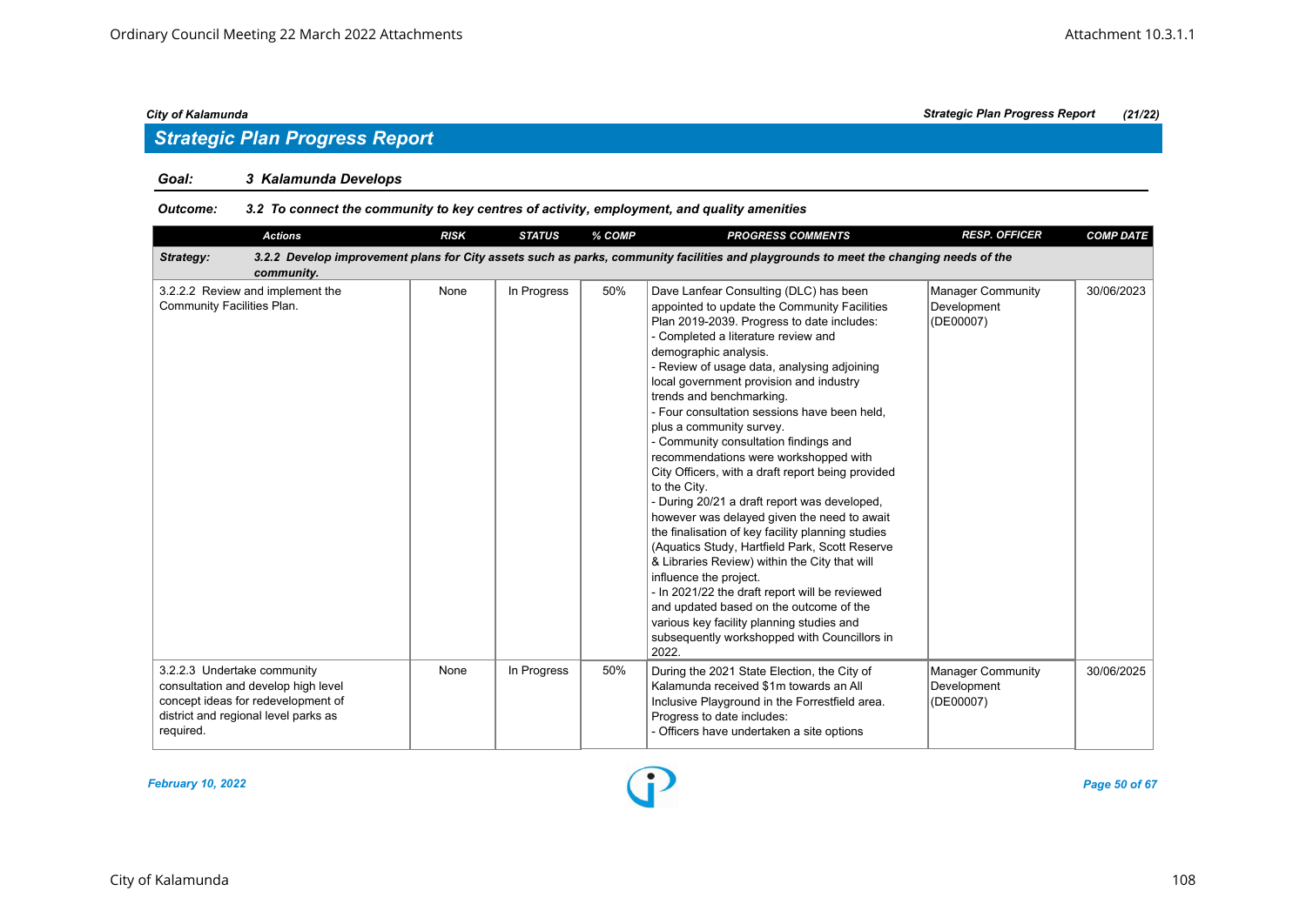## Strategic Plan Progress Report

**Goal:** ***3 Kalamunda Develops***

**Outcome:** ***3.2 To connect the community to key centres of activity, employment, and quality amenities***

| Actions | RISK | STATUS | % COMP | PROGRESS COMMENTS | RESP. OFFICER | COMP DATE |
|---|---|---|---|---|---|---|
| ***Strategy: 3.2.2 Develop improvement plans for City assets such as parks, community facilities and playgrounds to meet the changing needs of the community.*** | | | | | | |
| 3.2.2.2 Review and implement the Community Facilities Plan. | None | In Progress | 50% | Dave Lanfear Consulting (DLC) has been appointed to update the Community Facilities Plan 2019-2039. Progress to date includes:<br>- Completed a literature review and demographic analysis.<br>- Review of usage data, analysing adjoining local government provision and industry trends and benchmarking.<br>- Four consultation sessions have been held, plus a community survey.<br>- Community consultation findings and recommendations were workshopped with City Officers, with a draft report being provided to the City.<br>- During 20/21 a draft report was developed, however was delayed given the need to await the finalisation of key facility planning studies (Aquatics Study, Hartfield Park, Scott Reserve & Libraries Review) within the City that will influence the project.<br>- In 2021/22 the draft report will be reviewed and updated based on the outcome of the various key facility planning studies and subsequently workshopped with Councillors in 2022. | Manager Community Development (DE00007) | 30/06/2023 |
| 3.2.2.3 Undertake community consultation and develop high level concept ideas for redevelopment of district and regional level parks as required. | None | In Progress | 50% | During the 2021 State Election, the City of Kalamunda received $1m towards an All Inclusive Playground in the Forrestfield area. Progress to date includes:<br>- Officers have undertaken a site options | Manager Community Development (DE00007) | 30/06/2025 |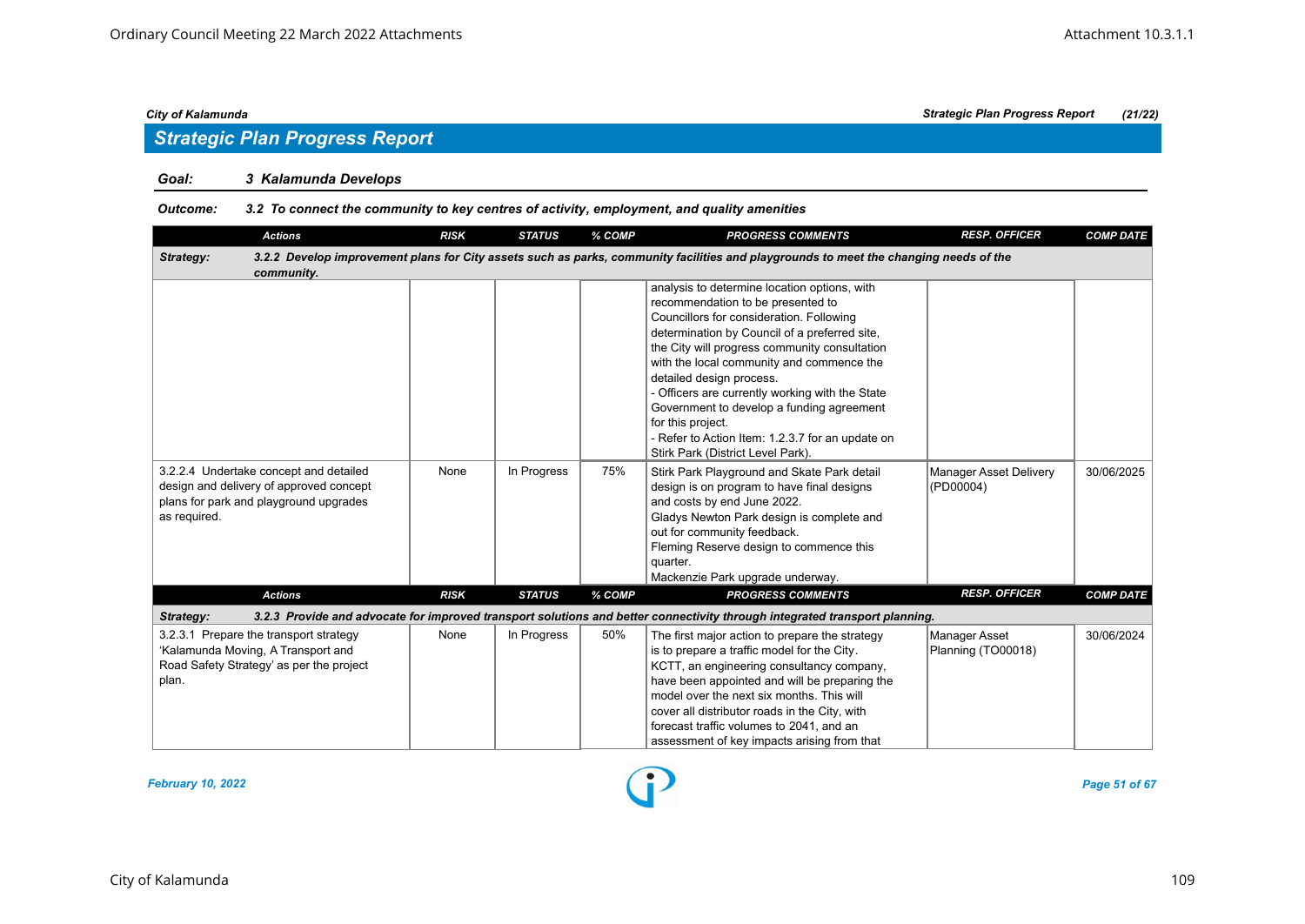## Strategic Plan Progress Report

**Goal:** 3 Kalamunda Develops

**Outcome:** 3.2 To connect the community to key centres of activity, employment, and quality amenities

| Actions | RISK | STATUS | % COMP | PROGRESS COMMENTS | RESP. OFFICER | COMP DATE |
|---|---|---|---|---|---|---|
| **Strategy:** 3.2.2 Develop improvement plans for City assets such as parks, community facilities and playgrounds to meet the changing needs of the community. | | | | | | |
| | | | | analysis to determine location options, with recommendation to be presented to Councillors for consideration. Following determination by Council of a preferred site, the City will progress community consultation with the local community and commence the detailed design process.<br>- Officers are currently working with the State Government to develop a funding agreement for this project.<br>- Refer to Action Item: 1.2.3.7 for an update on Stirk Park (District Level Park). | | |
| 3.2.2.4 Undertake concept and detailed design and delivery of approved concept plans for park and playground upgrades as required. | None | In Progress | 75% | Stirk Park Playground and Skate Park detail design is on program to have final designs and costs by end June 2022.<br>Gladys Newton Park design is complete and out for community feedback.<br>Fleming Reserve design to commence this quarter.<br>Mackenzie Park upgrade underway. | Manager Asset Delivery (PD00004) | 30/06/2025 |

| Actions | RISK | STATUS | % COMP | PROGRESS COMMENTS | RESP. OFFICER | COMP DATE |
|---|---|---|---|---|---|---|
| **Strategy:** 3.2.3 Provide and advocate for improved transport solutions and better connectivity through integrated transport planning. | | | | | | |
| 3.2.3.1 Prepare the transport strategy 'Kalamunda Moving, A Transport and Road Safety Strategy' as per the project plan. | None | In Progress | 50% | The first major action to prepare the strategy is to prepare a traffic model for the City. KCTT, an engineering consultancy company, have been appointed and will be preparing the model over the next six months. This will cover all distributor roads in the City, with forecast traffic volumes to 2041, and an assessment of key impacts arising from that | Manager Asset Planning (TO00018) | 30/06/2024 |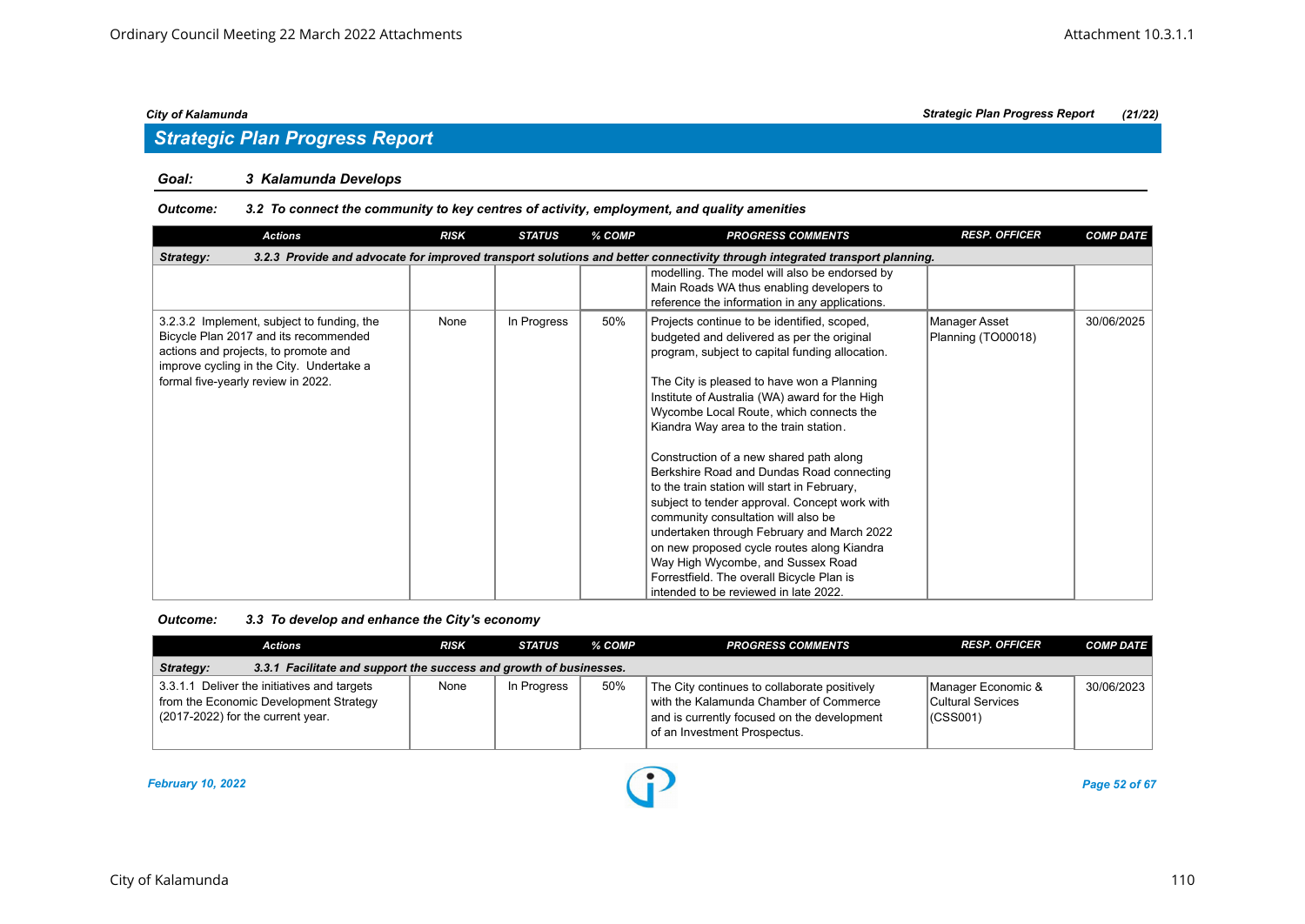## Strategic Plan Progress Report

**Goal: 3 Kalamunda Develops**

**Outcome: 3.2 To connect the community to key centres of activity, employment, and quality amenities**

| Actions | RISK | STATUS | % COMP | PROGRESS COMMENTS | RESP. OFFICER | COMP DATE |
|---|---|---|---|---|---|---|
| **Strategy: 3.2.3 Provide and advocate for improved transport solutions and better connectivity through integrated transport planning.** | | | | | | |
| | | | | modelling. The model will also be endorsed by Main Roads WA thus enabling developers to reference the information in any applications. | | |
| 3.2.3.2 Implement, subject to funding, the Bicycle Plan 2017 and its recommended actions and projects, to promote and improve cycling in the City. Undertake a formal five-yearly review in 2022. | None | In Progress | 50% | Projects continue to be identified, scoped, budgeted and delivered as per the original program, subject to capital funding allocation.<br><br>The City is pleased to have won a Planning Institute of Australia (WA) award for the High Wycombe Local Route, which connects the Kiandra Way area to the train station.<br><br>Construction of a new shared path along Berkshire Road and Dundas Road connecting to the train station will start in February, subject to tender approval. Concept work with community consultation will also be undertaken through February and March 2022 on new proposed cycle routes along Kiandra Way High Wycombe, and Sussex Road Forrestfield. The overall Bicycle Plan is intended to be reviewed in late 2022. | Manager Asset Planning (TO00018) | 30/06/2025 |

**Outcome: 3.3 To develop and enhance the City's economy**

| Actions | RISK | STATUS | % COMP | PROGRESS COMMENTS | RESP. OFFICER | COMP DATE |
|---|---|---|---|---|---|---|
| **Strategy: 3.3.1 Facilitate and support the success and growth of businesses.** | | | | | | |
| 3.3.1.1 Deliver the initiatives and targets from the Economic Development Strategy (2017-2022) for the current year. | None | In Progress | 50% | The City continues to collaborate positively with the Kalamunda Chamber of Commerce and is currently focused on the development of an Investment Prospectus. | Manager Economic & Cultural Services (CSS001) | 30/06/2023 |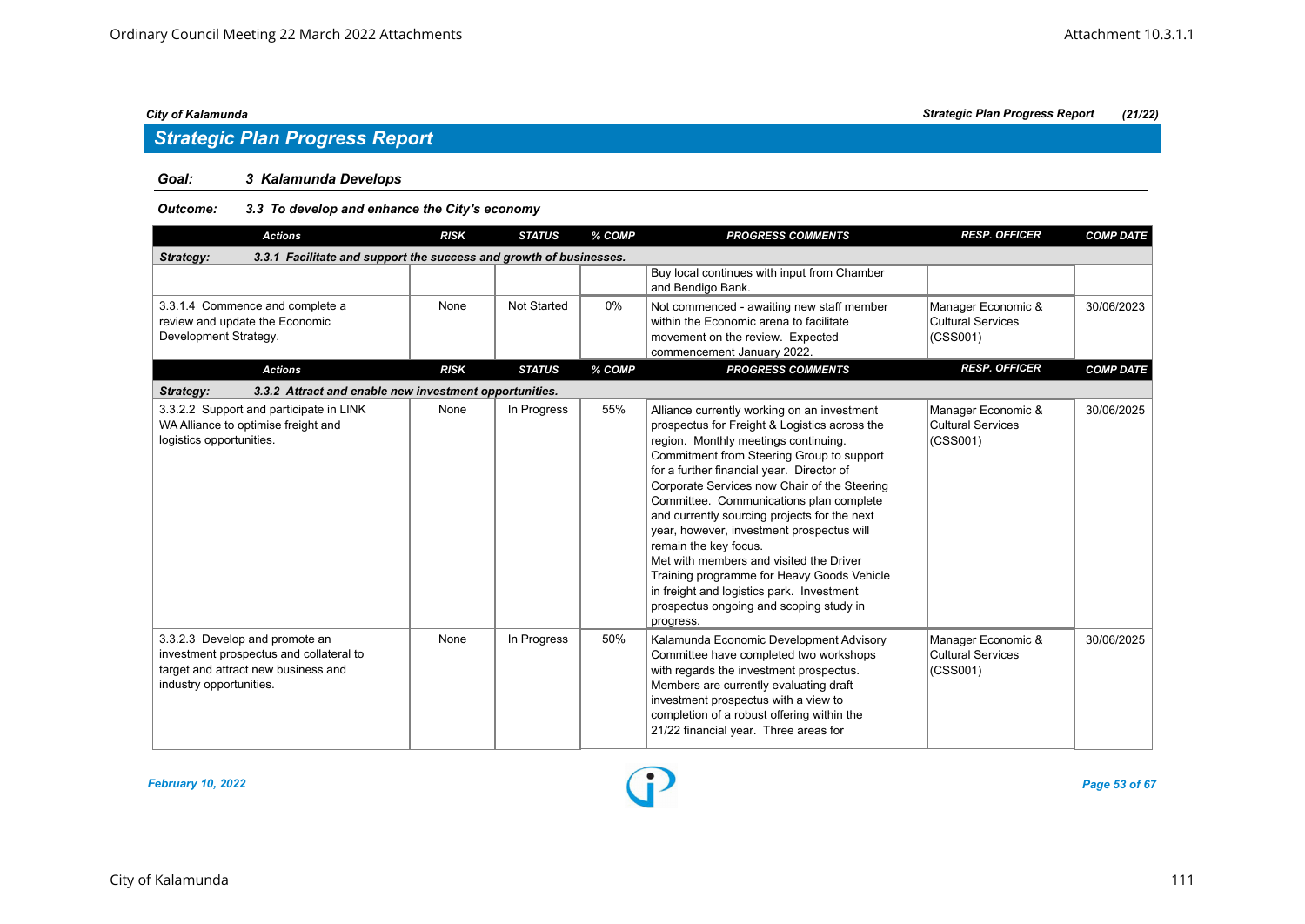## Strategic Plan Progress Report

**Goal:** *3 Kalamunda Develops*

**Outcome:** *3.3 To develop and enhance the City's economy*

| Actions | RISK | STATUS | % COMP | PROGRESS COMMENTS | RESP. OFFICER | COMP DATE |
|---|---|---|---|---|---|---|
| **Strategy: 3.3.1 Facilitate and support the success and growth of businesses.** | | | | | | |
| | | | | Buy local continues with input from Chamber and Bendigo Bank. | | |
| 3.3.1.4 Commence and complete a review and update the Economic Development Strategy. | None | Not Started | 0% | Not commenced - awaiting new staff member within the Economic arena to facilitate movement on the review. Expected commencement January 2022. | Manager Economic & Cultural Services (CSS001) | 30/06/2023 |

| Actions | RISK | STATUS | % COMP | PROGRESS COMMENTS | RESP. OFFICER | COMP DATE |
|---|---|---|---|---|---|---|
| **Strategy: 3.3.2 Attract and enable new investment opportunities.** | | | | | | |
| 3.3.2.2 Support and participate in LINK WA Alliance to optimise freight and logistics opportunities. | None | In Progress | 55% | Alliance currently working on an investment prospectus for Freight & Logistics across the region. Monthly meetings continuing. Commitment from Steering Group to support for a further financial year. Director of Corporate Services now Chair of the Steering Committee. Communications plan complete and currently sourcing projects for the next year, however, investment prospectus will remain the key focus. Met with members and visited the Driver Training programme for Heavy Goods Vehicle in freight and logistics park. Investment prospectus ongoing and scoping study in progress. | Manager Economic & Cultural Services (CSS001) | 30/06/2025 |
| 3.3.2.3 Develop and promote an investment prospectus and collateral to target and attract new business and industry opportunities. | None | In Progress | 50% | Kalamunda Economic Development Advisory Committee have completed two workshops with regards the investment prospectus. Members are currently evaluating draft investment prospectus with a view to completion of a robust offering within the 21/22 financial year. Three areas for | Manager Economic & Cultural Services (CSS001) | 30/06/2025 |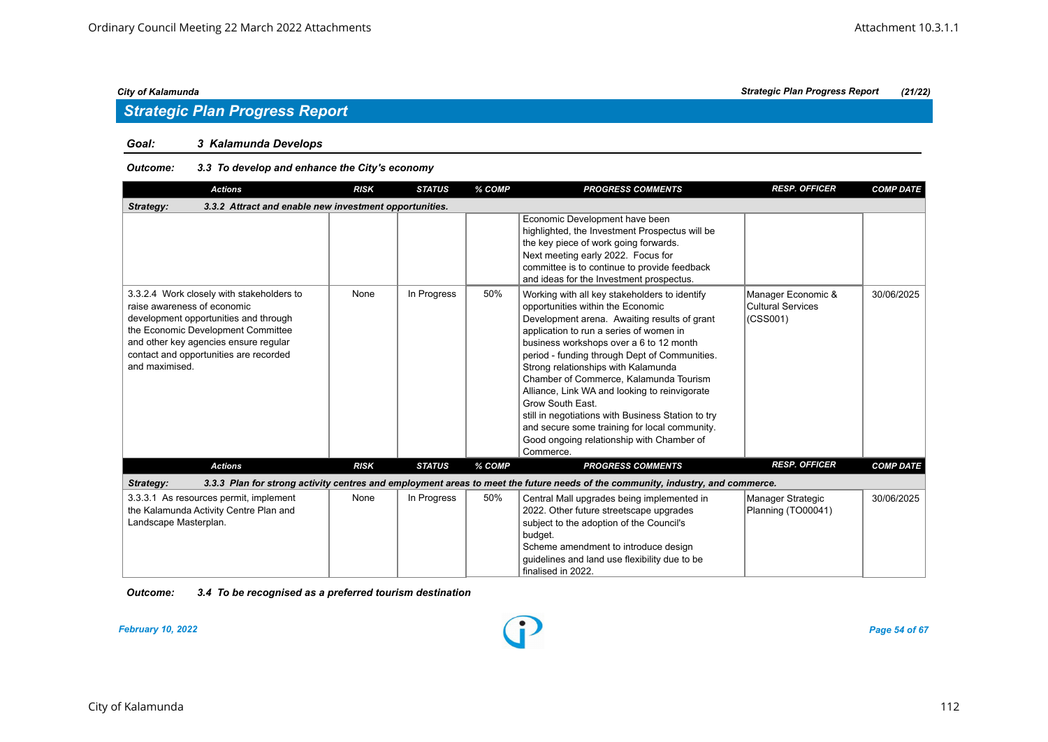## Strategic Plan Progress Report

**Goal:** *3 Kalamunda Develops*

**Outcome:** *3.3 To develop and enhance the City's economy*

| Actions | RISK | STATUS | % COMP | PROGRESS COMMENTS | RESP. OFFICER | COMP DATE |
|---|---|---|---|---|---|---|
| ***Strategy:* 3.3.2 Attract and enable new investment opportunities.** | | | | | | |
| | | | | Economic Development have been highlighted, the Investment Prospectus will be the key piece of work going forwards. Next meeting early 2022. Focus for committee is to continue to provide feedback and ideas for the Investment prospectus. | | |
| 3.3.2.4 Work closely with stakeholders to raise awareness of economic development opportunities and through the Economic Development Committee and other key agencies ensure regular contact and opportunities are recorded and maximised. | None | In Progress | 50% | Working with all key stakeholders to identify opportunities within the Economic Development arena. Awaiting results of grant application to run a series of women in business workshops over a 6 to 12 month period - funding through Dept of Communities. Strong relationships with Kalamunda Chamber of Commerce, Kalamunda Tourism Alliance, Link WA and looking to reinvigorate Grow South East. still in negotiations with Business Station to try and secure some training for local community. Good ongoing relationship with Chamber of Commerce. | Manager Economic & Cultural Services (CSS001) | 30/06/2025 |

| Actions | RISK | STATUS | % COMP | PROGRESS COMMENTS | RESP. OFFICER | COMP DATE |
|---|---|---|---|---|---|---|
| ***Strategy:* 3.3.3 Plan for strong activity centres and employment areas to meet the future needs of the community, industry, and commerce.** | | | | | | |
| 3.3.3.1 As resources permit, implement the Kalamunda Activity Centre Plan and Landscape Masterplan. | None | In Progress | 50% | Central Mall upgrades being implemented in 2022. Other future streetscape upgrades subject to the adoption of the Council's budget. Scheme amendment to introduce design guidelines and land use flexibility due to be finalised in 2022. | Manager Strategic Planning (TO00041) | 30/06/2025 |

**Outcome:** *3.4 To be recognised as a preferred tourism destination*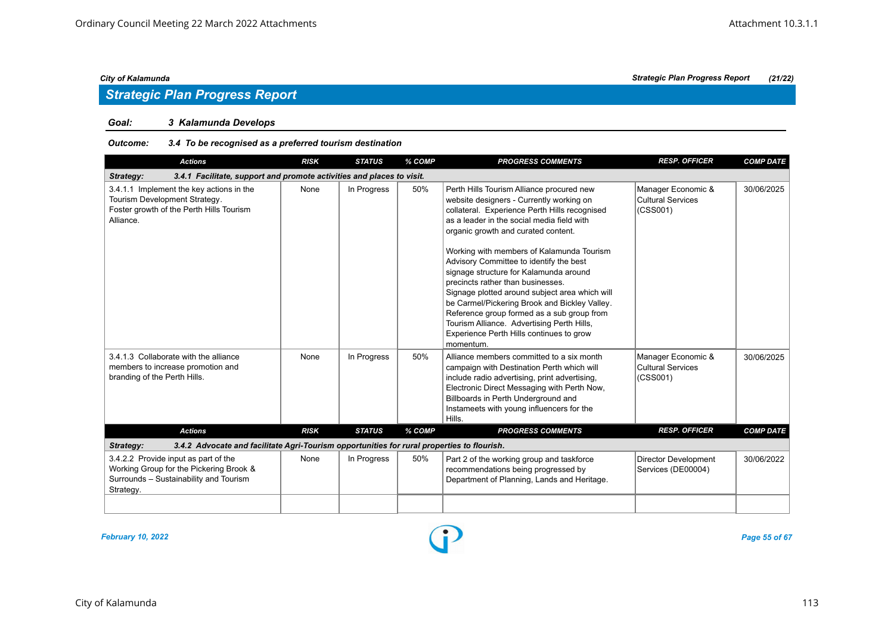## Strategic Plan Progress Report

**Goal:** ***3 Kalamunda Develops***

**Outcome:** ***3.4 To be recognised as a preferred tourism destination***

| Actions | RISK | STATUS | % COMP | PROGRESS COMMENTS | RESP. OFFICER | COMP DATE |
|---|---|---|---|---|---|---|
| ***Strategy: 3.4.1 Facilitate, support and promote activities and places to visit.*** | | | | | | |
| 3.4.1.1 Implement the key actions in the Tourism Development Strategy. Foster growth of the Perth Hills Tourism Alliance. | None | In Progress | 50% | Perth Hills Tourism Alliance procured new website designers - Currently working on collateral. Experience Perth Hills recognised as a leader in the social media field with organic growth and curated content.<br><br>Working with members of Kalamunda Tourism Advisory Committee to identify the best signage structure for Kalamunda around precincts rather than businesses. Signage plotted around subject area which will be Carmel/Pickering Brook and Bickley Valley. Reference group formed as a sub group from Tourism Alliance. Advertising Perth Hills, Experience Perth Hills continues to grow momentum. | Manager Economic & Cultural Services (CSS001) | 30/06/2025 |
| 3.4.1.3 Collaborate with the alliance members to increase promotion and branding of the Perth Hills. | None | In Progress | 50% | Alliance members committed to a six month campaign with Destination Perth which will include radio advertising, print advertising, Electronic Direct Messaging with Perth Now, Billboards in Perth Underground and Instameets with young influencers for the Hills. | Manager Economic & Cultural Services (CSS001) | 30/06/2025 |
| ***Strategy: 3.4.2 Advocate and facilitate Agri-Tourism opportunities for rural properties to flourish.*** | | | | | | |
| 3.4.2.2 Provide input as part of the Working Group for the Pickering Brook & Surrounds – Sustainability and Tourism Strategy. | None | In Progress | 50% | Part 2 of the working group and taskforce recommendations being progressed by Department of Planning, Lands and Heritage. | Director Development Services (DE00004) | 30/06/2022 |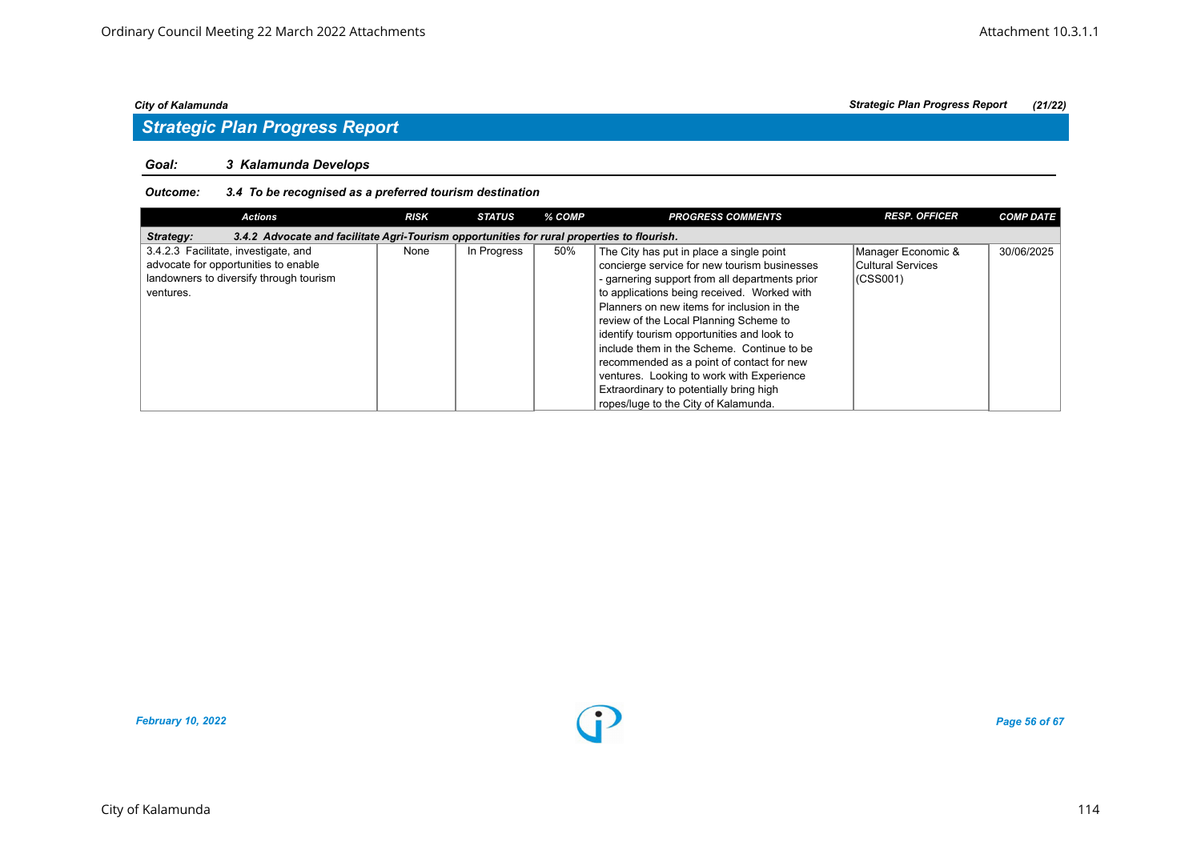## Strategic Plan Progress Report

**Goal:** ***3 Kalamunda Develops***

**Outcome:** ***3.4 To be recognised as a preferred tourism destination***

| Actions | RISK | STATUS | % COMP | PROGRESS COMMENTS | RESP. OFFICER | COMP DATE |
|---|---|---|---|---|---|---|
| ***Strategy: 3.4.2 Advocate and facilitate Agri-Tourism opportunities for rural properties to flourish.*** | | | | | | |
| 3.4.2.3 Facilitate, investigate, and advocate for opportunities to enable landowners to diversify through tourism ventures. | None | In Progress | 50% | The City has put in place a single point concierge service for new tourism businesses - garnering support from all departments prior to applications being received. Worked with Planners on new items for inclusion in the review of the Local Planning Scheme to identify tourism opportunities and look to include them in the Scheme. Continue to be recommended as a point of contact for new ventures. Looking to work with Experience Extraordinary to potentially bring high ropes/luge to the City of Kalamunda. | Manager Economic & Cultural Services (CSS001) | 30/06/2025 |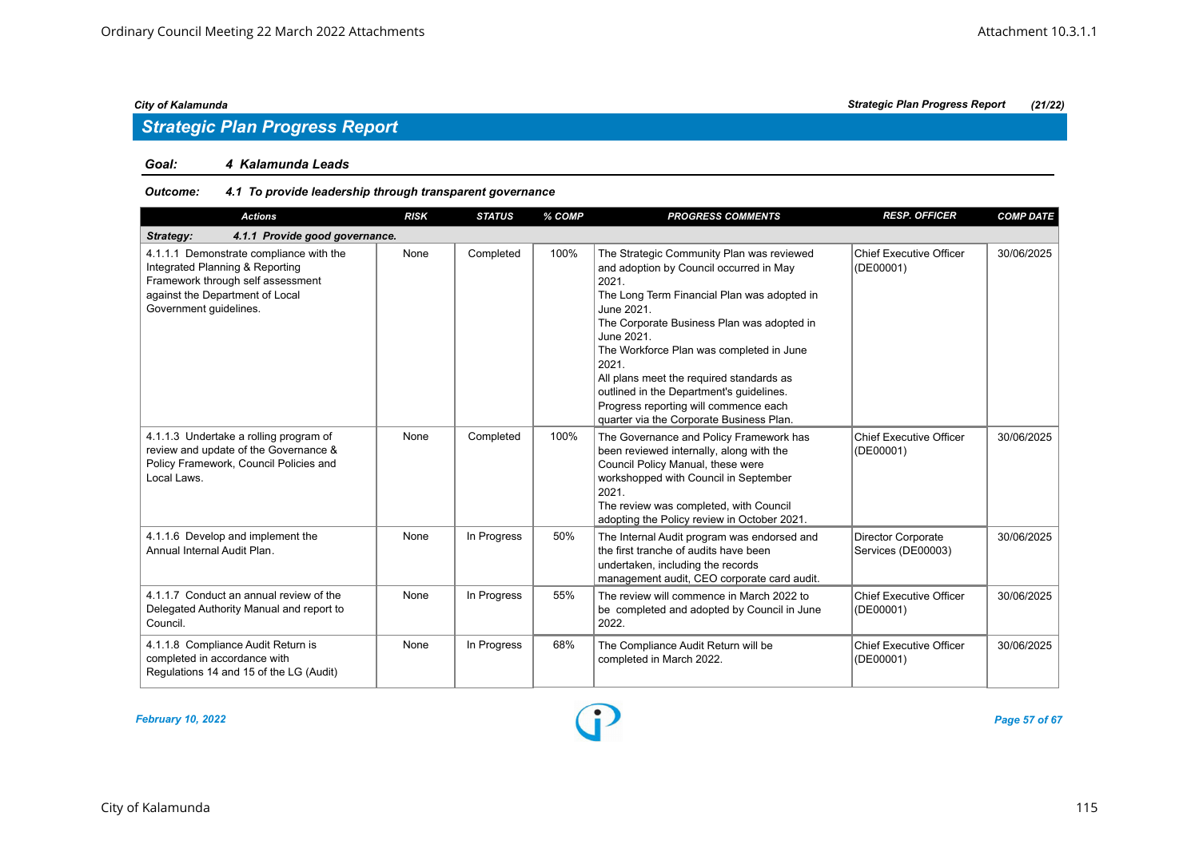## Strategic Plan Progress Report

**Goal:** ***4 Kalamunda Leads***

**Outcome:** ***4.1 To provide leadership through transparent governance***

| Actions | RISK | STATUS | % COMP | PROGRESS COMMENTS | RESP. OFFICER | COMP DATE |
|---|---|---|---|---|---|---|
| ***Strategy: 4.1.1 Provide good governance.*** | | | | | | |
| 4.1.1.1 Demonstrate compliance with the Integrated Planning & Reporting Framework through self assessment against the Department of Local Government guidelines. | None | Completed | 100% | The Strategic Community Plan was reviewed and adoption by Council occurred in May 2021.<br>The Long Term Financial Plan was adopted in June 2021.<br>The Corporate Business Plan was adopted in June 2021.<br>The Workforce Plan was completed in June 2021.<br>All plans meet the required standards as outlined in the Department's guidelines.<br>Progress reporting will commence each quarter via the Corporate Business Plan. | Chief Executive Officer (DE00001) | 30/06/2025 |
| 4.1.1.3 Undertake a rolling program of review and update of the Governance & Policy Framework, Council Policies and Local Laws. | None | Completed | 100% | The Governance and Policy Framework has been reviewed internally, along with the Council Policy Manual, these were workshopped with Council in September 2021.<br>The review was completed, with Council adopting the Policy review in October 2021. | Chief Executive Officer (DE00001) | 30/06/2025 |
| 4.1.1.6 Develop and implement the Annual Internal Audit Plan. | None | In Progress | 50% | The Internal Audit program was endorsed and the first tranche of audits have been undertaken, including the records management audit, CEO corporate card audit. | Director Corporate Services (DE00003) | 30/06/2025 |
| 4.1.1.7 Conduct an annual review of the Delegated Authority Manual and report to Council. | None | In Progress | 55% | The review will commence in March 2022 to be completed and adopted by Council in June 2022. | Chief Executive Officer (DE00001) | 30/06/2025 |
| 4.1.1.8 Compliance Audit Return is completed in accordance with Regulations 14 and 15 of the LG (Audit) | None | In Progress | 68% | The Compliance Audit Return will be completed in March 2022. | Chief Executive Officer (DE00001) | 30/06/2025 |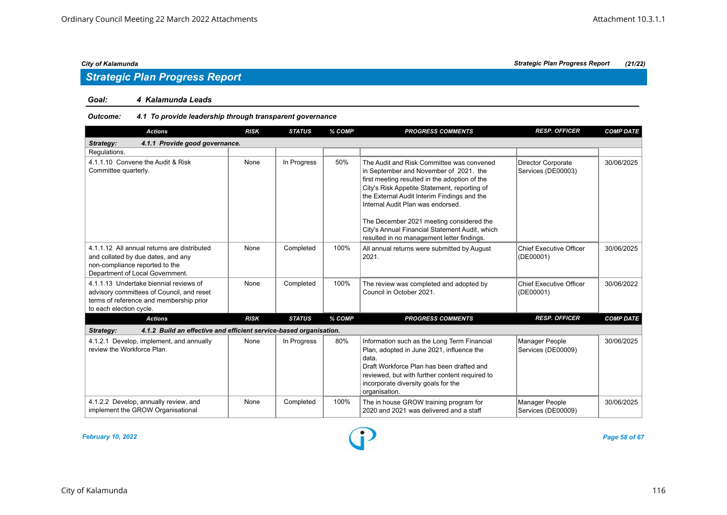## Strategic Plan Progress Report

**Goal:** *4 Kalamunda Leads*

**Outcome:** *4.1 To provide leadership through transparent governance*

| Actions | RISK | STATUS | % COMP | PROGRESS COMMENTS | RESP. OFFICER | COMP DATE |
|---|---|---|---|---|---|---|
| ***Strategy: 4.1.1 Provide good governance.*** | | | | | | |
| Regulations. | | | | | | |
| 4.1.1.10 Convene the Audit & Risk Committee quarterly. | None | In Progress | 50% | The Audit and Risk Committee was convened in September and November of 2021. the first meeting resulted in the adoption of the City's Risk Appetite Statement, reporting of the External Audit Interim Findings and the Internal Audit Plan was endorsed.<br><br>The December 2021 meeting considered the City's Annual Financial Statement Audit, which resulted in no management letter findings. | Director Corporate Services (DE00003) | 30/06/2025 |
| 4.1.1.12 All annual returns are distributed and collated by due dates, and any non-compliance reported to the Department of Local Government. | None | Completed | 100% | All annual returns were submitted by August 2021. | Chief Executive Officer (DE00001) | 30/06/2025 |
| 4.1.1.13 Undertake biennial reviews of advisory committees of Council, and reset terms of reference and membership prior to each election cycle. | None | Completed | 100% | The review was completed and adopted by Council in October 2021. | Chief Executive Officer (DE00001) | 30/06/2022 |
| ***Strategy: 4.1.2 Build an effective and efficient service-based organisation.*** | | | | | | |
| 4.1.2.1 Develop, implement, and annually review the Workforce Plan. | None | In Progress | 80% | Information such as the Long Term Financial Plan, adopted in June 2021, influence the data.<br>Draft Workforce Plan has been drafted and reviewed, but with further content required to incorporate diversity goals for the organisation. | Manager People Services (DE00009) | 30/06/2025 |
| 4.1.2.2 Develop, annually review, and implement the GROW Organisational | None | Completed | 100% | The in house GROW training program for 2020 and 2021 was delivered and a staff | Manager People Services (DE00009) | 30/06/2025 |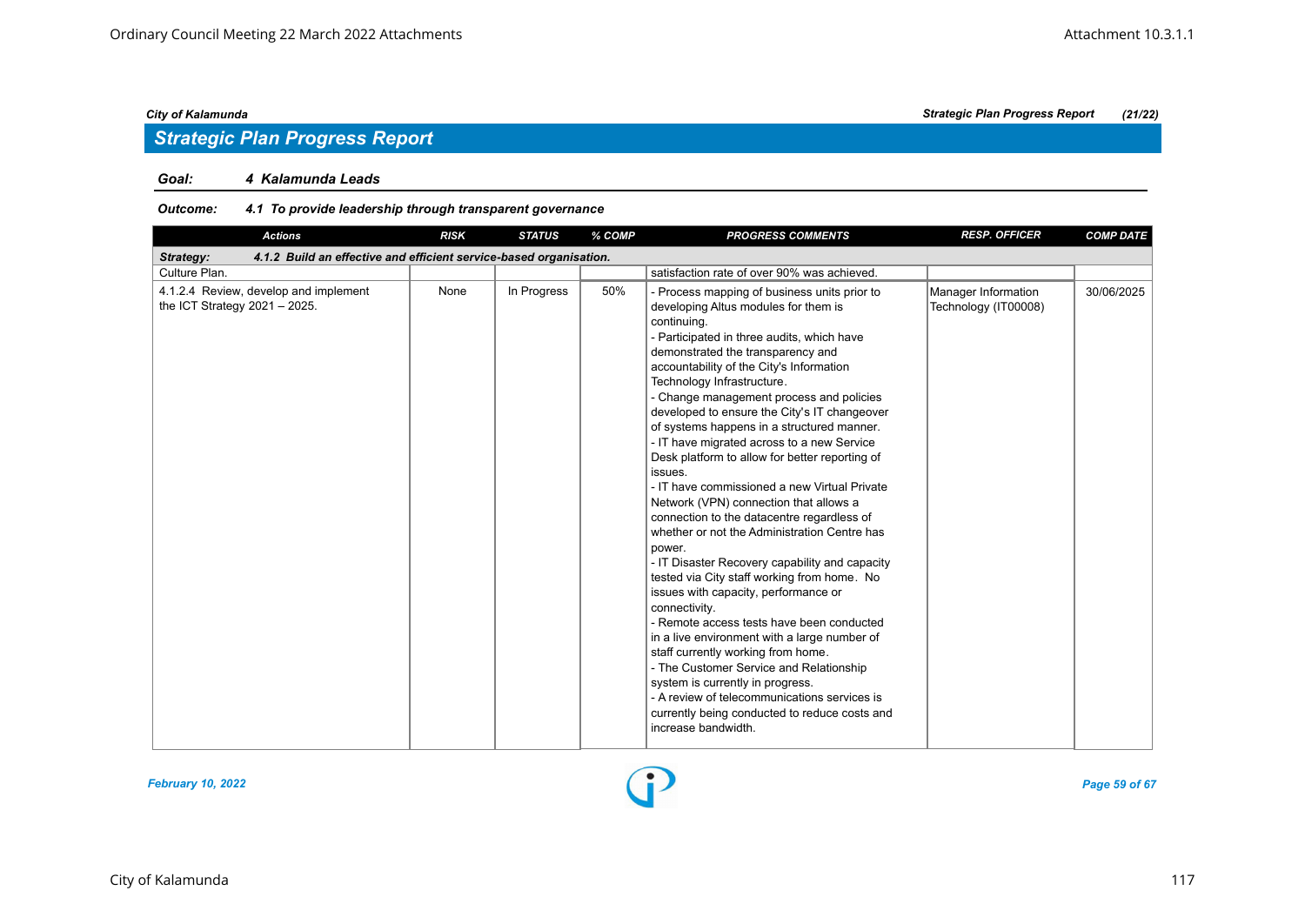## Strategic Plan Progress Report

**Goal:** 4 Kalamunda Leads

**Outcome:** 4.1 To provide leadership through transparent governance

| Actions | RISK | STATUS | % COMP | PROGRESS COMMENTS | RESP. OFFICER | COMP DATE |
|---|---|---|---|---|---|---|
| **Strategy: 4.1.2 Build an effective and efficient service-based organisation.** | | | | | | |
| Culture Plan. | | | | satisfaction rate of over 90% was achieved. | | |
| 4.1.2.4 Review, develop and implement the ICT Strategy 2021 – 2025. | None | In Progress | 50% | - Process mapping of business units prior to developing Altus modules for them is continuing.<br>- Participated in three audits, which have demonstrated the transparency and accountability of the City's Information Technology Infrastructure.<br>- Change management process and policies developed to ensure the City's IT changeover of systems happens in a structured manner.<br>- IT have migrated across to a new Service Desk platform to allow for better reporting of issues.<br>- IT have commissioned a new Virtual Private Network (VPN) connection that allows a connection to the datacentre regardless of whether or not the Administration Centre has power.<br>- IT Disaster Recovery capability and capacity tested via City staff working from home. No issues with capacity, performance or connectivity.<br>- Remote access tests have been conducted in a live environment with a large number of staff currently working from home.<br>- The Customer Service and Relationship system is currently in progress.<br>- A review of telecommunications services is currently being conducted to reduce costs and increase bandwidth. | Manager Information Technology (IT00008) | 30/06/2025 |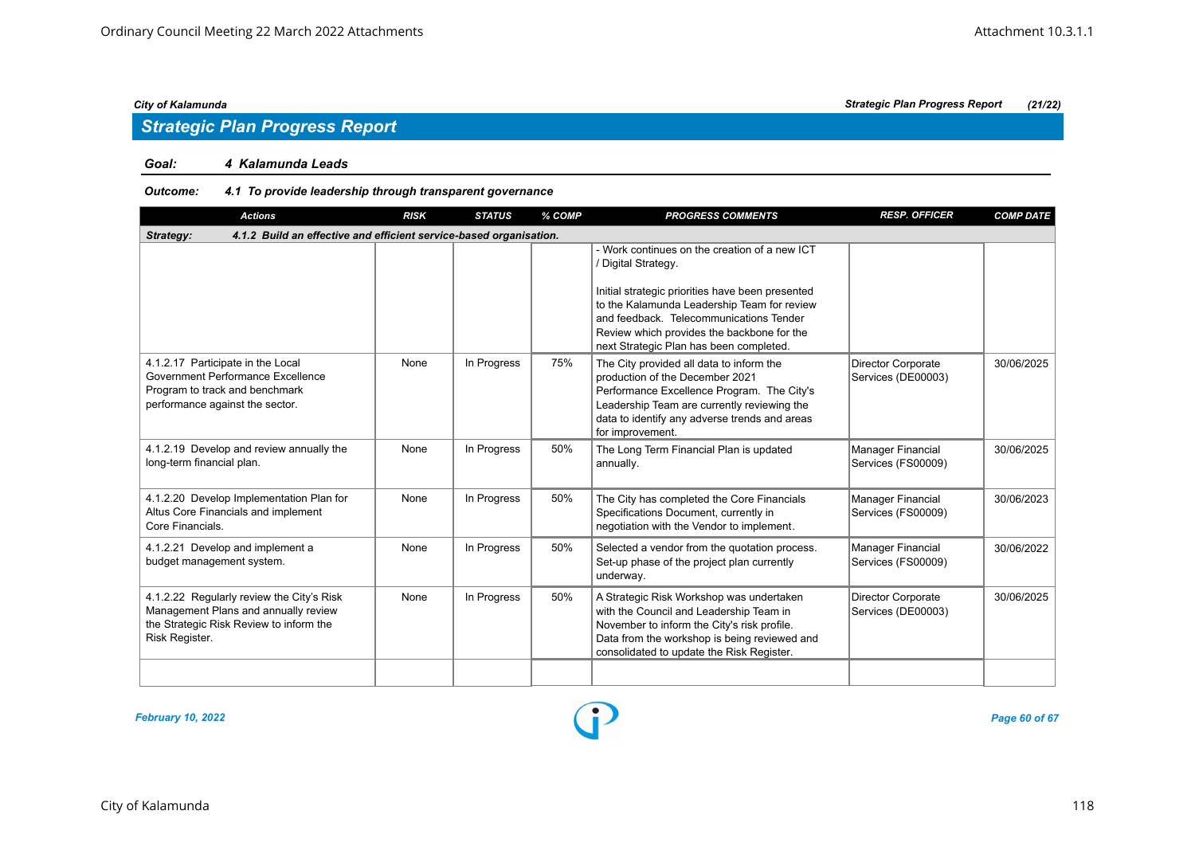## Strategic Plan Progress Report

**Goal:** *4 Kalamunda Leads*

**Outcome:** *4.1 To provide leadership through transparent governance*

| Actions | RISK | STATUS | % COMP | PROGRESS COMMENTS | RESP. OFFICER | COMP DATE |
|---|---|---|---|---|---|---|
| **Strategy: 4.1.2 Build an effective and efficient service-based organisation.** | | | | | | |
| | | | | - Work continues on the creation of a new ICT / Digital Strategy.<br><br>Initial strategic priorities have been presented to the Kalamunda Leadership Team for review and feedback. Telecommunications Tender Review which provides the backbone for the next Strategic Plan has been completed. | | |
| 4.1.2.17 Participate in the Local Government Performance Excellence Program to track and benchmark performance against the sector. | None | In Progress | 75% | The City provided all data to inform the production of the December 2021 Performance Excellence Program. The City's Leadership Team are currently reviewing the data to identify any adverse trends and areas for improvement. | Director Corporate Services (DE00003) | 30/06/2025 |
| 4.1.2.19 Develop and review annually the long-term financial plan. | None | In Progress | 50% | The Long Term Financial Plan is updated annually. | Manager Financial Services (FS00009) | 30/06/2025 |
| 4.1.2.20 Develop Implementation Plan for Altus Core Financials and implement Core Financials. | None | In Progress | 50% | The City has completed the Core Financials Specifications Document, currently in negotiation with the Vendor to implement. | Manager Financial Services (FS00009) | 30/06/2023 |
| 4.1.2.21 Develop and implement a budget management system. | None | In Progress | 50% | Selected a vendor from the quotation process. Set-up phase of the project plan currently underway. | Manager Financial Services (FS00009) | 30/06/2022 |
| 4.1.2.22 Regularly review the City's Risk Management Plans and annually review the Strategic Risk Review to inform the Risk Register. | None | In Progress | 50% | A Strategic Risk Workshop was undertaken with the Council and Leadership Team in November to inform the City's risk profile. Data from the workshop is being reviewed and consolidated to update the Risk Register. | Director Corporate Services (DE00003) | 30/06/2025 |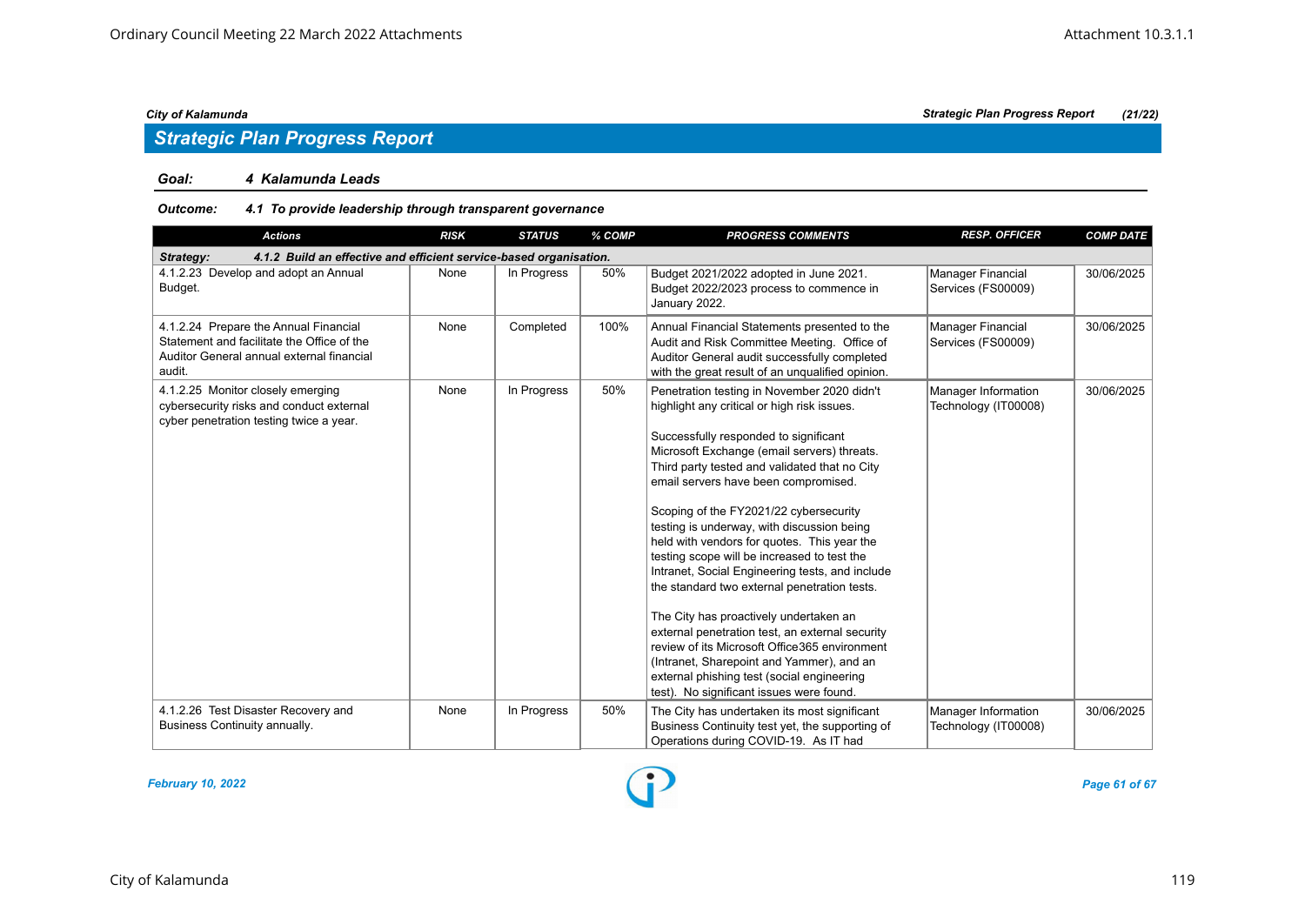## Strategic Plan Progress Report

**City of Kalamunda** — *Strategic Plan Progress Report (21/22)*

### *Goal: 4 Kalamunda Leads*

#### *Outcome: 4.1 To provide leadership through transparent governance*

| Actions | RISK | STATUS | % COMP | PROGRESS COMMENTS | RESP. OFFICER | COMP DATE |
|---|---|---|---|---|---|---|
| ***Strategy: 4.1.2 Build an effective and efficient service-based organisation.*** | | | | | | |
| 4.1.2.23 Develop and adopt an Annual Budget. | None | In Progress | 50% | Budget 2021/2022 adopted in June 2021. Budget 2022/2023 process to commence in January 2022. | Manager Financial Services (FS00009) | 30/06/2025 |
| 4.1.2.24 Prepare the Annual Financial Statement and facilitate the Office of the Auditor General annual external financial audit. | None | Completed | 100% | Annual Financial Statements presented to the Audit and Risk Committee Meeting. Office of Auditor General audit successfully completed with the great result of an unqualified opinion. | Manager Financial Services (FS00009) | 30/06/2025 |
| 4.1.2.25 Monitor closely emerging cybersecurity risks and conduct external cyber penetration testing twice a year. | None | In Progress | 50% | Penetration testing in November 2020 didn't highlight any critical or high risk issues.<br><br>Successfully responded to significant Microsoft Exchange (email servers) threats. Third party tested and validated that no City email servers have been compromised.<br><br>Scoping of the FY2021/22 cybersecurity testing is underway, with discussion being held with vendors for quotes. This year the testing scope will be increased to test the Intranet, Social Engineering tests, and include the standard two external penetration tests.<br><br>The City has proactively undertaken an external penetration test, an external security review of its Microsoft Office365 environment (Intranet, Sharepoint and Yammer), and an external phishing test (social engineering test). No significant issues were found. | Manager Information Technology (IT00008) | 30/06/2025 |
| 4.1.2.26 Test Disaster Recovery and Business Continuity annually. | None | In Progress | 50% | The City has undertaken its most significant Business Continuity test yet, the supporting of Operations during COVID-19. As IT had | Manager Information Technology (IT00008) | 30/06/2025 |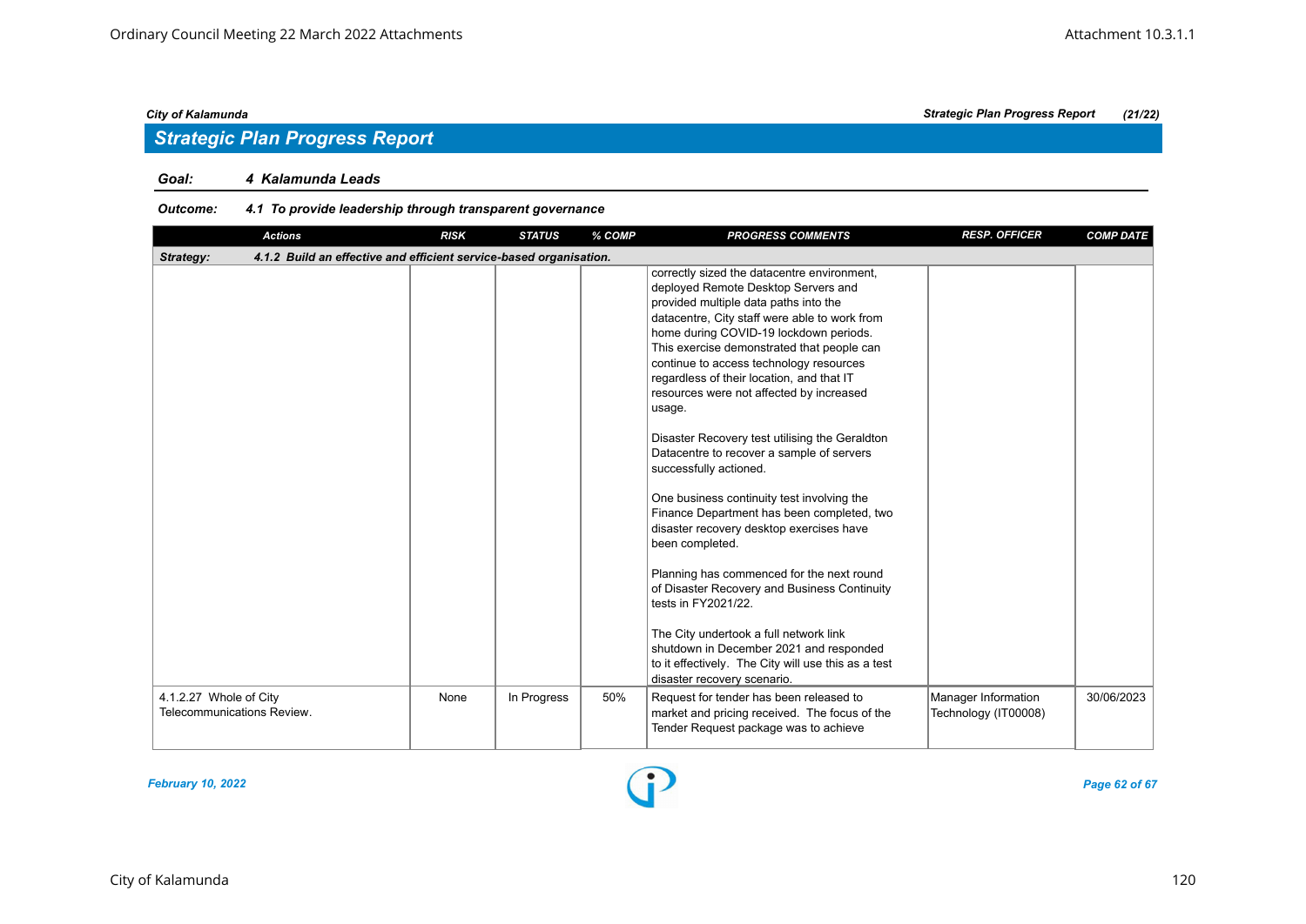## Strategic Plan Progress Report

*Goal:* ***4 Kalamunda Leads***

*Outcome:* ***4.1 To provide leadership through transparent governance***

| Actions | RISK | STATUS | % COMP | PROGRESS COMMENTS | RESP. OFFICER | COMP DATE |
|---|---|---|---|---|---|---|
| ***Strategy: 4.1.2 Build an effective and efficient service-based organisation.*** | | | | | | |
| | | | | correctly sized the datacentre environment, deployed Remote Desktop Servers and provided multiple data paths into the datacentre, City staff were able to work from home during COVID-19 lockdown periods. This exercise demonstrated that people can continue to access technology resources regardless of their location, and that IT resources were not affected by increased usage.<br><br>Disaster Recovery test utilising the Geraldton Datacentre to recover a sample of servers successfully actioned.<br><br>One business continuity test involving the Finance Department has been completed, two disaster recovery desktop exercises have been completed.<br><br>Planning has commenced for the next round of Disaster Recovery and Business Continuity tests in FY2021/22.<br><br>The City undertook a full network link shutdown in December 2021 and responded to it effectively. The City will use this as a test disaster recovery scenario. | | |
| 4.1.2.27 Whole of City Telecommunications Review. | None | In Progress | 50% | Request for tender has been released to market and pricing received. The focus of the Tender Request package was to achieve | Manager Information Technology (IT00008) | 30/06/2023 |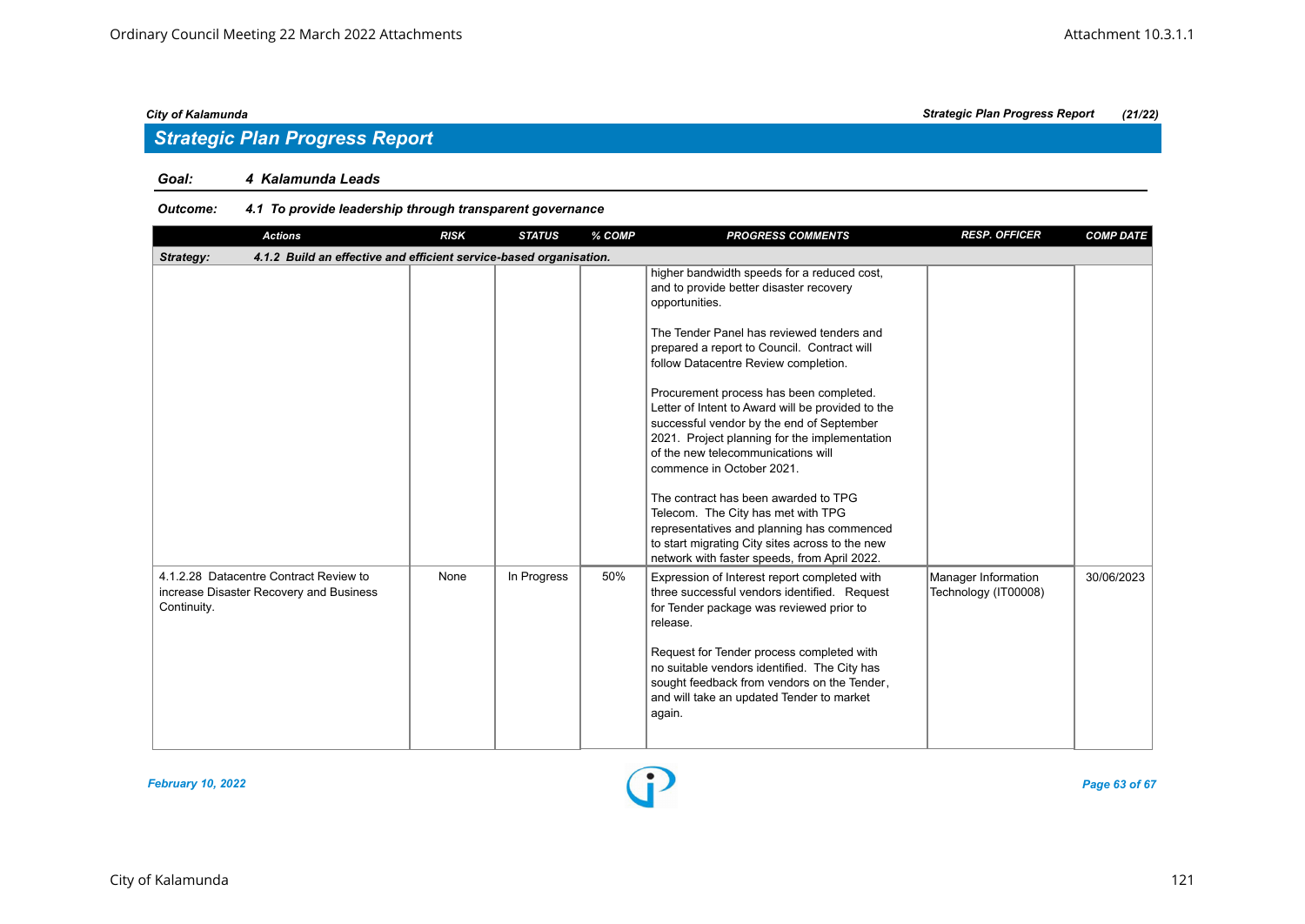## Strategic Plan Progress Report

**Goal:** *4 Kalamunda Leads*

**Outcome:** *4.1 To provide leadership through transparent governance*

| Actions | RISK | STATUS | % COMP | PROGRESS COMMENTS | RESP. OFFICER | COMP DATE |
|---|---|---|---|---|---|---|
| **Strategy: 4.1.2 Build an effective and efficient service-based organisation.** | | | | | | |
| | | | | higher bandwidth speeds for a reduced cost, and to provide better disaster recovery opportunities.<br><br>The Tender Panel has reviewed tenders and prepared a report to Council. Contract will follow Datacentre Review completion.<br><br>Procurement process has been completed. Letter of Intent to Award will be provided to the successful vendor by the end of September 2021. Project planning for the implementation of the new telecommunications will commence in October 2021.<br><br>The contract has been awarded to TPG Telecom. The City has met with TPG representatives and planning has commenced to start migrating City sites across to the new network with faster speeds, from April 2022. | | |
| 4.1.2.28 Datacentre Contract Review to increase Disaster Recovery and Business Continuity. | None | In Progress | 50% | Expression of Interest report completed with three successful vendors identified. Request for Tender package was reviewed prior to release.<br><br>Request for Tender process completed with no suitable vendors identified. The City has sought feedback from vendors on the Tender, and will take an updated Tender to market again. | Manager Information Technology (IT00008) | 30/06/2023 |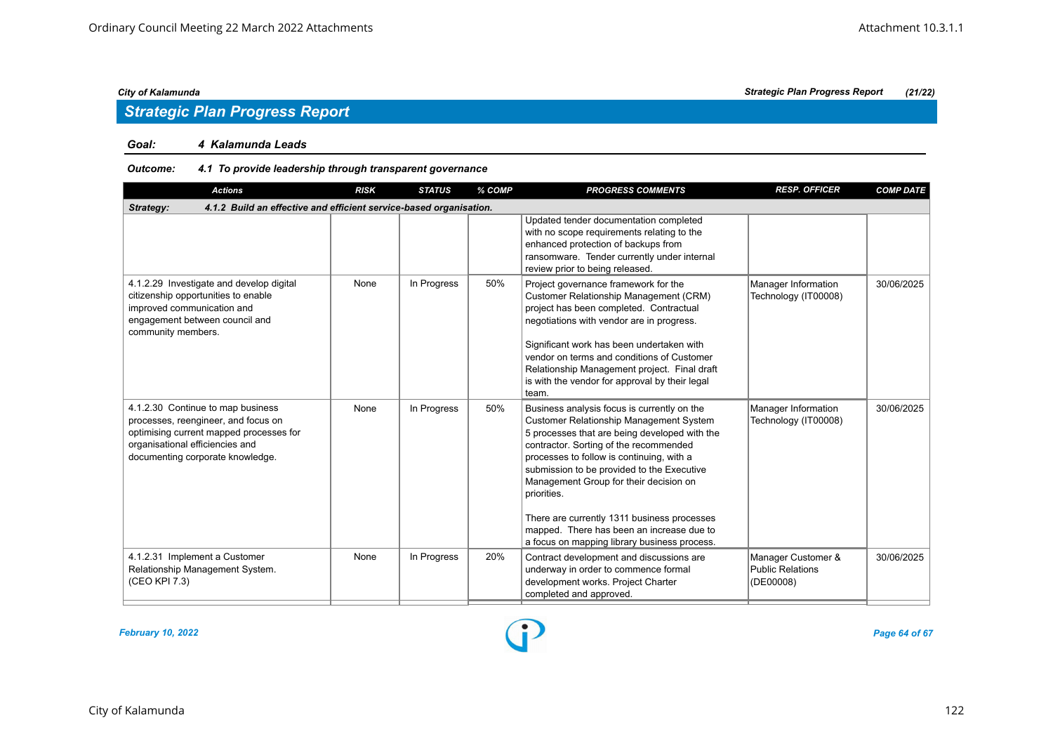## Strategic Plan Progress Report

**Goal:** *4 Kalamunda Leads*

**Outcome:** *4.1 To provide leadership through transparent governance*

| Actions | RISK | STATUS | % COMP | PROGRESS COMMENTS | RESP. OFFICER | COMP DATE |
|---|---|---|---|---|---|---|
| **Strategy: 4.1.2 Build an effective and efficient service-based organisation.** | | | | | | |
| | | | | Updated tender documentation completed with no scope requirements relating to the enhanced protection of backups from ransomware. Tender currently under internal review prior to being released. | | |
| 4.1.2.29 Investigate and develop digital citizenship opportunities to enable improved communication and engagement between council and community members. | None | In Progress | 50% | Project governance framework for the Customer Relationship Management (CRM) project has been completed. Contractual negotiations with vendor are in progress.<br><br>Significant work has been undertaken with vendor on terms and conditions of Customer Relationship Management project. Final draft is with the vendor for approval by their legal team. | Manager Information Technology (IT00008) | 30/06/2025 |
| 4.1.2.30 Continue to map business processes, reengineer, and focus on optimising current mapped processes for organisational efficiencies and documenting corporate knowledge. | None | In Progress | 50% | Business analysis focus is currently on the Customer Relationship Management System 5 processes that are being developed with the contractor. Sorting of the recommended processes to follow is continuing, with a submission to be provided to the Executive Management Group for their decision on priorities.<br><br>There are currently 1311 business processes mapped. There has been an increase due to a focus on mapping library business process. | Manager Information Technology (IT00008) | 30/06/2025 |
| 4.1.2.31 Implement a Customer Relationship Management System. (CEO KPI 7.3) | None | In Progress | 20% | Contract development and discussions are underway in order to commence formal development works. Project Charter completed and approved. | Manager Customer & Public Relations (DE00008) | 30/06/2025 |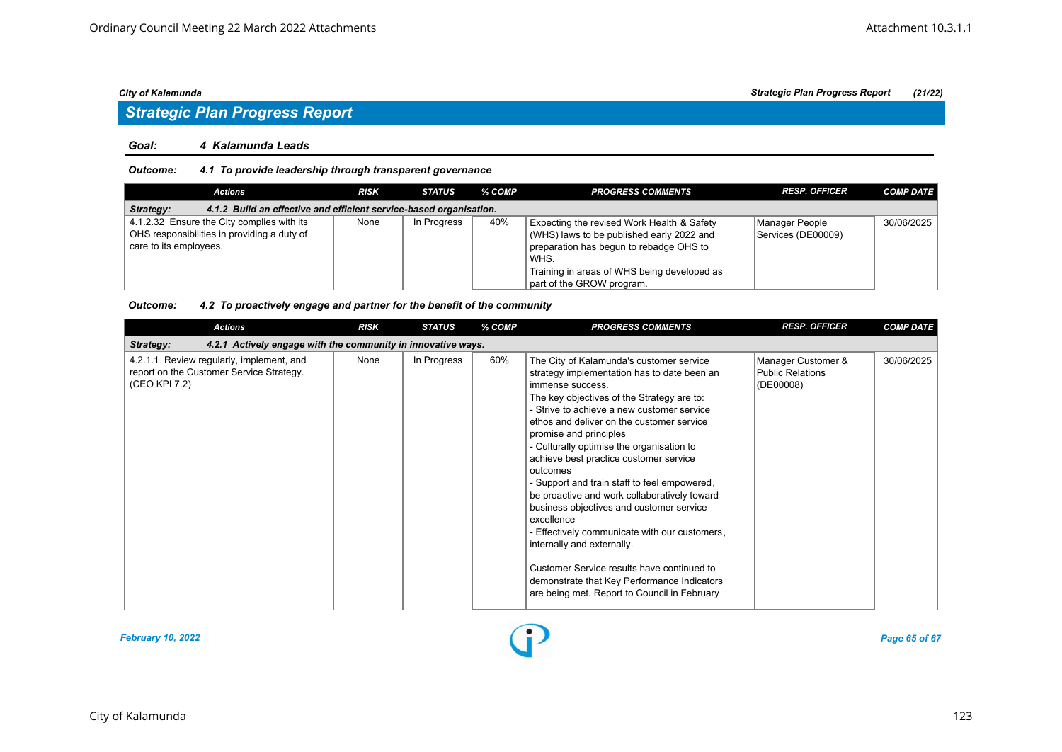## Strategic Plan Progress Report

**Goal:** *4 Kalamunda Leads*

**Outcome:** *4.1 To provide leadership through transparent governance*

| Actions | RISK | STATUS | % COMP | PROGRESS COMMENTS | RESP. OFFICER | COMP DATE |
|---|---|---|---|---|---|---|
| **Strategy:** *4.1.2 Build an effective and efficient service-based organisation.* | | | | | | |
| 4.1.2.32 Ensure the City complies with its OHS responsibilities in providing a duty of care to its employees. | None | In Progress | 40% | Expecting the revised Work Health & Safety (WHS) laws to be published early 2022 and preparation has begun to rebadge OHS to WHS.<br>Training in areas of WHS being developed as part of the GROW program. | Manager People Services (DE00009) | 30/06/2025 |

**Outcome:** *4.2 To proactively engage and partner for the benefit of the community*

| Actions | RISK | STATUS | % COMP | PROGRESS COMMENTS | RESP. OFFICER | COMP DATE |
|---|---|---|---|---|---|---|
| **Strategy:** *4.2.1 Actively engage with the community in innovative ways.* | | | | | | |
| 4.2.1.1 Review regularly, implement, and report on the Customer Service Strategy. (CEO KPI 7.2) | None | In Progress | 60% | The City of Kalamunda's customer service strategy implementation has to date been an immense success.<br>The key objectives of the Strategy are to:<br>- Strive to achieve a new customer service ethos and deliver on the customer service promise and principles<br>- Culturally optimise the organisation to achieve best practice customer service outcomes<br>- Support and train staff to feel empowered, be proactive and work collaboratively toward business objectives and customer service excellence<br>- Effectively communicate with our customers, internally and externally.<br><br>Customer Service results have continued to demonstrate that Key Performance Indicators are being met. Report to Council in February | Manager Customer & Public Relations (DE00008) | 30/06/2025 |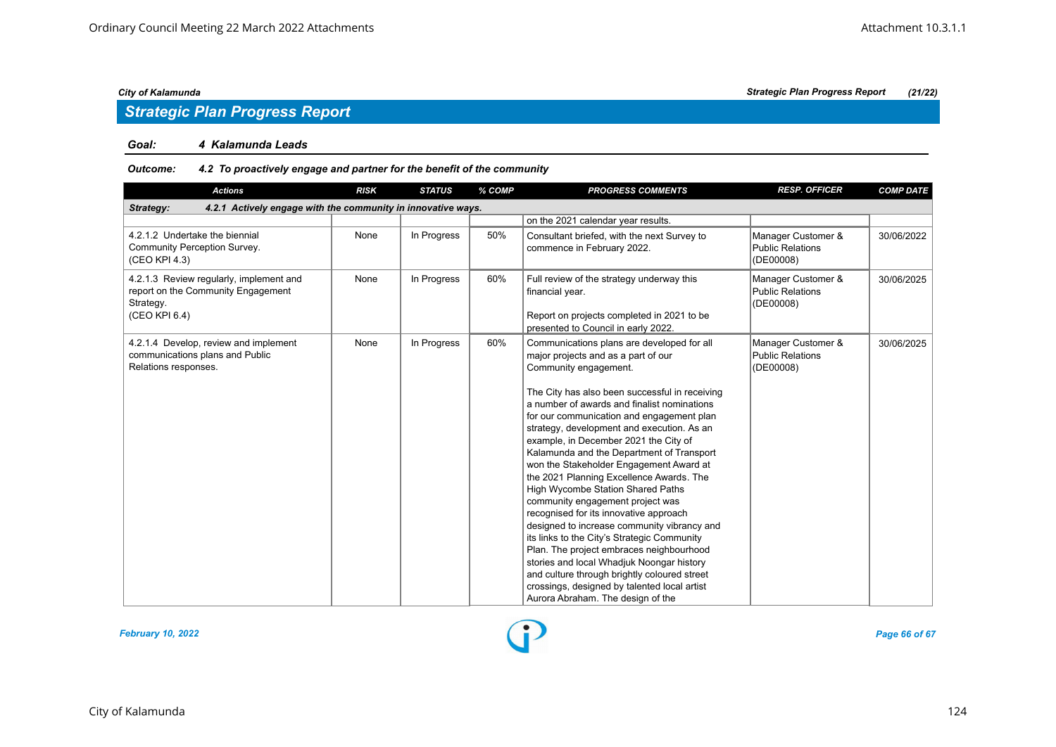## Strategic Plan Progress Report

**Goal:** **4 Kalamunda Leads**

**Outcome:** **4.2 To proactively engage and partner for the benefit of the community**

| Actions | RISK | STATUS | % COMP | PROGRESS COMMENTS | RESP. OFFICER | COMP DATE |
|---|---|---|---|---|---|---|
| ***Strategy: 4.2.1 Actively engage with the community in innovative ways.*** | | | | | | |
| | | | | on the 2021 calendar year results. | | |
| 4.2.1.2 Undertake the biennial Community Perception Survey. (CEO KPI 4.3) | None | In Progress | 50% | Consultant briefed, with the next Survey to commence in February 2022. | Manager Customer & Public Relations (DE00008) | 30/06/2022 |
| 4.2.1.3 Review regularly, implement and report on the Community Engagement Strategy. (CEO KPI 6.4) | None | In Progress | 60% | Full review of the strategy underway this financial year.<br><br>Report on projects completed in 2021 to be presented to Council in early 2022. | Manager Customer & Public Relations (DE00008) | 30/06/2025 |
| 4.2.1.4 Develop, review and implement communications plans and Public Relations responses. | None | In Progress | 60% | Communications plans are developed for all major projects and as a part of our Community engagement.<br><br>The City has also been successful in receiving a number of awards and finalist nominations for our communication and engagement plan strategy, development and execution. As an example, in December 2021 the City of Kalamunda and the Department of Transport won the Stakeholder Engagement Award at the 2021 Planning Excellence Awards. The High Wycombe Station Shared Paths community engagement project was recognised for its innovative approach designed to increase community vibrancy and its links to the City's Strategic Community Plan. The project embraces neighbourhood stories and local Whadjuk Noongar history and culture through brightly coloured street crossings, designed by talented local artist Aurora Abraham. The design of the | Manager Customer & Public Relations (DE00008) | 30/06/2025 |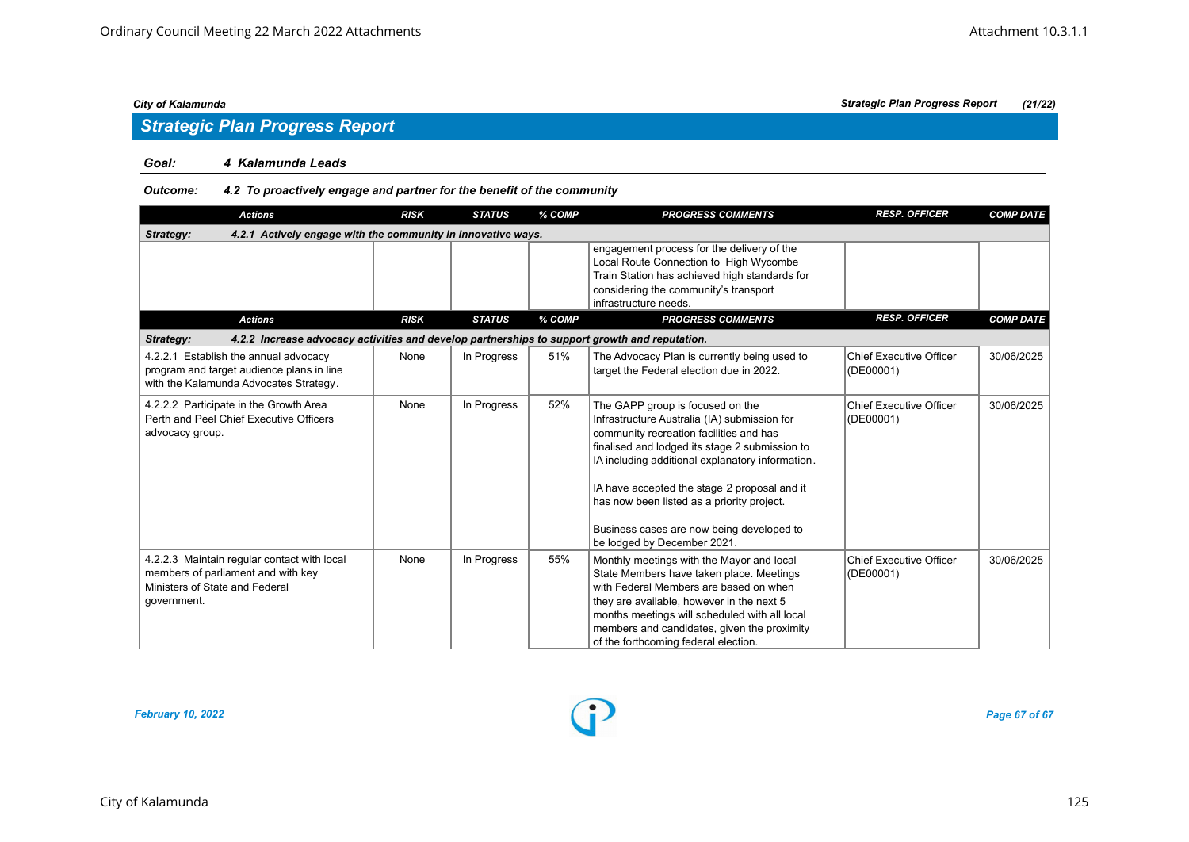## Strategic Plan Progress Report

**Goal:** ***4 Kalamunda Leads***

**Outcome:** ***4.2 To proactively engage and partner for the benefit of the community***

| Actions | RISK | STATUS | % COMP | PROGRESS COMMENTS | RESP. OFFICER | COMP DATE |
|---|---|---|---|---|---|---|
| ***Strategy: 4.2.1 Actively engage with the community in innovative ways.*** | | | | | | |
| | | | | engagement process for the delivery of the Local Route Connection to High Wycombe Train Station has achieved high standards for considering the community's transport infrastructure needs. | | |

| Actions | RISK | STATUS | % COMP | PROGRESS COMMENTS | RESP. OFFICER | COMP DATE |
|---|---|---|---|---|---|---|
| ***Strategy: 4.2.2 Increase advocacy activities and develop partnerships to support growth and reputation.*** | | | | | | |
| 4.2.2.1 Establish the annual advocacy program and target audience plans in line with the Kalamunda Advocates Strategy. | None | In Progress | 51% | The Advocacy Plan is currently being used to target the Federal election due in 2022. | Chief Executive Officer (DE00001) | 30/06/2025 |
| 4.2.2.2 Participate in the Growth Area Perth and Peel Chief Executive Officers advocacy group. | None | In Progress | 52% | The GAPP group is focused on the Infrastructure Australia (IA) submission for community recreation facilities and has finalised and lodged its stage 2 submission to IA including additional explanatory information.<br><br>IA have accepted the stage 2 proposal and it has now been listed as a priority project.<br><br>Business cases are now being developed to be lodged by December 2021. | Chief Executive Officer (DE00001) | 30/06/2025 |
| 4.2.2.3 Maintain regular contact with local members of parliament and with key Ministers of State and Federal government. | None | In Progress | 55% | Monthly meetings with the Mayor and local State Members have taken place. Meetings with Federal Members are based on when they are available, however in the next 5 months meetings will scheduled with all local members and candidates, given the proximity of the forthcoming federal election. | Chief Executive Officer (DE00001) | 30/06/2025 |